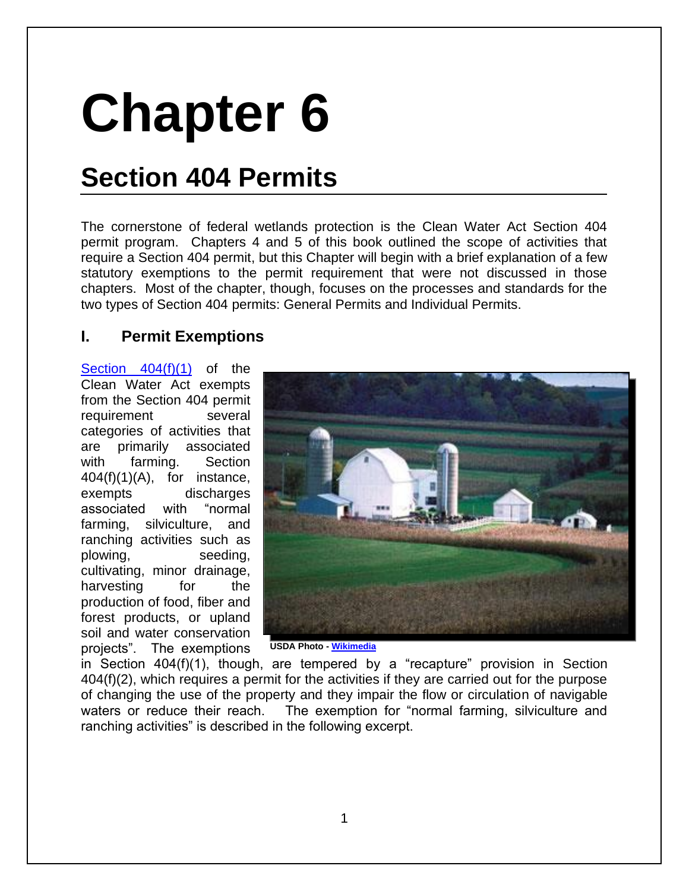# Chapter 6

## Section 404 Permits

The cornerstone of federal wetlands protection is the Clean Water Act Section 404 permit program. Chapters 4 and 5 of this book outlined the scope of activities that require a Section 404 permit, but this Chapter will begin with a brief explanation of a few statutory exemptions to the permit requirement that were not discussed in those chapters. Most of the chapter, though, focuses on the processes and standards for the two types of Section 404 permits: General Permits and Individual Permits.

### I. Permit Exemptions

Section 404(f)(1) of the Clean Water Act exempts from the Section 404 permit requirement several categories of activities that are primarily associated with farming. Section 404(f)(1)(A), for instance, exempts discharges associated with "normal farming, silviculture, and ranching activities such as plowing, seeding, cultivating, minor drainage, harvesting for the production of food, fiber and forest products, or upland soil and water conservation projects". The exemptions in Section 404(f)(1), though, are tempered by a "recapture" provision in Section 404(f)(2), which requires a permit for the activities if they are carried out for the purpose of changing the use of the property and they impair the flow or circulation of navigable waters or reduce their reach. The exemption for "normal farming, silviculture and ranching activities" is described in the following excerpt.

USDA Photo - Wikimedia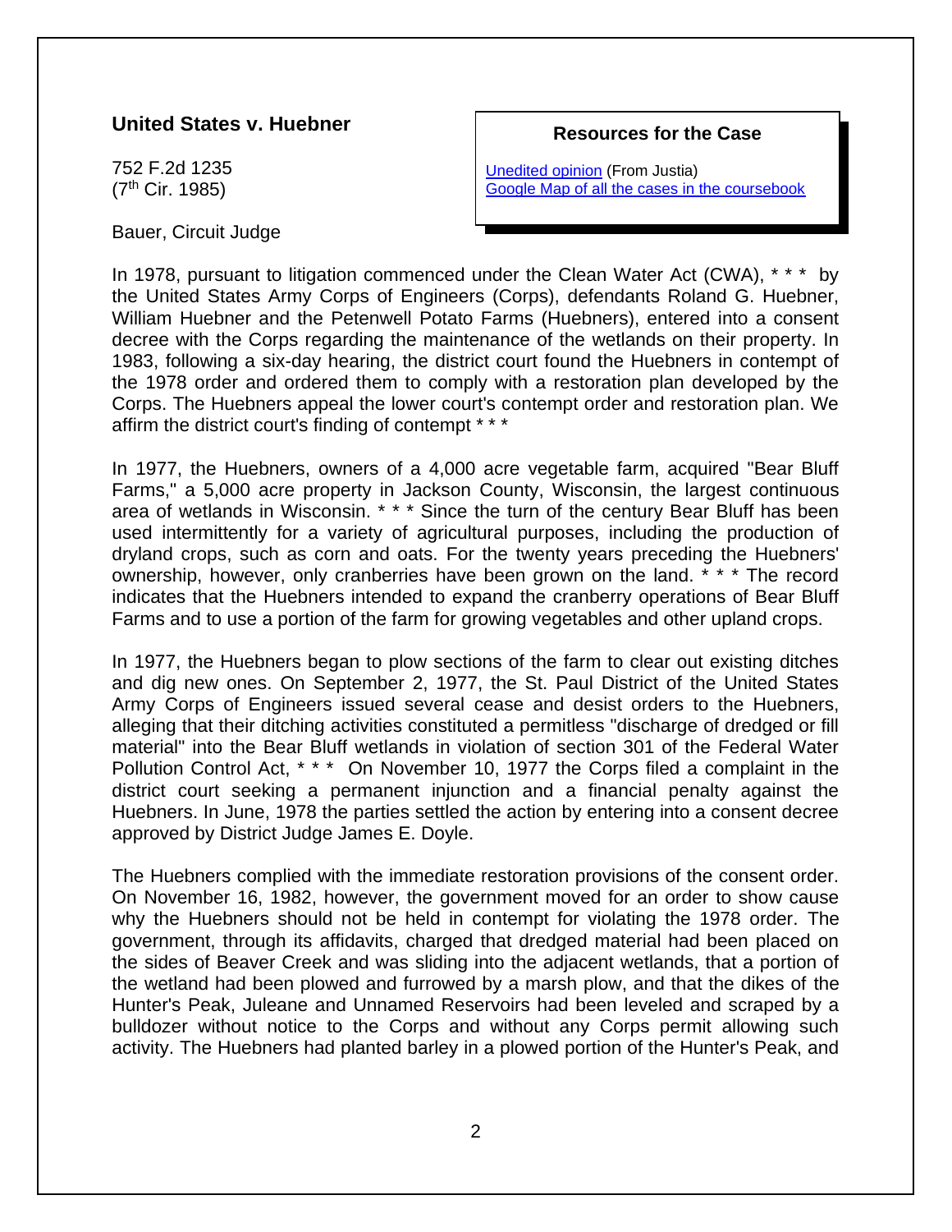## United States v. Huebner

752 F.2d 1235
(7th Cir. 1985)

Bauer, Circuit Judge

> **Resources for the Case**
>
> [Unedited opinion](Unedited opinion) (From Justia)
> [Google Map of all the cases in the coursebook](Google Map of all the cases in the coursebook)

In 1978, pursuant to litigation commenced under the Clean Water Act (CWA), * * * by the United States Army Corps of Engineers (Corps), defendants Roland G. Huebner, William Huebner and the Petenwell Potato Farms (Huebners), entered into a consent decree with the Corps regarding the maintenance of the wetlands on their property. In 1983, following a six-day hearing, the district court found the Huebners in contempt of the 1978 order and ordered them to comply with a restoration plan developed by the Corps. The Huebners appeal the lower court's contempt order and restoration plan. We affirm the district court's finding of contempt * * *

In 1977, the Huebners, owners of a 4,000 acre vegetable farm, acquired "Bear Bluff Farms," a 5,000 acre property in Jackson County, Wisconsin, the largest continuous area of wetlands in Wisconsin. * * * Since the turn of the century Bear Bluff has been used intermittently for a variety of agricultural purposes, including the production of dryland crops, such as corn and oats. For the twenty years preceding the Huebners' ownership, however, only cranberries have been grown on the land. * * * The record indicates that the Huebners intended to expand the cranberry operations of Bear Bluff Farms and to use a portion of the farm for growing vegetables and other upland crops.

In 1977, the Huebners began to plow sections of the farm to clear out existing ditches and dig new ones. On September 2, 1977, the St. Paul District of the United States Army Corps of Engineers issued several cease and desist orders to the Huebners, alleging that their ditching activities constituted a permitless "discharge of dredged or fill material" into the Bear Bluff wetlands in violation of section 301 of the Federal Water Pollution Control Act, * * * On November 10, 1977 the Corps filed a complaint in the district court seeking a permanent injunction and a financial penalty against the Huebners. In June, 1978 the parties settled the action by entering into a consent decree approved by District Judge James E. Doyle.

The Huebners complied with the immediate restoration provisions of the consent order. On November 16, 1982, however, the government moved for an order to show cause why the Huebners should not be held in contempt for violating the 1978 order. The government, through its affidavits, charged that dredged material had been placed on the sides of Beaver Creek and was sliding into the adjacent wetlands, that a portion of the wetland had been plowed and furrowed by a marsh plow, and that the dikes of the Hunter's Peak, Juleane and Unnamed Reservoirs had been leveled and scraped by a bulldozer without notice to the Corps and without any Corps permit allowing such activity. The Huebners had planted barley in a plowed portion of the Hunter's Peak, and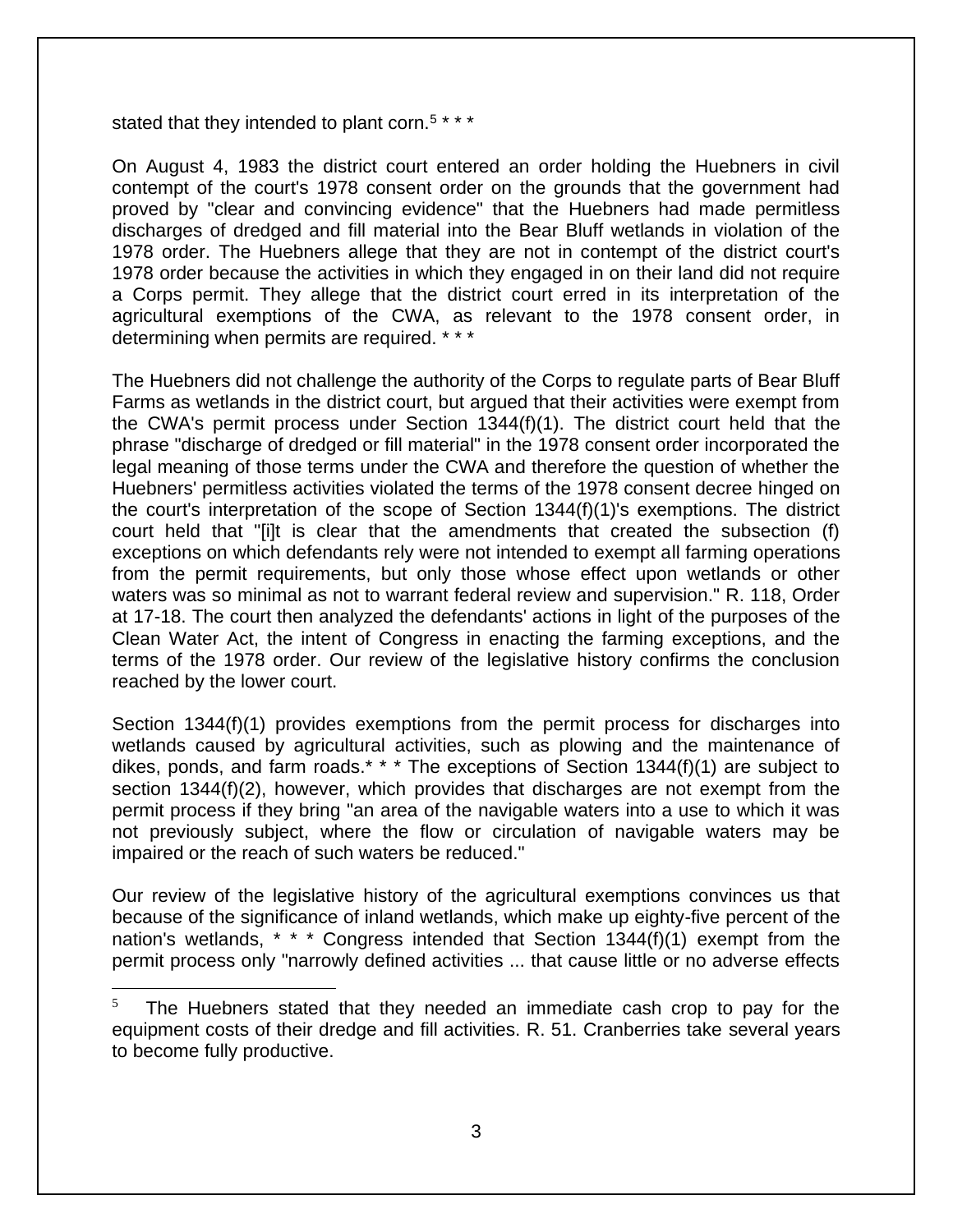stated that they intended to plant corn.[5] * * *

On August 4, 1983 the district court entered an order holding the Huebners in civil contempt of the court's 1978 consent order on the grounds that the government had proved by "clear and convincing evidence" that the Huebners had made permitless discharges of dredged and fill material into the Bear Bluff wetlands in violation of the 1978 order. The Huebners allege that they are not in contempt of the district court's 1978 order because the activities in which they engaged in on their land did not require a Corps permit. They allege that the district court erred in its interpretation of the agricultural exemptions of the CWA, as relevant to the 1978 consent order, in determining when permits are required. * * *

The Huebners did not challenge the authority of the Corps to regulate parts of Bear Bluff Farms as wetlands in the district court, but argued that their activities were exempt from the CWA's permit process under Section 1344(f)(1). The district court held that the phrase "discharge of dredged or fill material" in the 1978 consent order incorporated the legal meaning of those terms under the CWA and therefore the question of whether the Huebners' permitless activities violated the terms of the 1978 consent decree hinged on the court's interpretation of the scope of Section 1344(f)(1)'s exemptions. The district court held that "[i]t is clear that the amendments that created the subsection (f) exceptions on which defendants rely were not intended to exempt all farming operations from the permit requirements, but only those whose effect upon wetlands or other waters was so minimal as not to warrant federal review and supervision." R. 118, Order at 17-18. The court then analyzed the defendants' actions in light of the purposes of the Clean Water Act, the intent of Congress in enacting the farming exceptions, and the terms of the 1978 order. Our review of the legislative history confirms the conclusion reached by the lower court.

Section 1344(f)(1) provides exemptions from the permit process for discharges into wetlands caused by agricultural activities, such as plowing and the maintenance of dikes, ponds, and farm roads.* * * The exceptions of Section 1344(f)(1) are subject to section 1344(f)(2), however, which provides that discharges are not exempt from the permit process if they bring "an area of the navigable waters into a use to which it was not previously subject, where the flow or circulation of navigable waters may be impaired or the reach of such waters be reduced."

Our review of the legislative history of the agricultural exemptions convinces us that because of the significance of inland wetlands, which make up eighty-five percent of the nation's wetlands, * * * Congress intended that Section 1344(f)(1) exempt from the permit process only "narrowly defined activities ... that cause little or no adverse effects

---

[5] The Huebners stated that they needed an immediate cash crop to pay for the equipment costs of their dredge and fill activities. R. 51. Cranberries take several years to become fully productive.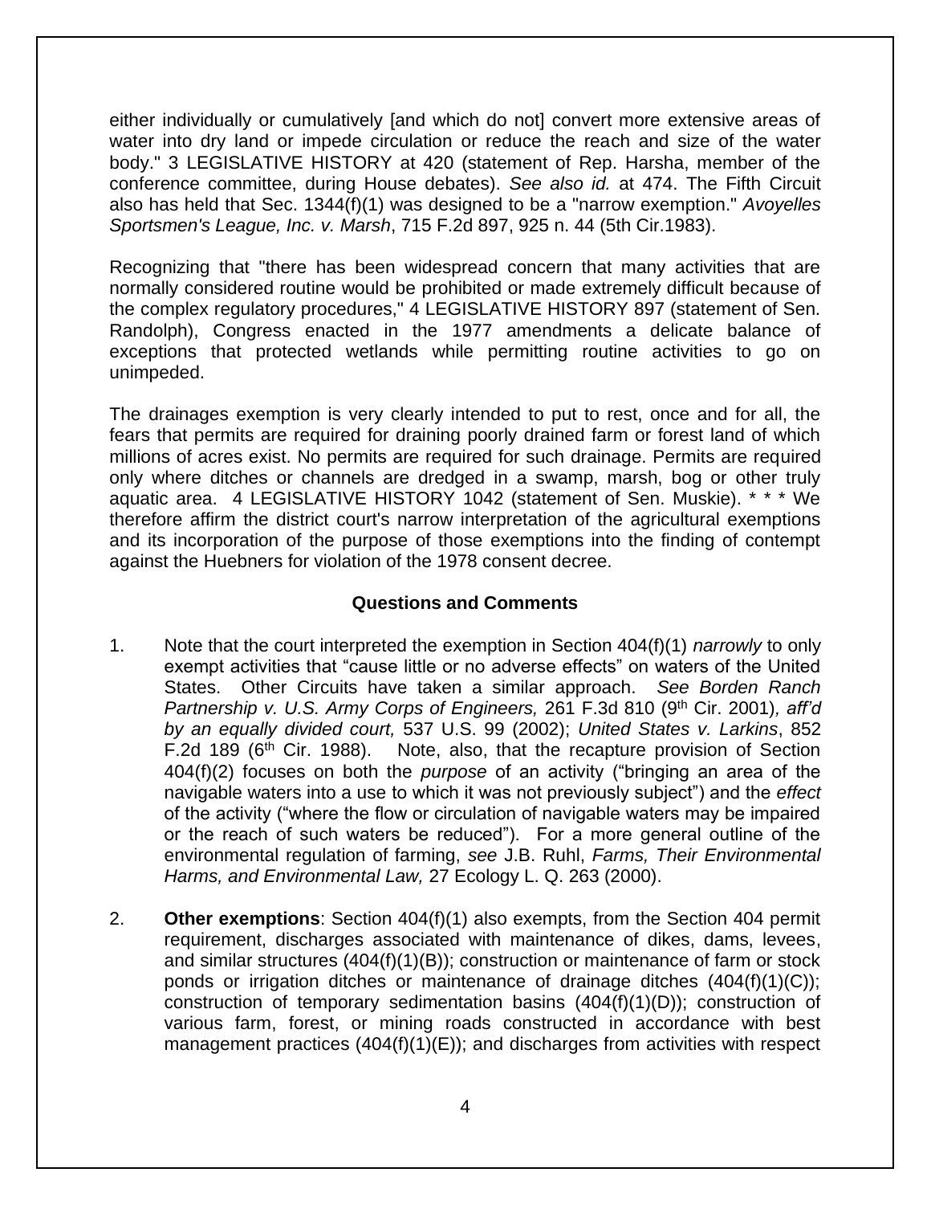either individually or cumulatively [and which do not] convert more extensive areas of water into dry land or impede circulation or reduce the reach and size of the water body." 3 LEGISLATIVE HISTORY at 420 (statement of Rep. Harsha, member of the conference committee, during House debates). *See also id.* at 474. The Fifth Circuit also has held that Sec. 1344(f)(1) was designed to be a "narrow exemption." *Avoyelles Sportsmen's League, Inc. v. Marsh*, 715 F.2d 897, 925 n. 44 (5th Cir.1983).

Recognizing that "there has been widespread concern that many activities that are normally considered routine would be prohibited or made extremely difficult because of the complex regulatory procedures," 4 LEGISLATIVE HISTORY 897 (statement of Sen. Randolph), Congress enacted in the 1977 amendments a delicate balance of exceptions that protected wetlands while permitting routine activities to go on unimpeded.

The drainages exemption is very clearly intended to put to rest, once and for all, the fears that permits are required for draining poorly drained farm or forest land of which millions of acres exist. No permits are required for such drainage. Permits are required only where ditches or channels are dredged in a swamp, marsh, bog or other truly aquatic area. 4 LEGISLATIVE HISTORY 1042 (statement of Sen. Muskie). * * * We therefore affirm the district court's narrow interpretation of the agricultural exemptions and its incorporation of the purpose of those exemptions into the finding of contempt against the Huebners for violation of the 1978 consent decree.

### Questions and Comments

1. Note that the court interpreted the exemption in Section 404(f)(1) *narrowly* to only exempt activities that "cause little or no adverse effects" on waters of the United States. Other Circuits have taken a similar approach. *See Borden Ranch Partnership v. U.S. Army Corps of Engineers,* 261 F.3d 810 (9th Cir. 2001)*, aff'd by an equally divided court,* 537 U.S. 99 (2002); *United States v. Larkins*, 852 F.2d 189 (6th Cir. 1988). Note, also, that the recapture provision of Section 404(f)(2) focuses on both the *purpose* of an activity ("bringing an area of the navigable waters into a use to which it was not previously subject") and the *effect* of the activity ("where the flow or circulation of navigable waters may be impaired or the reach of such waters be reduced"). For a more general outline of the environmental regulation of farming, *see* J.B. Ruhl, *Farms, Their Environmental Harms, and Environmental Law,* 27 Ecology L. Q. 263 (2000).

2. **Other exemptions**: Section 404(f)(1) also exempts, from the Section 404 permit requirement, discharges associated with maintenance of dikes, dams, levees, and similar structures (404(f)(1)(B)); construction or maintenance of farm or stock ponds or irrigation ditches or maintenance of drainage ditches (404(f)(1)(C)); construction of temporary sedimentation basins (404(f)(1)(D)); construction of various farm, forest, or mining roads constructed in accordance with best management practices (404(f)(1)(E)); and discharges from activities with respect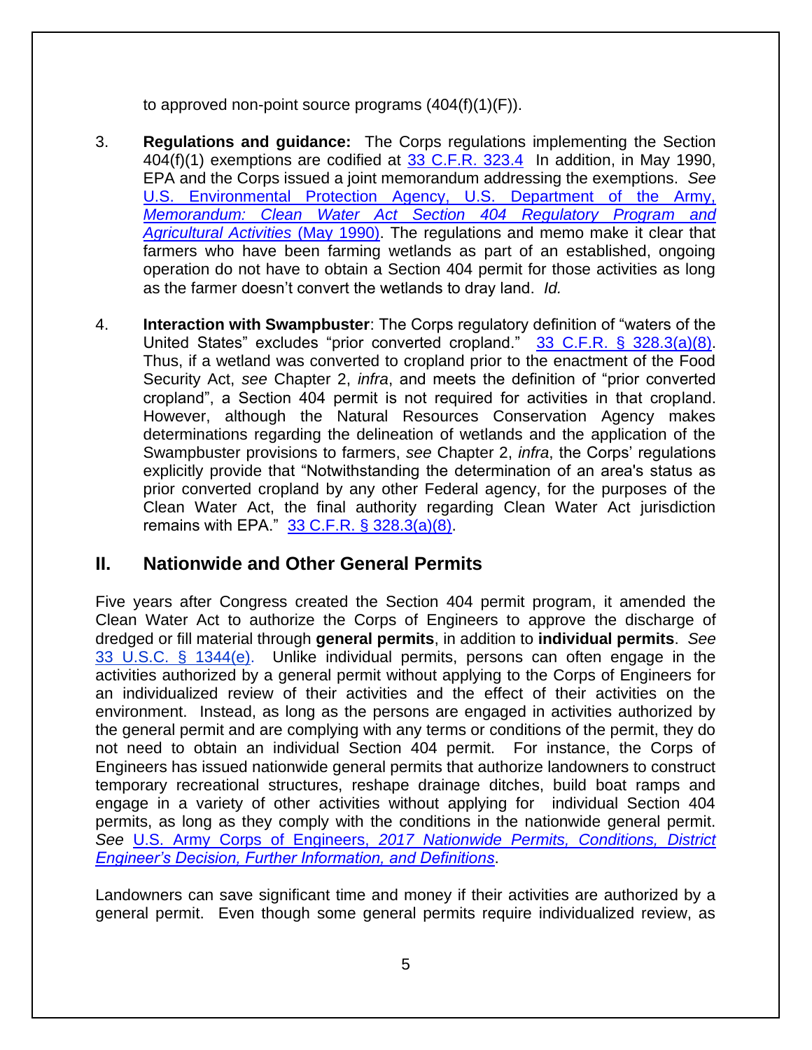to approved non-point source programs (404(f)(1)(F)).

3. **Regulations and guidance:** The Corps regulations implementing the Section 404(f)(1) exemptions are codified at [33 C.F.R. 323.4](33 C.F.R. 323.4) In addition, in May 1990, EPA and the Corps issued a joint memorandum addressing the exemptions. *See* U.S. Environmental Protection Agency, U.S. Department of the Army, *Memorandum: Clean Water Act Section 404 Regulatory Program and Agricultural Activities* (May 1990). The regulations and memo make it clear that farmers who have been farming wetlands as part of an established, ongoing operation do not have to obtain a Section 404 permit for those activities as long as the farmer doesn't convert the wetlands to dray land. *Id.*

4. **Interaction with Swampbuster**: The Corps regulatory definition of "waters of the United States" excludes "prior converted cropland." 33 C.F.R. § 328.3(a)(8). Thus, if a wetland was converted to cropland prior to the enactment of the Food Security Act, *see* Chapter 2, *infra*, and meets the definition of "prior converted cropland", a Section 404 permit is not required for activities in that cropland. However, although the Natural Resources Conservation Agency makes determinations regarding the delineation of wetlands and the application of the Swampbuster provisions to farmers, *see* Chapter 2, *infra*, the Corps' regulations explicitly provide that "Notwithstanding the determination of an area's status as prior converted cropland by any other Federal agency, for the purposes of the Clean Water Act, the final authority regarding Clean Water Act jurisdiction remains with EPA." 33 C.F.R. § 328.3(a)(8).

## II. Nationwide and Other General Permits

Five years after Congress created the Section 404 permit program, it amended the Clean Water Act to authorize the Corps of Engineers to approve the discharge of dredged or fill material through **general permits**, in addition to **individual permits**. *See* 33 U.S.C. § 1344(e). Unlike individual permits, persons can often engage in the activities authorized by a general permit without applying to the Corps of Engineers for an individualized review of their activities and the effect of their activities on the environment. Instead, as long as the persons are engaged in activities authorized by the general permit and are complying with any terms or conditions of the permit, they do not need to obtain an individual Section 404 permit. For instance, the Corps of Engineers has issued nationwide general permits that authorize landowners to construct temporary recreational structures, reshape drainage ditches, build boat ramps and engage in a variety of other activities without applying for individual Section 404 permits, as long as they comply with the conditions in the nationwide general permit. *See* U.S. Army Corps of Engineers, *2017 Nationwide Permits, Conditions, District Engineer's Decision, Further Information, and Definitions*.

Landowners can save significant time and money if their activities are authorized by a general permit. Even though some general permits require individualized review, as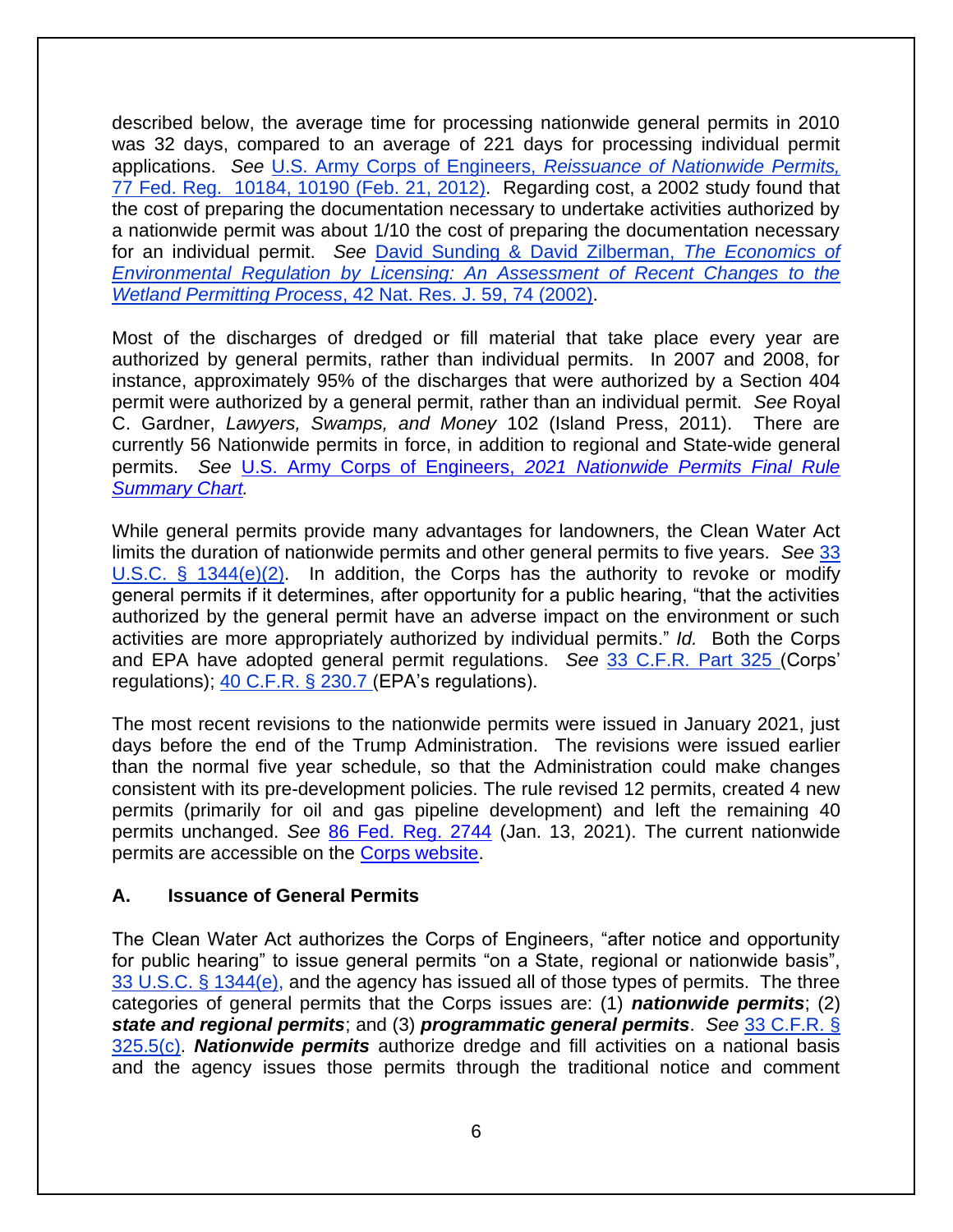described below, the average time for processing nationwide general permits in 2010 was 32 days, compared to an average of 221 days for processing individual permit applications. *See* [U.S. Army Corps of Engineers, *Reissuance of Nationwide Permits,* 77 Fed. Reg. 10184, 10190 (Feb. 21, 2012)]. Regarding cost, a 2002 study found that the cost of preparing the documentation necessary to undertake activities authorized by a nationwide permit was about 1/10 the cost of preparing the documentation necessary for an individual permit. *See* [David Sunding & David Zilberman, *The Economics of Environmental Regulation by Licensing: An Assessment of Recent Changes to the Wetland Permitting Process*, 42 Nat. Res. J. 59, 74 (2002)].

Most of the discharges of dredged or fill material that take place every year are authorized by general permits, rather than individual permits. In 2007 and 2008, for instance, approximately 95% of the discharges that were authorized by a Section 404 permit were authorized by a general permit, rather than an individual permit. *See* Royal C. Gardner, *Lawyers, Swamps, and Money* 102 (Island Press, 2011). There are currently 56 Nationwide permits in force, in addition to regional and State-wide general permits. *See* [U.S. Army Corps of Engineers, *2021 Nationwide Permits Final Rule Summary Chart.*]

While general permits provide many advantages for landowners, the Clean Water Act limits the duration of nationwide permits and other general permits to five years. *See* [33 U.S.C. § 1344(e)(2)]. In addition, the Corps has the authority to revoke or modify general permits if it determines, after opportunity for a public hearing, "that the activities authorized by the general permit have an adverse impact on the environment or such activities are more appropriately authorized by individual permits." *Id.* Both the Corps and EPA have adopted general permit regulations. *See* [33 C.F.R. Part 325] (Corps' regulations); [40 C.F.R. § 230.7] (EPA's regulations).

The most recent revisions to the nationwide permits were issued in January 2021, just days before the end of the Trump Administration. The revisions were issued earlier than the normal five year schedule, so that the Administration could make changes consistent with its pre-development policies. The rule revised 12 permits, created 4 new permits (primarily for oil and gas pipeline development) and left the remaining 40 permits unchanged. *See* [86 Fed. Reg. 2744] (Jan. 13, 2021). The current nationwide permits are accessible on the [Corps website].

### A. Issuance of General Permits

The Clean Water Act authorizes the Corps of Engineers, "after notice and opportunity for public hearing" to issue general permits "on a State, regional or nationwide basis", [33 U.S.C. § 1344(e),] and the agency has issued all of those types of permits. The three categories of general permits that the Corps issues are: (1) ***nationwide permits***; (2) ***state and regional permits***; and (3) ***programmatic general permits***. *See* [33 C.F.R. § 325.5(c)]. ***Nationwide permits*** authorize dredge and fill activities on a national basis and the agency issues those permits through the traditional notice and comment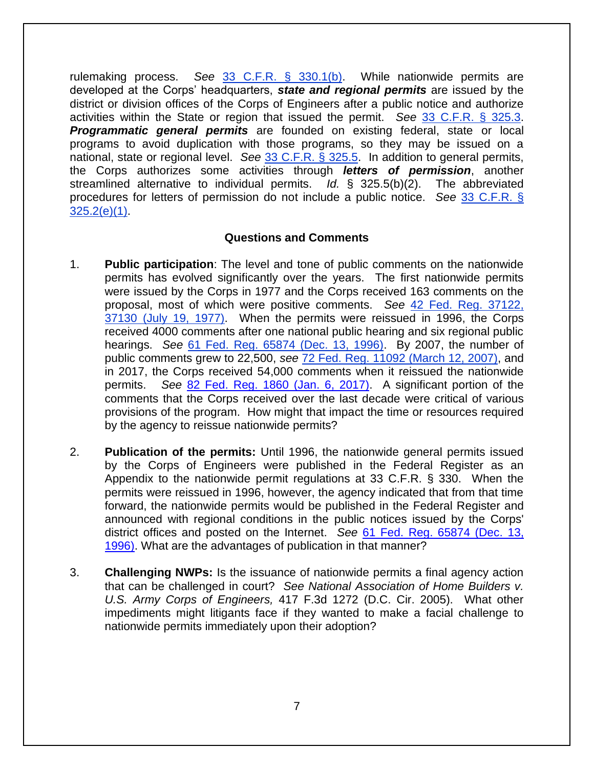rulemaking process. *See* [33 C.F.R. § 330.1(b)](). While nationwide permits are developed at the Corps' headquarters, ***state and regional permits*** are issued by the district or division offices of the Corps of Engineers after a public notice and authorize activities within the State or region that issued the permit. *See* [33 C.F.R. § 325.3](). ***Programmatic general permits*** are founded on existing federal, state or local programs to avoid duplication with those programs, so they may be issued on a national, state or regional level. *See* [33 C.F.R. § 325.5](). In addition to general permits, the Corps authorizes some activities through ***letters of permission***, another streamlined alternative to individual permits. *Id.* § 325.5(b)(2). The abbreviated procedures for letters of permission do not include a public notice. *See* [33 C.F.R. § 325.2(e)(1)]().

**Questions and Comments**

1. **Public participation**: The level and tone of public comments on the nationwide permits has evolved significantly over the years. The first nationwide permits were issued by the Corps in 1977 and the Corps received 163 comments on the proposal, most of which were positive comments. *See* [42 Fed. Reg. 37122, 37130 (July 19, 1977)](). When the permits were reissued in 1996, the Corps received 4000 comments after one national public hearing and six regional public hearings. *See* [61 Fed. Reg. 65874 (Dec. 13, 1996)](). By 2007, the number of public comments grew to 22,500, *see* [72 Fed. Reg. 11092 (March 12, 2007)](), and in 2017, the Corps received 54,000 comments when it reissued the nationwide permits. *See* [82 Fed. Reg. 1860 (Jan. 6, 2017)](). A significant portion of the comments that the Corps received over the last decade were critical of various provisions of the program. How might that impact the time or resources required by the agency to reissue nationwide permits?

2. **Publication of the permits:** Until 1996, the nationwide general permits issued by the Corps of Engineers were published in the Federal Register as an Appendix to the nationwide permit regulations at 33 C.F.R. § 330. When the permits were reissued in 1996, however, the agency indicated that from that time forward, the nationwide permits would be published in the Federal Register and announced with regional conditions in the public notices issued by the Corps' district offices and posted on the Internet. *See* [61 Fed. Reg. 65874 (Dec. 13, 1996)](). What are the advantages of publication in that manner?

3. **Challenging NWPs:** Is the issuance of nationwide permits a final agency action that can be challenged in court? *See National Association of Home Builders v. U.S. Army Corps of Engineers,* 417 F.3d 1272 (D.C. Cir. 2005). What other impediments might litigants face if they wanted to make a facial challenge to nationwide permits immediately upon their adoption?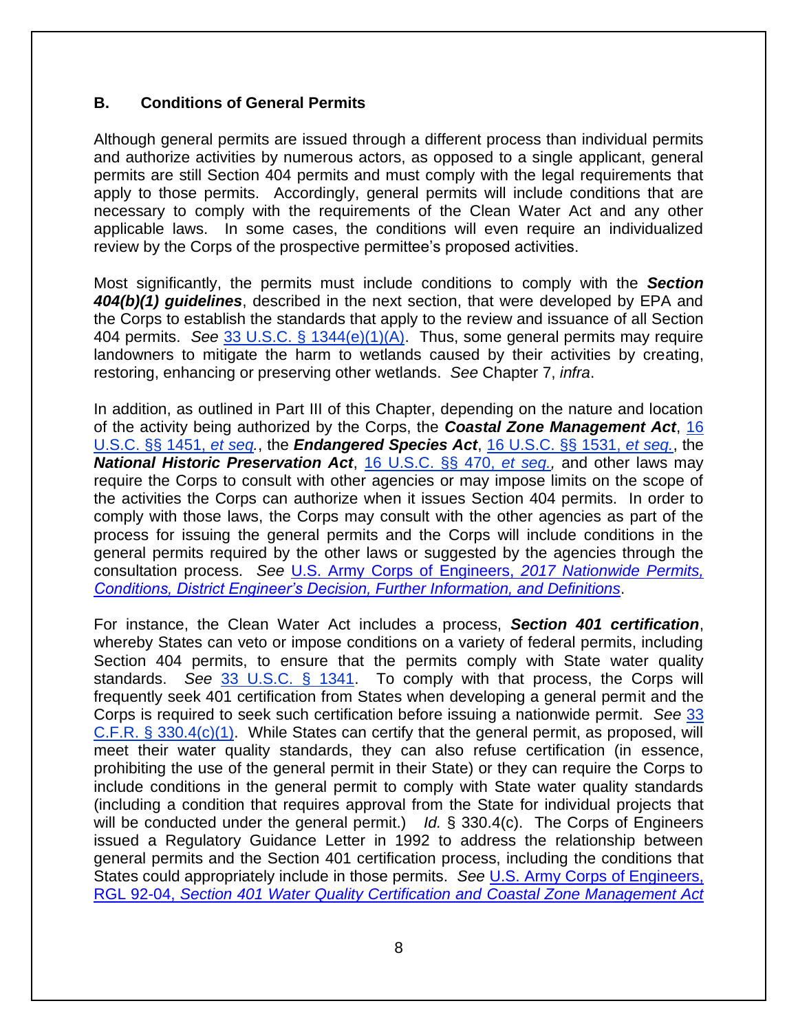## B. Conditions of General Permits

Although general permits are issued through a different process than individual permits and authorize activities by numerous actors, as opposed to a single applicant, general permits are still Section 404 permits and must comply with the legal requirements that apply to those permits. Accordingly, general permits will include conditions that are necessary to comply with the requirements of the Clean Water Act and any other applicable laws. In some cases, the conditions will even require an individualized review by the Corps of the prospective permittee's proposed activities.

Most significantly, the permits must include conditions to comply with the ***Section 404(b)(1) guidelines***, described in the next section, that were developed by EPA and the Corps to establish the standards that apply to the review and issuance of all Section 404 permits. *See* 33 U.S.C. § 1344(e)(1)(A). Thus, some general permits may require landowners to mitigate the harm to wetlands caused by their activities by creating, restoring, enhancing or preserving other wetlands. *See* Chapter 7, *infra*.

In addition, as outlined in Part III of this Chapter, depending on the nature and location of the activity being authorized by the Corps, the ***Coastal Zone Management Act***, 16 U.S.C. §§ 1451, *et seq.*, the ***Endangered Species Act***, 16 U.S.C. §§ 1531, *et seq.*, the ***National Historic Preservation Act***, 16 U.S.C. §§ 470, *et seq.*, and other laws may require the Corps to consult with other agencies or may impose limits on the scope of the activities the Corps can authorize when it issues Section 404 permits. In order to comply with those laws, the Corps may consult with the other agencies as part of the process for issuing the general permits and the Corps will include conditions in the general permits required by the other laws or suggested by the agencies through the consultation process. *See* U.S. Army Corps of Engineers, *2017 Nationwide Permits, Conditions, District Engineer's Decision, Further Information, and Definitions*.

For instance, the Clean Water Act includes a process, ***Section 401 certification***, whereby States can veto or impose conditions on a variety of federal permits, including Section 404 permits, to ensure that the permits comply with State water quality standards. *See* 33 U.S.C. § 1341. To comply with that process, the Corps will frequently seek 401 certification from States when developing a general permit and the Corps is required to seek such certification before issuing a nationwide permit. *See* 33 C.F.R. § 330.4(c)(1). While States can certify that the general permit, as proposed, will meet their water quality standards, they can also refuse certification (in essence, prohibiting the use of the general permit in their State) or they can require the Corps to include conditions in the general permit to comply with State water quality standards (including a condition that requires approval from the State for individual projects that will be conducted under the general permit.) *Id.* § 330.4(c). The Corps of Engineers issued a Regulatory Guidance Letter in 1992 to address the relationship between general permits and the Section 401 certification process, including the conditions that States could appropriately include in those permits. *See* U.S. Army Corps of Engineers, RGL 92-04, *Section 401 Water Quality Certification and Coastal Zone Management Act*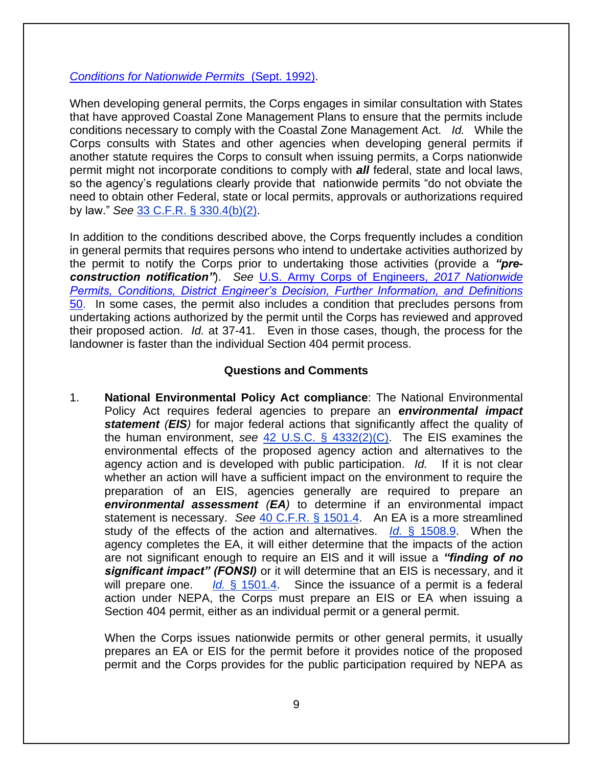*Conditions for Nationwide Permits* (Sept. 1992).

When developing general permits, the Corps engages in similar consultation with States that have approved Coastal Zone Management Plans to ensure that the permits include conditions necessary to comply with the Coastal Zone Management Act. *Id.* While the Corps consults with States and other agencies when developing general permits if another statute requires the Corps to consult when issuing permits, a Corps nationwide permit might not incorporate conditions to comply with ***all*** federal, state and local laws, so the agency's regulations clearly provide that nationwide permits "do not obviate the need to obtain other Federal, state or local permits, approvals or authorizations required by law." *See* 33 C.F.R. § 330.4(b)(2).

In addition to the conditions described above, the Corps frequently includes a condition in general permits that requires persons who intend to undertake activities authorized by the permit to notify the Corps prior to undertaking those activities (provide a ***"pre-construction notification"***). *See* U.S. Army Corps of Engineers, *2017 Nationwide Permits, Conditions, District Engineer's Decision, Further Information, and Definitions* 50. In some cases, the permit also includes a condition that precludes persons from undertaking actions authorized by the permit until the Corps has reviewed and approved their proposed action. *Id.* at 37-41. Even in those cases, though, the process for the landowner is faster than the individual Section 404 permit process.

**Questions and Comments**

1. **National Environmental Policy Act compliance**: The National Environmental Policy Act requires federal agencies to prepare an ***environmental impact statement (EIS)*** for major federal actions that significantly affect the quality of the human environment, *see* 42 U.S.C. § 4332(2)(C). The EIS examines the environmental effects of the proposed agency action and alternatives to the agency action and is developed with public participation. *Id.* If it is not clear whether an action will have a sufficient impact on the environment to require the preparation of an EIS, agencies generally are required to prepare an ***environmental assessment (EA)*** to determine if an environmental impact statement is necessary. *See* 40 C.F.R. § 1501.4. An EA is a more streamlined study of the effects of the action and alternatives. *Id.* § 1508.9. When the agency completes the EA, it will either determine that the impacts of the action are not significant enough to require an EIS and it will issue a ***"finding of no significant impact" (FONSI)*** or it will determine that an EIS is necessary, and it will prepare one. *Id.* § 1501.4. Since the issuance of a permit is a federal action under NEPA, the Corps must prepare an EIS or EA when issuing a Section 404 permit, either as an individual permit or a general permit.

   When the Corps issues nationwide permits or other general permits, it usually prepares an EA or EIS for the permit before it provides notice of the proposed permit and the Corps provides for the public participation required by NEPA as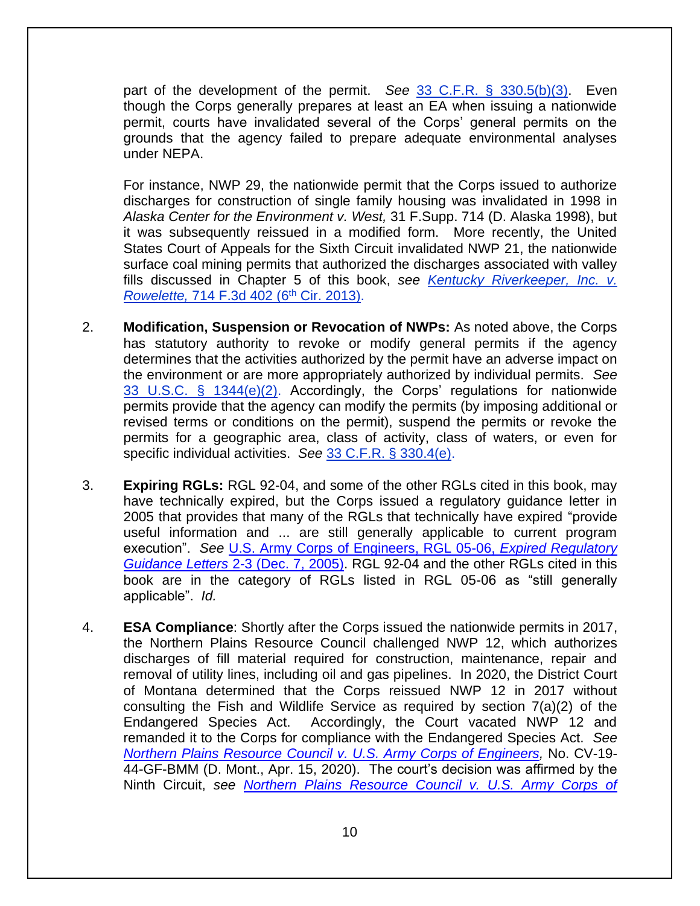part of the development of the permit. *See* [33 C.F.R. § 330.5(b)(3)](). Even though the Corps generally prepares at least an EA when issuing a nationwide permit, courts have invalidated several of the Corps' general permits on the grounds that the agency failed to prepare adequate environmental analyses under NEPA.

For instance, NWP 29, the nationwide permit that the Corps issued to authorize discharges for construction of single family housing was invalidated in 1998 in *Alaska Center for the Environment v. West,* 31 F.Supp. 714 (D. Alaska 1998), but it was subsequently reissued in a modified form. More recently, the United States Court of Appeals for the Sixth Circuit invalidated NWP 21, the nationwide surface coal mining permits that authorized the discharges associated with valley fills discussed in Chapter 5 of this book, *see* *Kentucky Riverkeeper, Inc. v. Rowelette,* 714 F.3d 402 (6th Cir. 2013).

2. **Modification, Suspension or Revocation of NWPs:** As noted above, the Corps has statutory authority to revoke or modify general permits if the agency determines that the activities authorized by the permit have an adverse impact on the environment or are more appropriately authorized by individual permits. *See* 33 U.S.C. § 1344(e)(2). Accordingly, the Corps' regulations for nationwide permits provide that the agency can modify the permits (by imposing additional or revised terms or conditions on the permit), suspend the permits or revoke the permits for a geographic area, class of activity, class of waters, or even for specific individual activities. *See* 33 C.F.R. § 330.4(e).

3. **Expiring RGLs:** RGL 92-04, and some of the other RGLs cited in this book, may have technically expired, but the Corps issued a regulatory guidance letter in 2005 that provides that many of the RGLs that technically have expired "provide useful information and ... are still generally applicable to current program execution". *See* U.S. Army Corps of Engineers, RGL 05-06, *Expired Regulatory Guidance Letters* 2-3 (Dec. 7, 2005). RGL 92-04 and the other RGLs cited in this book are in the category of RGLs listed in RGL 05-06 as "still generally applicable". *Id.*

4. **ESA Compliance**: Shortly after the Corps issued the nationwide permits in 2017, the Northern Plains Resource Council challenged NWP 12, which authorizes discharges of fill material required for construction, maintenance, repair and removal of utility lines, including oil and gas pipelines. In 2020, the District Court of Montana determined that the Corps reissued NWP 12 in 2017 without consulting the Fish and Wildlife Service as required by section 7(a)(2) of the Endangered Species Act. Accordingly, the Court vacated NWP 12 and remanded it to the Corps for compliance with the Endangered Species Act. *See* *Northern Plains Resource Council v. U.S. Army Corps of Engineers,* No. CV-19-44-GF-BMM (D. Mont., Apr. 15, 2020). The court's decision was affirmed by the Ninth Circuit, *see* *Northern Plains Resource Council v. U.S. Army Corps of*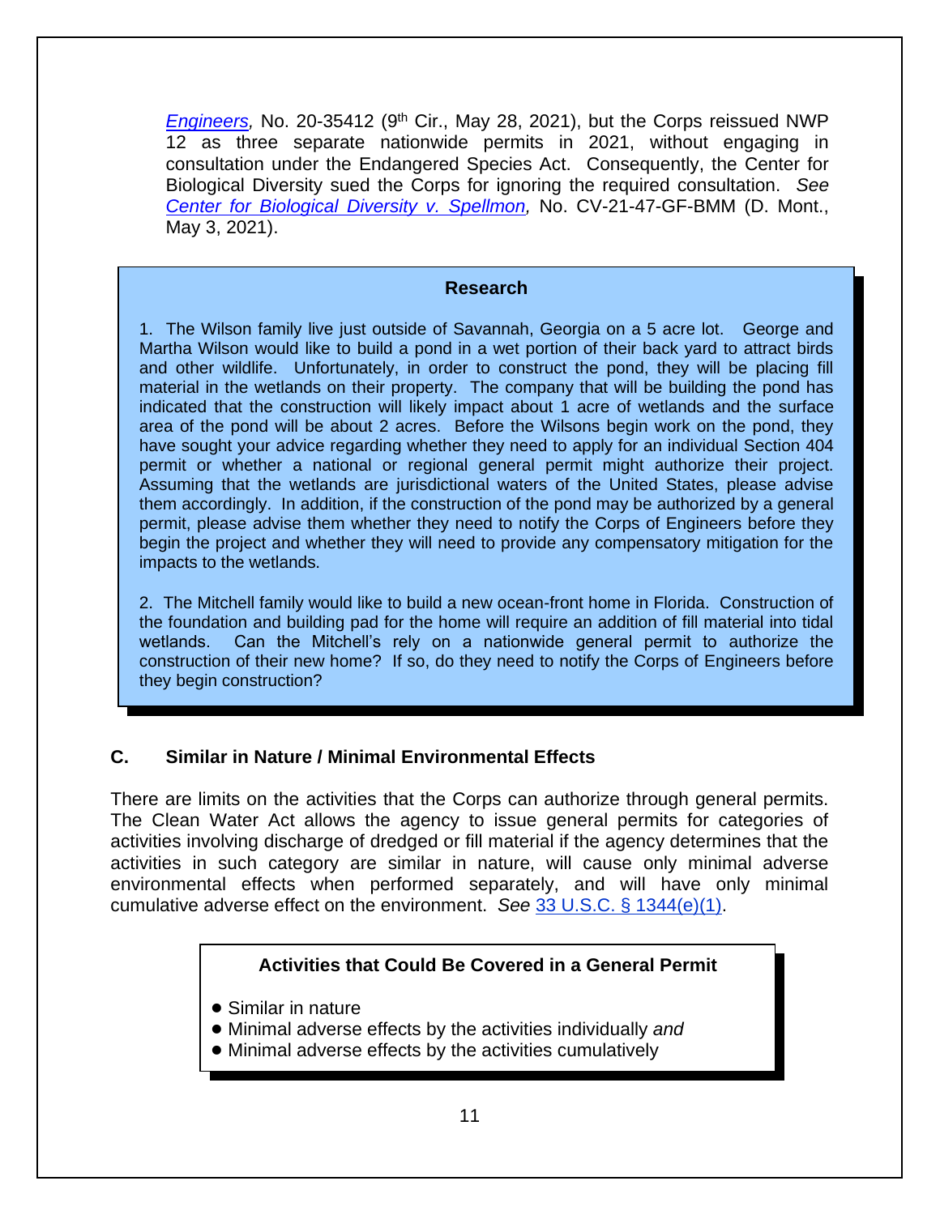*Engineers*, No. 20-35412 (9th Cir., May 28, 2021), but the Corps reissued NWP 12 as three separate nationwide permits in 2021, without engaging in consultation under the Endangered Species Act. Consequently, the Center for Biological Diversity sued the Corps for ignoring the required consultation. *See Center for Biological Diversity v. Spellmon*, No. CV-21-47-GF-BMM (D. Mont., May 3, 2021).

**Research**

1. The Wilson family live just outside of Savannah, Georgia on a 5 acre lot. George and Martha Wilson would like to build a pond in a wet portion of their back yard to attract birds and other wildlife. Unfortunately, in order to construct the pond, they will be placing fill material in the wetlands on their property. The company that will be building the pond has indicated that the construction will likely impact about 1 acre of wetlands and the surface area of the pond will be about 2 acres. Before the Wilsons begin work on the pond, they have sought your advice regarding whether they need to apply for an individual Section 404 permit or whether a national or regional general permit might authorize their project. Assuming that the wetlands are jurisdictional waters of the United States, please advise them accordingly. In addition, if the construction of the pond may be authorized by a general permit, please advise them whether they need to notify the Corps of Engineers before they begin the project and whether they will need to provide any compensatory mitigation for the impacts to the wetlands.

2. The Mitchell family would like to build a new ocean-front home in Florida. Construction of the foundation and building pad for the home will require an addition of fill material into tidal wetlands. Can the Mitchell's rely on a nationwide general permit to authorize the construction of their new home? If so, do they need to notify the Corps of Engineers before they begin construction?

### C. Similar in Nature / Minimal Environmental Effects

There are limits on the activities that the Corps can authorize through general permits. The Clean Water Act allows the agency to issue general permits for categories of activities involving discharge of dredged or fill material if the agency determines that the activities in such category are similar in nature, will cause only minimal adverse environmental effects when performed separately, and will have only minimal cumulative adverse effect on the environment. *See* 33 U.S.C. § 1344(e)(1).

**Activities that Could Be Covered in a General Permit**

- Similar in nature
- Minimal adverse effects by the activities individually *and*
- Minimal adverse effects by the activities cumulatively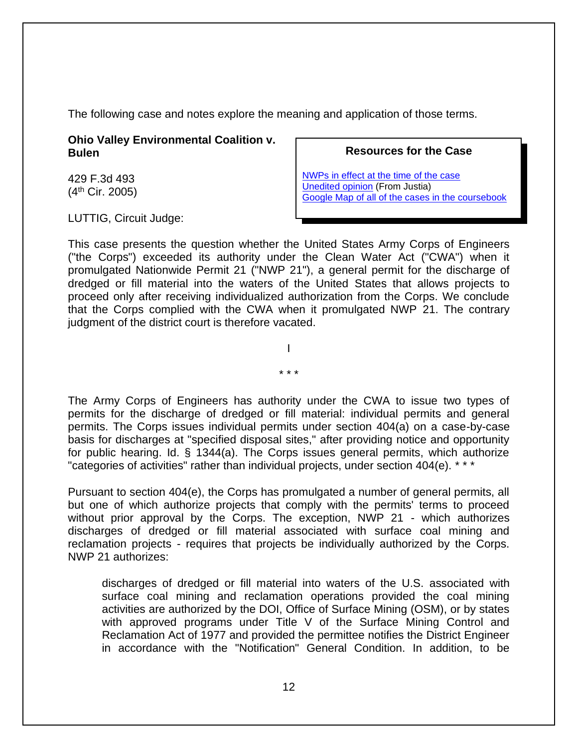The following case and notes explore the meaning and application of those terms.

**Ohio Valley Environmental Coalition v. Bulen**

429 F.3d 493
(4th Cir. 2005)

> **Resources for the Case**
>
> NWPs in effect at the time of the case
> Unedited opinion (From Justia)
> Google Map of all of the cases in the coursebook

LUTTIG, Circuit Judge:

This case presents the question whether the United States Army Corps of Engineers ("the Corps") exceeded its authority under the Clean Water Act ("CWA") when it promulgated Nationwide Permit 21 ("NWP 21"), a general permit for the discharge of dredged or fill material into the waters of the United States that allows projects to proceed only after receiving individualized authorization from the Corps. We conclude that the Corps complied with the CWA when it promulgated NWP 21. The contrary judgment of the district court is therefore vacated.

I

\* \* \*

The Army Corps of Engineers has authority under the CWA to issue two types of permits for the discharge of dredged or fill material: individual permits and general permits. The Corps issues individual permits under section 404(a) on a case-by-case basis for discharges at "specified disposal sites," after providing notice and opportunity for public hearing. Id. § 1344(a). The Corps issues general permits, which authorize "categories of activities" rather than individual projects, under section 404(e). \* \* \*

Pursuant to section 404(e), the Corps has promulgated a number of general permits, all but one of which authorize projects that comply with the permits' terms to proceed without prior approval by the Corps. The exception, NWP 21 - which authorizes discharges of dredged or fill material associated with surface coal mining and reclamation projects - requires that projects be individually authorized by the Corps. NWP 21 authorizes:

> discharges of dredged or fill material into waters of the U.S. associated with surface coal mining and reclamation operations provided the coal mining activities are authorized by the DOI, Office of Surface Mining (OSM), or by states with approved programs under Title V of the Surface Mining Control and Reclamation Act of 1977 and provided the permittee notifies the District Engineer in accordance with the "Notification" General Condition. In addition, to be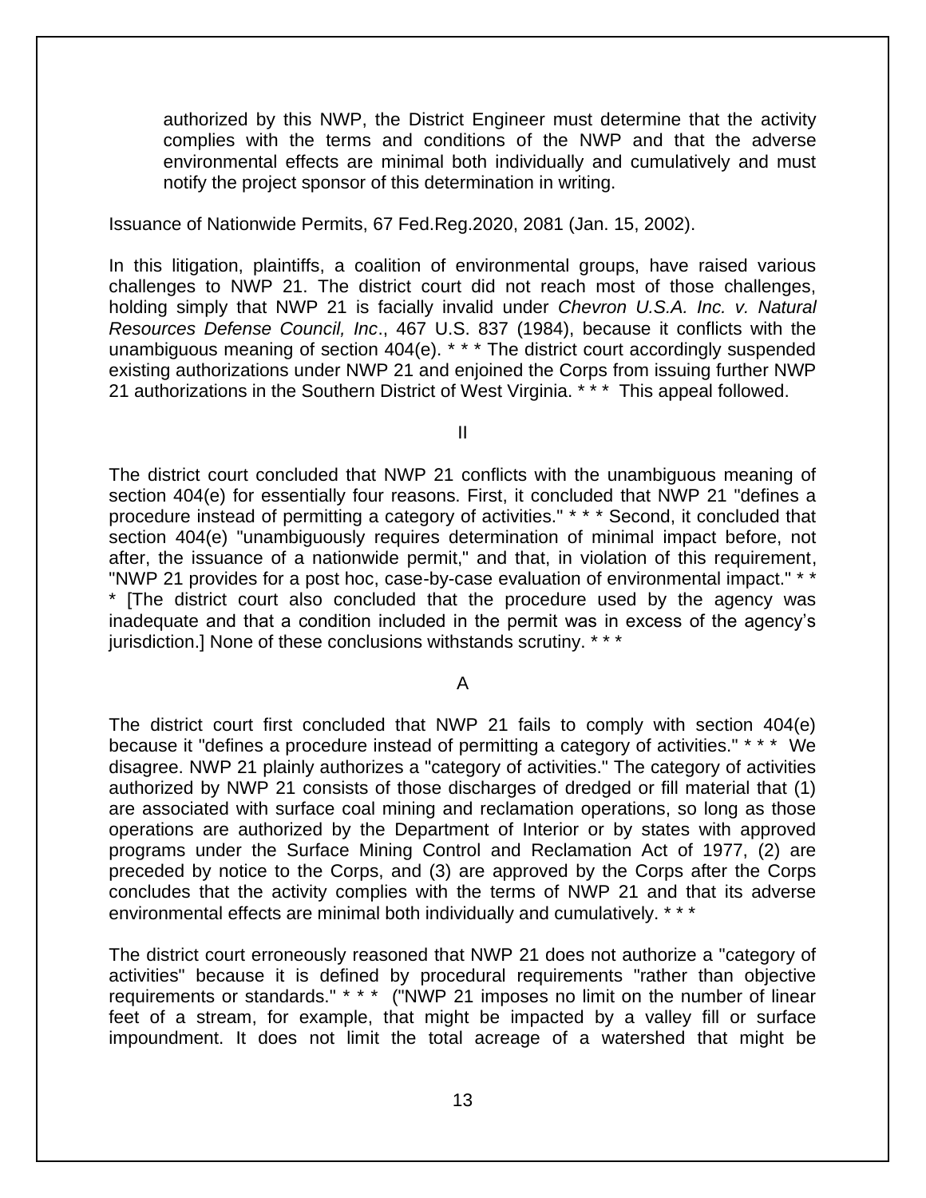> authorized by this NWP, the District Engineer must determine that the activity complies with the terms and conditions of the NWP and that the adverse environmental effects are minimal both individually and cumulatively and must notify the project sponsor of this determination in writing.

Issuance of Nationwide Permits, 67 Fed.Reg.2020, 2081 (Jan. 15, 2002).

In this litigation, plaintiffs, a coalition of environmental groups, have raised various challenges to NWP 21. The district court did not reach most of those challenges, holding simply that NWP 21 is facially invalid under *Chevron U.S.A. Inc. v. Natural Resources Defense Council, Inc*., 467 U.S. 837 (1984), because it conflicts with the unambiguous meaning of section 404(e). * * * The district court accordingly suspended existing authorizations under NWP 21 and enjoined the Corps from issuing further NWP 21 authorizations in the Southern District of West Virginia. * * * This appeal followed.

II

The district court concluded that NWP 21 conflicts with the unambiguous meaning of section 404(e) for essentially four reasons. First, it concluded that NWP 21 "defines a procedure instead of permitting a category of activities." * * * Second, it concluded that section 404(e) "unambiguously requires determination of minimal impact before, not after, the issuance of a nationwide permit," and that, in violation of this requirement, "NWP 21 provides for a post hoc, case-by-case evaluation of environmental impact." * * * [The district court also concluded that the procedure used by the agency was inadequate and that a condition included in the permit was in excess of the agency's jurisdiction.] None of these conclusions withstands scrutiny. * * *

A

The district court first concluded that NWP 21 fails to comply with section 404(e) because it "defines a procedure instead of permitting a category of activities." * * * We disagree. NWP 21 plainly authorizes a "category of activities." The category of activities authorized by NWP 21 consists of those discharges of dredged or fill material that (1) are associated with surface coal mining and reclamation operations, so long as those operations are authorized by the Department of Interior or by states with approved programs under the Surface Mining Control and Reclamation Act of 1977, (2) are preceded by notice to the Corps, and (3) are approved by the Corps after the Corps concludes that the activity complies with the terms of NWP 21 and that its adverse environmental effects are minimal both individually and cumulatively. * * *

The district court erroneously reasoned that NWP 21 does not authorize a "category of activities" because it is defined by procedural requirements "rather than objective requirements or standards." * * * ("NWP 21 imposes no limit on the number of linear feet of a stream, for example, that might be impacted by a valley fill or surface impoundment. It does not limit the total acreage of a watershed that might be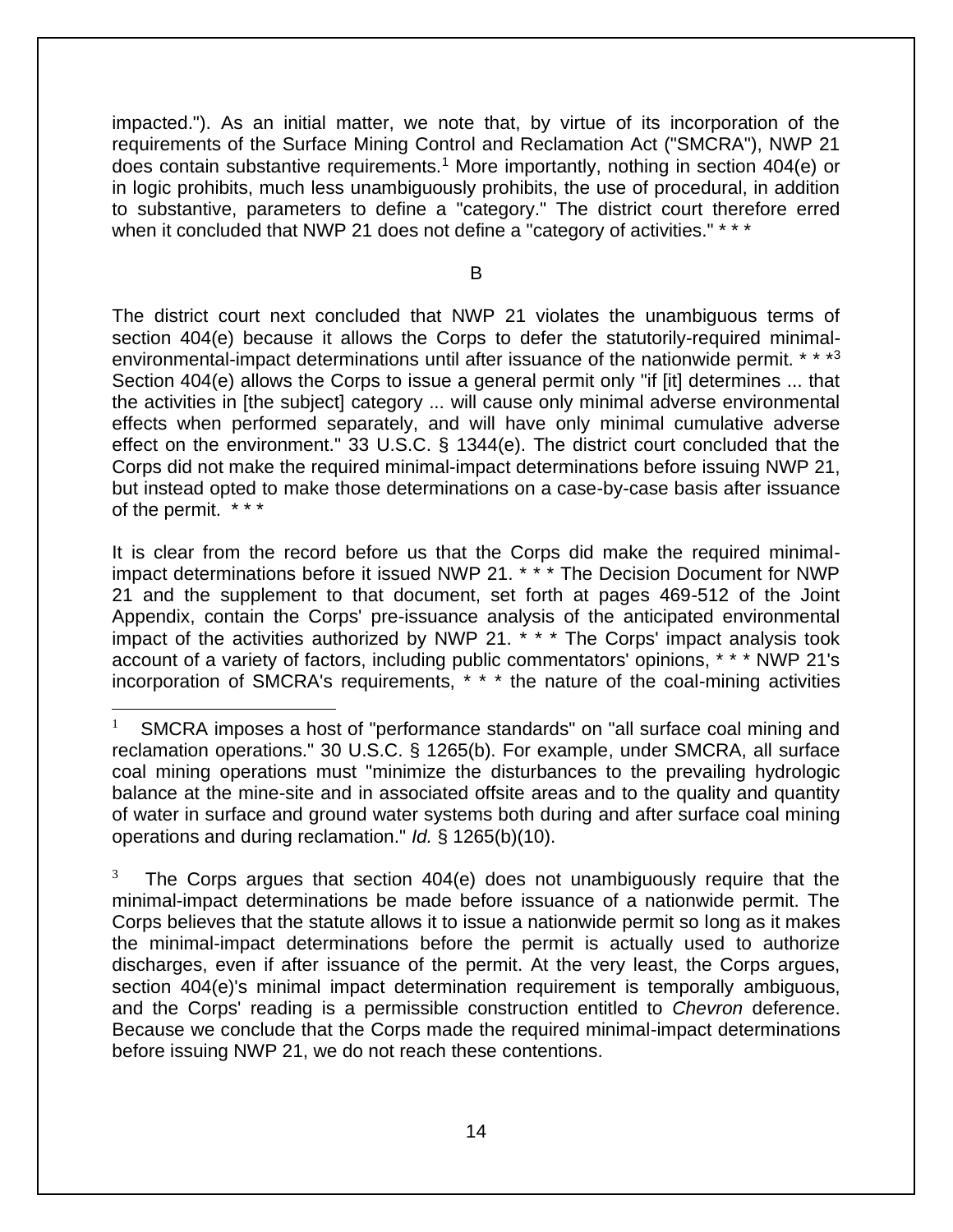impacted."). As an initial matter, we note that, by virtue of its incorporation of the requirements of the Surface Mining Control and Reclamation Act ("SMCRA"), NWP 21 does contain substantive requirements.[1] More importantly, nothing in section 404(e) or in logic prohibits, much less unambiguously prohibits, the use of procedural, in addition to substantive, parameters to define a "category." The district court therefore erred when it concluded that NWP 21 does not define a "category of activities." * * *

B

The district court next concluded that NWP 21 violates the unambiguous terms of section 404(e) because it allows the Corps to defer the statutorily-required minimal-environmental-impact determinations until after issuance of the nationwide permit. * * *[3] Section 404(e) allows the Corps to issue a general permit only "if [it] determines ... that the activities in [the subject] category ... will cause only minimal adverse environmental effects when performed separately, and will have only minimal cumulative adverse effect on the environment." 33 U.S.C. § 1344(e). The district court concluded that the Corps did not make the required minimal-impact determinations before issuing NWP 21, but instead opted to make those determinations on a case-by-case basis after issuance of the permit. * * *

It is clear from the record before us that the Corps did make the required minimal-impact determinations before it issued NWP 21. * * * The Decision Document for NWP 21 and the supplement to that document, set forth at pages 469-512 of the Joint Appendix, contain the Corps' pre-issuance analysis of the anticipated environmental impact of the activities authorized by NWP 21. * * * The Corps' impact analysis took account of a variety of factors, including public commentators' opinions, * * * NWP 21's incorporation of SMCRA's requirements, * * * the nature of the coal-mining activities

---

[1] SMCRA imposes a host of "performance standards" on "all surface coal mining and reclamation operations." 30 U.S.C. § 1265(b). For example, under SMCRA, all surface coal mining operations must "minimize the disturbances to the prevailing hydrologic balance at the mine-site and in associated offsite areas and to the quality and quantity of water in surface and ground water systems both during and after surface coal mining operations and during reclamation." *Id.* § 1265(b)(10).

[3] The Corps argues that section 404(e) does not unambiguously require that the minimal-impact determinations be made before issuance of a nationwide permit. The Corps believes that the statute allows it to issue a nationwide permit so long as it makes the minimal-impact determinations before the permit is actually used to authorize discharges, even if after issuance of the permit. At the very least, the Corps argues, section 404(e)'s minimal impact determination requirement is temporally ambiguous, and the Corps' reading is a permissible construction entitled to *Chevron* deference. Because we conclude that the Corps made the required minimal-impact determinations before issuing NWP 21, we do not reach these contentions.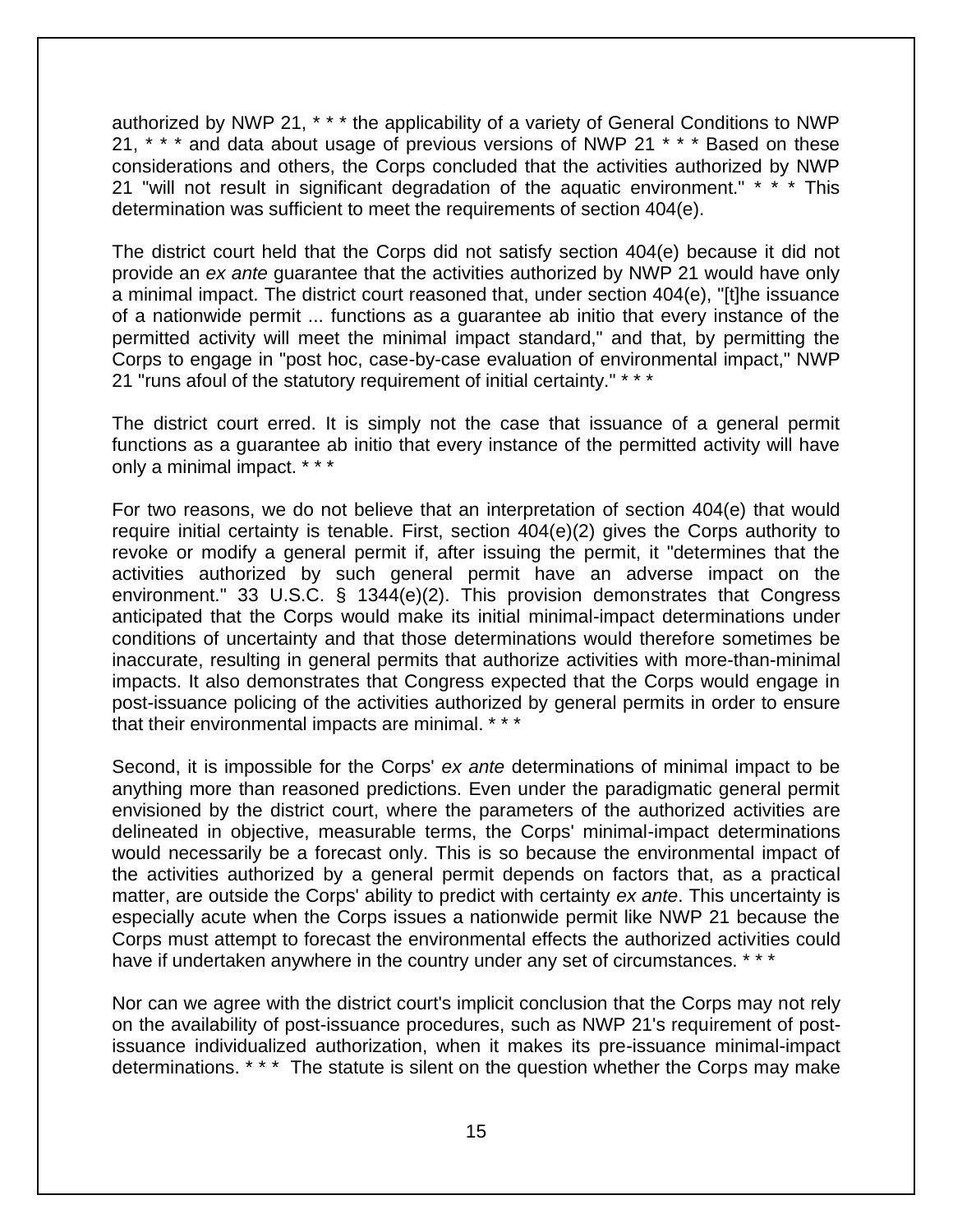authorized by NWP 21, * * * the applicability of a variety of General Conditions to NWP 21, * * * and data about usage of previous versions of NWP 21 * * * Based on these considerations and others, the Corps concluded that the activities authorized by NWP 21 "will not result in significant degradation of the aquatic environment." * * * This determination was sufficient to meet the requirements of section 404(e).

The district court held that the Corps did not satisfy section 404(e) because it did not provide an *ex ante* guarantee that the activities authorized by NWP 21 would have only a minimal impact. The district court reasoned that, under section 404(e), "[t]he issuance of a nationwide permit ... functions as a guarantee ab initio that every instance of the permitted activity will meet the minimal impact standard," and that, by permitting the Corps to engage in "post hoc, case-by-case evaluation of environmental impact," NWP 21 "runs afoul of the statutory requirement of initial certainty." * * *

The district court erred. It is simply not the case that issuance of a general permit functions as a guarantee ab initio that every instance of the permitted activity will have only a minimal impact. * * *

For two reasons, we do not believe that an interpretation of section 404(e) that would require initial certainty is tenable. First, section 404(e)(2) gives the Corps authority to revoke or modify a general permit if, after issuing the permit, it "determines that the activities authorized by such general permit have an adverse impact on the environment." 33 U.S.C. § 1344(e)(2). This provision demonstrates that Congress anticipated that the Corps would make its initial minimal-impact determinations under conditions of uncertainty and that those determinations would therefore sometimes be inaccurate, resulting in general permits that authorize activities with more-than-minimal impacts. It also demonstrates that Congress expected that the Corps would engage in post-issuance policing of the activities authorized by general permits in order to ensure that their environmental impacts are minimal. * * *

Second, it is impossible for the Corps' *ex ante* determinations of minimal impact to be anything more than reasoned predictions. Even under the paradigmatic general permit envisioned by the district court, where the parameters of the authorized activities are delineated in objective, measurable terms, the Corps' minimal-impact determinations would necessarily be a forecast only. This is so because the environmental impact of the activities authorized by a general permit depends on factors that, as a practical matter, are outside the Corps' ability to predict with certainty *ex ante*. This uncertainty is especially acute when the Corps issues a nationwide permit like NWP 21 because the Corps must attempt to forecast the environmental effects the authorized activities could have if undertaken anywhere in the country under any set of circumstances. * * *

Nor can we agree with the district court's implicit conclusion that the Corps may not rely on the availability of post-issuance procedures, such as NWP 21's requirement of post-issuance individualized authorization, when it makes its pre-issuance minimal-impact determinations. * * * The statute is silent on the question whether the Corps may make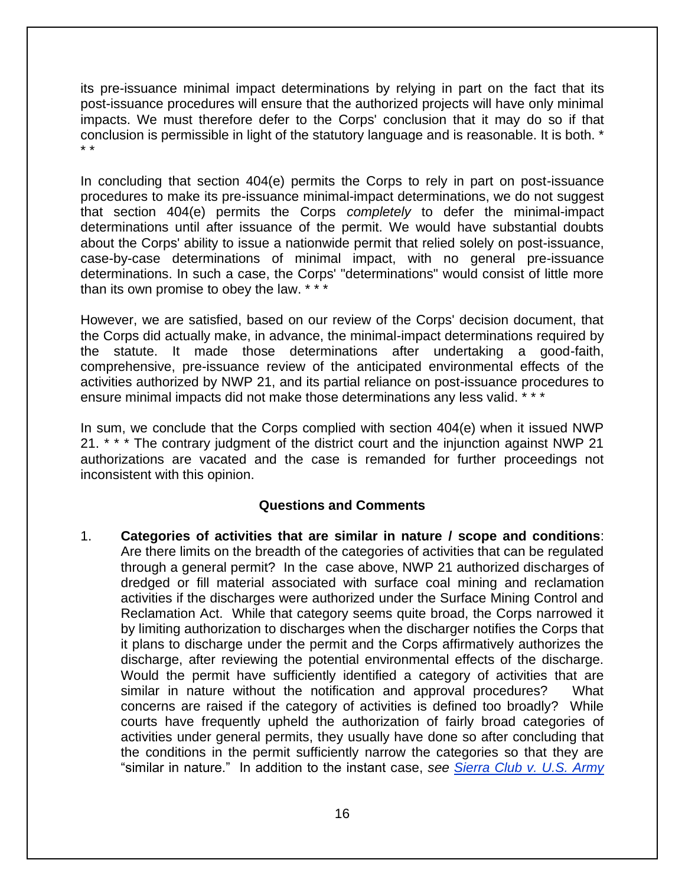its pre-issuance minimal impact determinations by relying in part on the fact that its post-issuance procedures will ensure that the authorized projects will have only minimal impacts. We must therefore defer to the Corps' conclusion that it may do so if that conclusion is permissible in light of the statutory language and is reasonable. It is both. * * *

In concluding that section 404(e) permits the Corps to rely in part on post-issuance procedures to make its pre-issuance minimal-impact determinations, we do not suggest that section 404(e) permits the Corps *completely* to defer the minimal-impact determinations until after issuance of the permit. We would have substantial doubts about the Corps' ability to issue a nationwide permit that relied solely on post-issuance, case-by-case determinations of minimal impact, with no general pre-issuance determinations. In such a case, the Corps' "determinations" would consist of little more than its own promise to obey the law. * * *

However, we are satisfied, based on our review of the Corps' decision document, that the Corps did actually make, in advance, the minimal-impact determinations required by the statute. It made those determinations after undertaking a good-faith, comprehensive, pre-issuance review of the anticipated environmental effects of the activities authorized by NWP 21, and its partial reliance on post-issuance procedures to ensure minimal impacts did not make those determinations any less valid. * * *

In sum, we conclude that the Corps complied with section 404(e) when it issued NWP 21. * * * The contrary judgment of the district court and the injunction against NWP 21 authorizations are vacated and the case is remanded for further proceedings not inconsistent with this opinion.

**Questions and Comments**

1. **Categories of activities that are similar in nature / scope and conditions**: Are there limits on the breadth of the categories of activities that can be regulated through a general permit? In the case above, NWP 21 authorized discharges of dredged or fill material associated with surface coal mining and reclamation activities if the discharges were authorized under the Surface Mining Control and Reclamation Act. While that category seems quite broad, the Corps narrowed it by limiting authorization to discharges when the discharger notifies the Corps that it plans to discharge under the permit and the Corps affirmatively authorizes the discharge, after reviewing the potential environmental effects of the discharge. Would the permit have sufficiently identified a category of activities that are similar in nature without the notification and approval procedures? What concerns are raised if the category of activities is defined too broadly? While courts have frequently upheld the authorization of fairly broad categories of activities under general permits, they usually have done so after concluding that the conditions in the permit sufficiently narrow the categories so that they are "similar in nature." In addition to the instant case, *see* Sierra Club v. U.S. Army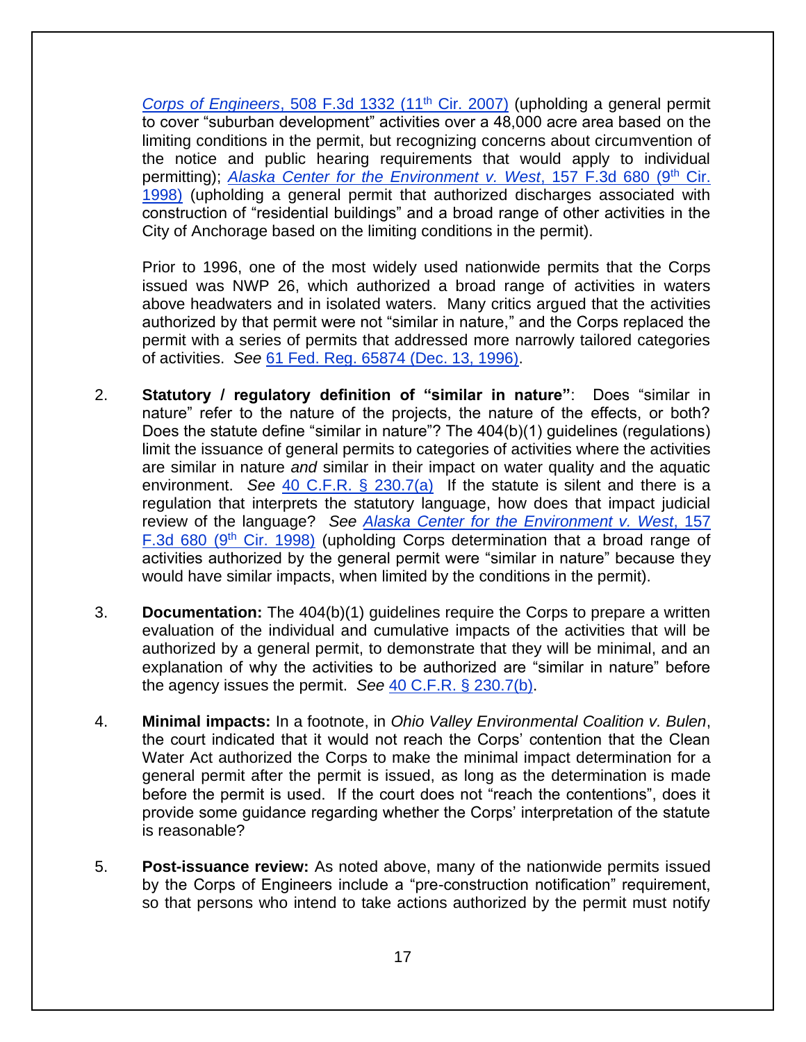*Corps of Engineers*, 508 F.3d 1332 (11th Cir. 2007) (upholding a general permit to cover "suburban development" activities over a 48,000 acre area based on the limiting conditions in the permit, but recognizing concerns about circumvention of the notice and public hearing requirements that would apply to individual permitting); *Alaska Center for the Environment v. West*, 157 F.3d 680 (9th Cir. 1998) (upholding a general permit that authorized discharges associated with construction of "residential buildings" and a broad range of other activities in the City of Anchorage based on the limiting conditions in the permit).

Prior to 1996, one of the most widely used nationwide permits that the Corps issued was NWP 26, which authorized a broad range of activities in waters above headwaters and in isolated waters. Many critics argued that the activities authorized by that permit were not "similar in nature," and the Corps replaced the permit with a series of permits that addressed more narrowly tailored categories of activities. *See* 61 Fed. Reg. 65874 (Dec. 13, 1996).

2. **Statutory / regulatory definition of "similar in nature"**: Does "similar in nature" refer to the nature of the projects, the nature of the effects, or both? Does the statute define "similar in nature"? The 404(b)(1) guidelines (regulations) limit the issuance of general permits to categories of activities where the activities are similar in nature *and* similar in their impact on water quality and the aquatic environment. *See* 40 C.F.R. § 230.7(a) If the statute is silent and there is a regulation that interprets the statutory language, how does that impact judicial review of the language? *See Alaska Center for the Environment v. West*, 157 F.3d 680 (9th Cir. 1998) (upholding Corps determination that a broad range of activities authorized by the general permit were "similar in nature" because they would have similar impacts, when limited by the conditions in the permit).

3. **Documentation:** The 404(b)(1) guidelines require the Corps to prepare a written evaluation of the individual and cumulative impacts of the activities that will be authorized by a general permit, to demonstrate that they will be minimal, and an explanation of why the activities to be authorized are "similar in nature" before the agency issues the permit. *See* 40 C.F.R. § 230.7(b).

4. **Minimal impacts:** In a footnote, in *Ohio Valley Environmental Coalition v. Bulen*, the court indicated that it would not reach the Corps' contention that the Clean Water Act authorized the Corps to make the minimal impact determination for a general permit after the permit is issued, as long as the determination is made before the permit is used. If the court does not "reach the contentions", does it provide some guidance regarding whether the Corps' interpretation of the statute is reasonable?

5. **Post-issuance review:** As noted above, many of the nationwide permits issued by the Corps of Engineers include a "pre-construction notification" requirement, so that persons who intend to take actions authorized by the permit must notify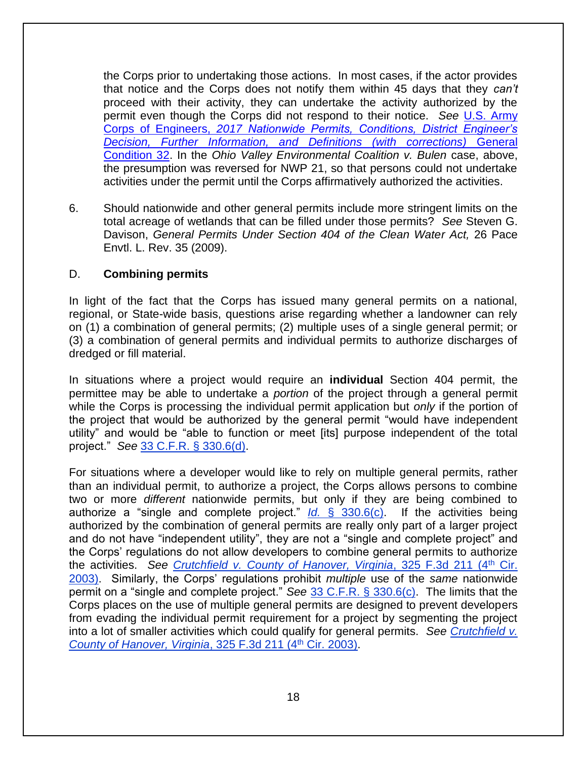the Corps prior to undertaking those actions. In most cases, if the actor provides that notice and the Corps does not notify them within 45 days that they *can't* proceed with their activity, they can undertake the activity authorized by the permit even though the Corps did not respond to their notice. *See* U.S. Army Corps of Engineers, *2017 Nationwide Permits, Conditions, District Engineer's Decision, Further Information, and Definitions (with corrections)* General Condition 32. In the *Ohio Valley Environmental Coalition v. Bulen* case, above, the presumption was reversed for NWP 21, so that persons could not undertake activities under the permit until the Corps affirmatively authorized the activities.

6. Should nationwide and other general permits include more stringent limits on the total acreage of wetlands that can be filled under those permits? *See* Steven G. Davison, *General Permits Under Section 404 of the Clean Water Act,* 26 Pace Envtl. L. Rev. 35 (2009).

## D. **Combining permits**

In light of the fact that the Corps has issued many general permits on a national, regional, or State-wide basis, questions arise regarding whether a landowner can rely on (1) a combination of general permits; (2) multiple uses of a single general permit; or (3) a combination of general permits and individual permits to authorize discharges of dredged or fill material.

In situations where a project would require an **individual** Section 404 permit, the permittee may be able to undertake a *portion* of the project through a general permit while the Corps is processing the individual permit application but *only* if the portion of the project that would be authorized by the general permit "would have independent utility" and would be "able to function or meet [its] purpose independent of the total project." *See* 33 C.F.R. § 330.6(d).

For situations where a developer would like to rely on multiple general permits, rather than an individual permit, to authorize a project, the Corps allows persons to combine two or more *different* nationwide permits, but only if they are being combined to authorize a "single and complete project." *Id.* § 330.6(c). If the activities being authorized by the combination of general permits are really only part of a larger project and do not have "independent utility", they are not a "single and complete project" and the Corps' regulations do not allow developers to combine general permits to authorize the activities. *See* *Crutchfield v. County of Hanover, Virginia*, 325 F.3d 211 (4th Cir. 2003). Similarly, the Corps' regulations prohibit *multiple* use of the *same* nationwide permit on a "single and complete project." *See* 33 C.F.R. § 330.6(c). The limits that the Corps places on the use of multiple general permits are designed to prevent developers from evading the individual permit requirement for a project by segmenting the project into a lot of smaller activities which could qualify for general permits. *See* *Crutchfield v. County of Hanover, Virginia*, 325 F.3d 211 (4th Cir. 2003).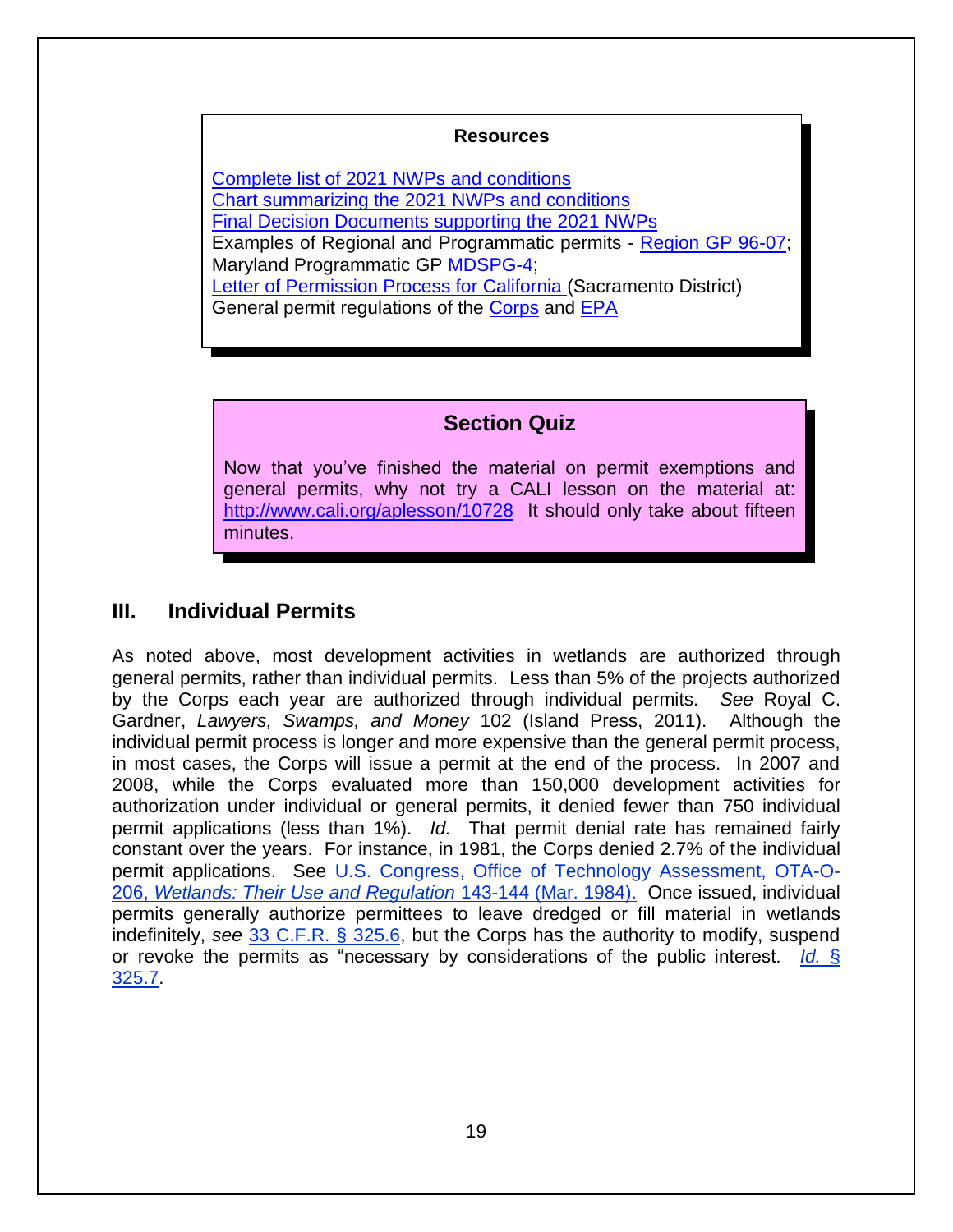**Resources**

Complete list of 2021 NWPs and conditions
Chart summarizing the 2021 NWPs and conditions
Final Decision Documents supporting the 2021 NWPs
Examples of Regional and Programmatic permits - Region GP 96-07; Maryland Programmatic GP MDSPG-4;
Letter of Permission Process for California (Sacramento District)
General permit regulations of the Corps and EPA

**Section Quiz**

Now that you've finished the material on permit exemptions and general permits, why not try a CALI lesson on the material at: http://www.cali.org/aplesson/10728 It should only take about fifteen minutes.

## III. Individual Permits

As noted above, most development activities in wetlands are authorized through general permits, rather than individual permits. Less than 5% of the projects authorized by the Corps each year are authorized through individual permits. *See* Royal C. Gardner, *Lawyers, Swamps, and Money* 102 (Island Press, 2011). Although the individual permit process is longer and more expensive than the general permit process, in most cases, the Corps will issue a permit at the end of the process. In 2007 and 2008, while the Corps evaluated more than 150,000 development activities for authorization under individual or general permits, it denied fewer than 750 individual permit applications (less than 1%). *Id.* That permit denial rate has remained fairly constant over the years. For instance, in 1981, the Corps denied 2.7% of the individual permit applications. See U.S. Congress, Office of Technology Assessment, OTA-O-206, *Wetlands: Their Use and Regulation* 143-144 (Mar. 1984). Once issued, individual permits generally authorize permittees to leave dredged or fill material in wetlands indefinitely, *see* 33 C.F.R. § 325.6, but the Corps has the authority to modify, suspend or revoke the permits as "necessary by considerations of the public interest. *Id.* § 325.7.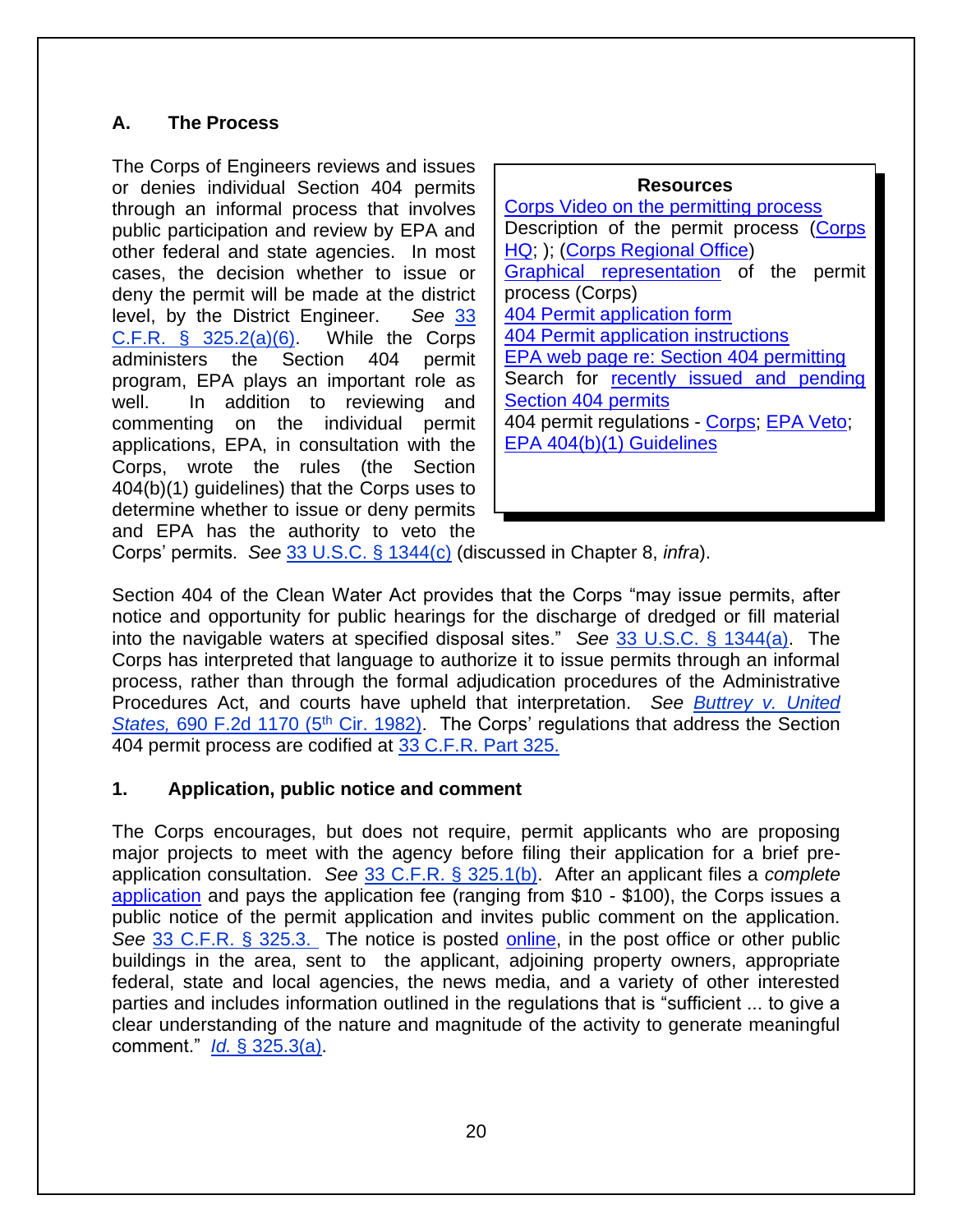## A. The Process

The Corps of Engineers reviews and issues or denies individual Section 404 permits through an informal process that involves public participation and review by EPA and other federal and state agencies. In most cases, the decision whether to issue or deny the permit will be made at the district level, by the District Engineer. *See* 33 C.F.R. § 325.2(a)(6). While the Corps administers the Section 404 permit program, EPA plays an important role as well. In addition to reviewing and commenting on the individual permit applications, EPA, in consultation with the Corps, wrote the rules (the Section 404(b)(1) guidelines) that the Corps uses to determine whether to issue or deny permits and EPA has the authority to veto the Corps' permits. *See* 33 U.S.C. § 1344(c) (discussed in Chapter 8, *infra*).

> **Resources**
>
> Corps Video on the permitting process
>
> Description of the permit process (Corps HQ; ); (Corps Regional Office)
>
> Graphical representation of the permit process (Corps)
>
> 404 Permit application form
>
> 404 Permit application instructions
>
> EPA web page re: Section 404 permitting
>
> Search for recently issued and pending Section 404 permits
>
> 404 permit regulations - Corps; EPA Veto; EPA 404(b)(1) Guidelines

Section 404 of the Clean Water Act provides that the Corps "may issue permits, after notice and opportunity for public hearings for the discharge of dredged or fill material into the navigable waters at specified disposal sites." *See* 33 U.S.C. § 1344(a). The Corps has interpreted that language to authorize it to issue permits through an informal process, rather than through the formal adjudication procedures of the Administrative Procedures Act, and courts have upheld that interpretation. *See* *Buttrey v. United States,* 690 F.2d 1170 (5th Cir. 1982). The Corps' regulations that address the Section 404 permit process are codified at 33 C.F.R. Part 325.

### 1. Application, public notice and comment

The Corps encourages, but does not require, permit applicants who are proposing major projects to meet with the agency before filing their application for a brief pre-application consultation. *See* 33 C.F.R. § 325.1(b). After an applicant files a *complete* application and pays the application fee (ranging from $10 - $100), the Corps issues a public notice of the permit application and invites public comment on the application. *See* 33 C.F.R. § 325.3. The notice is posted online, in the post office or other public buildings in the area, sent to the applicant, adjoining property owners, appropriate federal, state and local agencies, the news media, and a variety of other interested parties and includes information outlined in the regulations that is "sufficient ... to give a clear understanding of the nature and magnitude of the activity to generate meaningful comment." *Id.* § 325.3(a).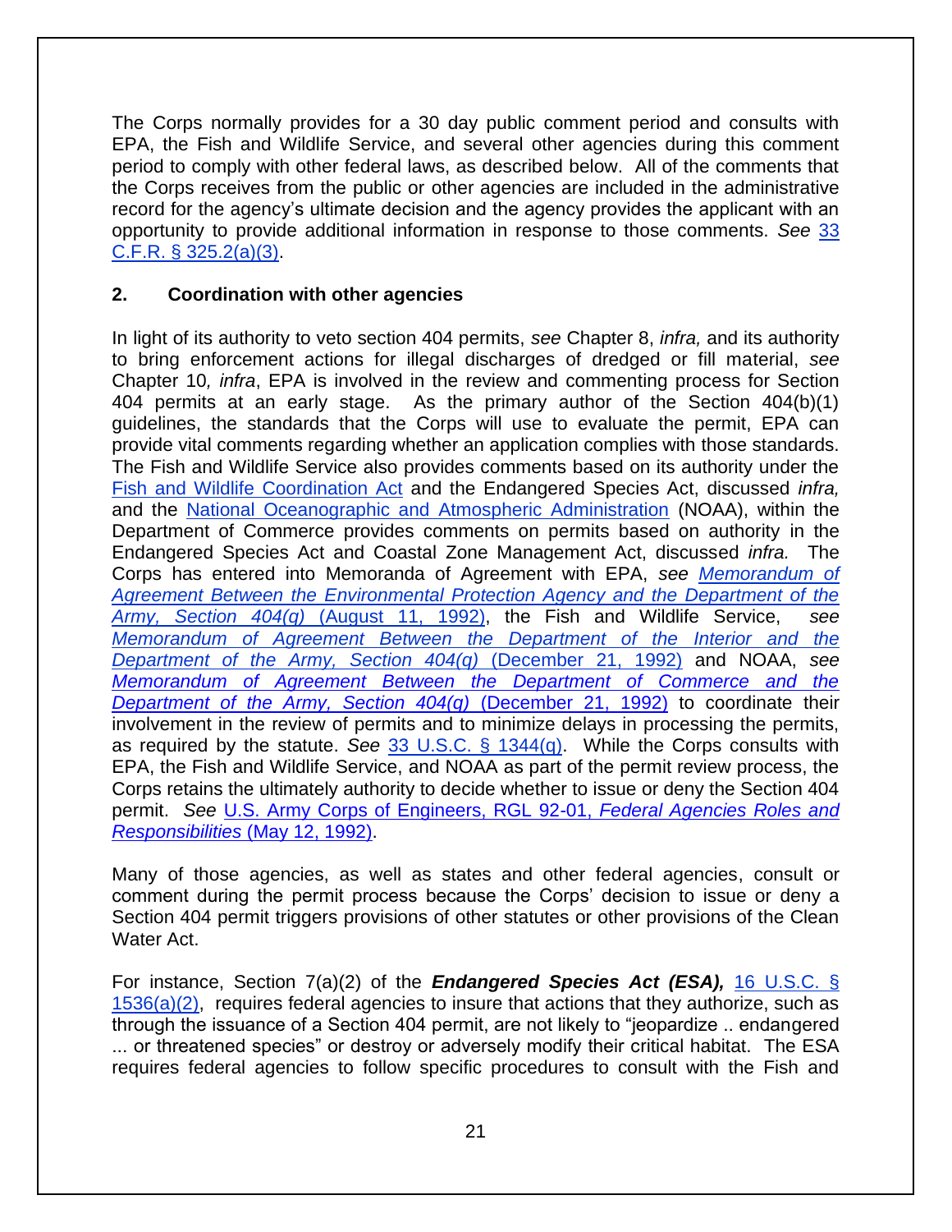The Corps normally provides for a 30 day public comment period and consults with EPA, the Fish and Wildlife Service, and several other agencies during this comment period to comply with other federal laws, as described below. All of the comments that the Corps receives from the public or other agencies are included in the administrative record for the agency's ultimate decision and the agency provides the applicant with an opportunity to provide additional information in response to those comments. *See* 33 C.F.R. § 325.2(a)(3).

## 2. Coordination with other agencies

In light of its authority to veto section 404 permits, *see* Chapter 8, *infra,* and its authority to bring enforcement actions for illegal discharges of dredged or fill material, *see* Chapter 10*, infra*, EPA is involved in the review and commenting process for Section 404 permits at an early stage. As the primary author of the Section 404(b)(1) guidelines, the standards that the Corps will use to evaluate the permit, EPA can provide vital comments regarding whether an application complies with those standards. The Fish and Wildlife Service also provides comments based on its authority under the Fish and Wildlife Coordination Act and the Endangered Species Act, discussed *infra,* and the National Oceanographic and Atmospheric Administration (NOAA), within the Department of Commerce provides comments on permits based on authority in the Endangered Species Act and Coastal Zone Management Act, discussed *infra.* The Corps has entered into Memoranda of Agreement with EPA, *see Memorandum of Agreement Between the Environmental Protection Agency and the Department of the Army, Section 404(q)* (August 11, 1992), the Fish and Wildlife Service, *see Memorandum of Agreement Between the Department of the Interior and the Department of the Army, Section 404(q)* (December 21, 1992) and NOAA, *see Memorandum of Agreement Between the Department of Commerce and the Department of the Army, Section 404(q)* (December 21, 1992) to coordinate their involvement in the review of permits and to minimize delays in processing the permits, as required by the statute. *See* 33 U.S.C. § 1344(q). While the Corps consults with EPA, the Fish and Wildlife Service, and NOAA as part of the permit review process, the Corps retains the ultimately authority to decide whether to issue or deny the Section 404 permit. *See* U.S. Army Corps of Engineers, RGL 92-01, *Federal Agencies Roles and Responsibilities* (May 12, 1992).

Many of those agencies, as well as states and other federal agencies, consult or comment during the permit process because the Corps' decision to issue or deny a Section 404 permit triggers provisions of other statutes or other provisions of the Clean Water Act.

For instance, Section 7(a)(2) of the ***Endangered Species Act (ESA),*** 16 U.S.C. § 1536(a)(2), requires federal agencies to insure that actions that they authorize, such as through the issuance of a Section 404 permit, are not likely to "jeopardize .. endangered ... or threatened species" or destroy or adversely modify their critical habitat. The ESA requires federal agencies to follow specific procedures to consult with the Fish and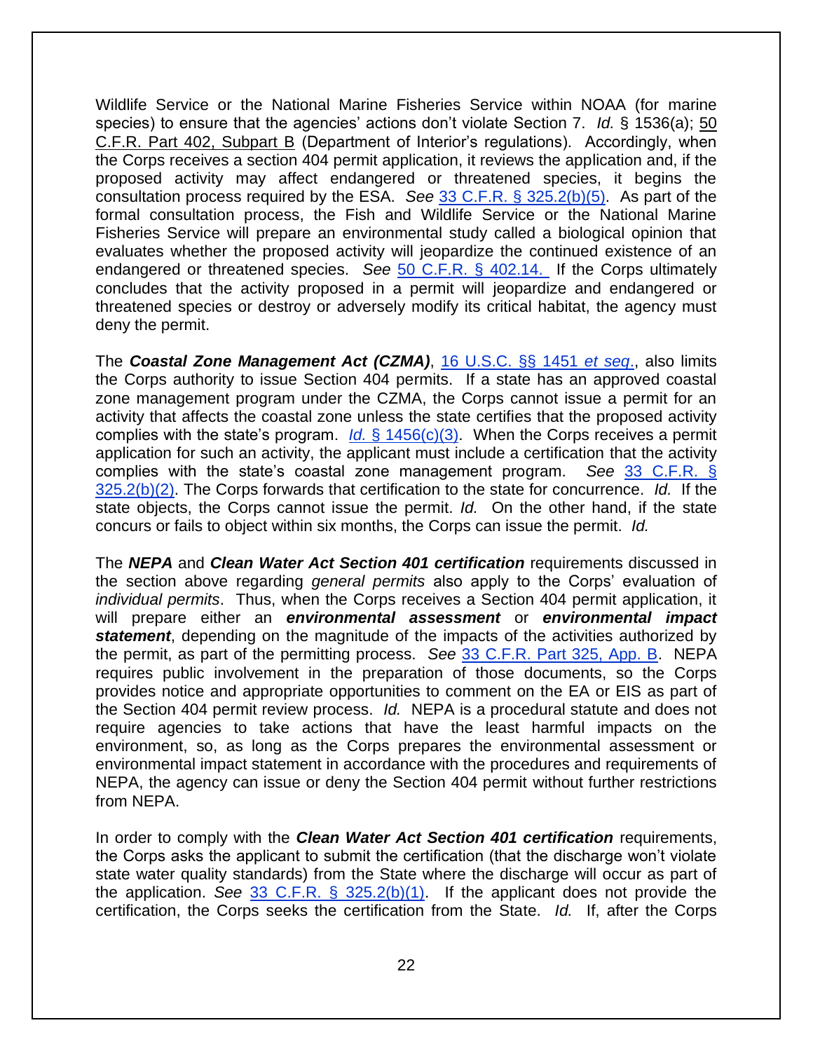Wildlife Service or the National Marine Fisheries Service within NOAA (for marine species) to ensure that the agencies' actions don't violate Section 7. *Id.* § 1536(a); 50 C.F.R. Part 402, Subpart B (Department of Interior's regulations). Accordingly, when the Corps receives a section 404 permit application, it reviews the application and, if the proposed activity may affect endangered or threatened species, it begins the consultation process required by the ESA. *See* 33 C.F.R. § 325.2(b)(5). As part of the formal consultation process, the Fish and Wildlife Service or the National Marine Fisheries Service will prepare an environmental study called a biological opinion that evaluates whether the proposed activity will jeopardize the continued existence of an endangered or threatened species. *See* 50 C.F.R. § 402.14. If the Corps ultimately concludes that the activity proposed in a permit will jeopardize and endangered or threatened species or destroy or adversely modify its critical habitat, the agency must deny the permit.

The ***Coastal Zone Management Act (CZMA)***, 16 U.S.C. §§ 1451 *et seq.*, also limits the Corps authority to issue Section 404 permits. If a state has an approved coastal zone management program under the CZMA, the Corps cannot issue a permit for an activity that affects the coastal zone unless the state certifies that the proposed activity complies with the state's program. *Id.* § 1456(c)(3). When the Corps receives a permit application for such an activity, the applicant must include a certification that the activity complies with the state's coastal zone management program. *See* 33 C.F.R. § 325.2(b)(2). The Corps forwards that certification to the state for concurrence. *Id.* If the state objects, the Corps cannot issue the permit. *Id.* On the other hand, if the state concurs or fails to object within six months, the Corps can issue the permit. *Id.*

The ***NEPA*** and ***Clean Water Act Section 401 certification*** requirements discussed in the section above regarding *general permits* also apply to the Corps' evaluation of *individual permits*. Thus, when the Corps receives a Section 404 permit application, it will prepare either an ***environmental assessment*** or ***environmental impact statement***, depending on the magnitude of the impacts of the activities authorized by the permit, as part of the permitting process. *See* 33 C.F.R. Part 325, App. B. NEPA requires public involvement in the preparation of those documents, so the Corps provides notice and appropriate opportunities to comment on the EA or EIS as part of the Section 404 permit review process. *Id.* NEPA is a procedural statute and does not require agencies to take actions that have the least harmful impacts on the environment, so, as long as the Corps prepares the environmental assessment or environmental impact statement in accordance with the procedures and requirements of NEPA, the agency can issue or deny the Section 404 permit without further restrictions from NEPA.

In order to comply with the ***Clean Water Act Section 401 certification*** requirements, the Corps asks the applicant to submit the certification (that the discharge won't violate state water quality standards) from the State where the discharge will occur as part of the application. *See* 33 C.F.R. § 325.2(b)(1). If the applicant does not provide the certification, the Corps seeks the certification from the State. *Id.* If, after the Corps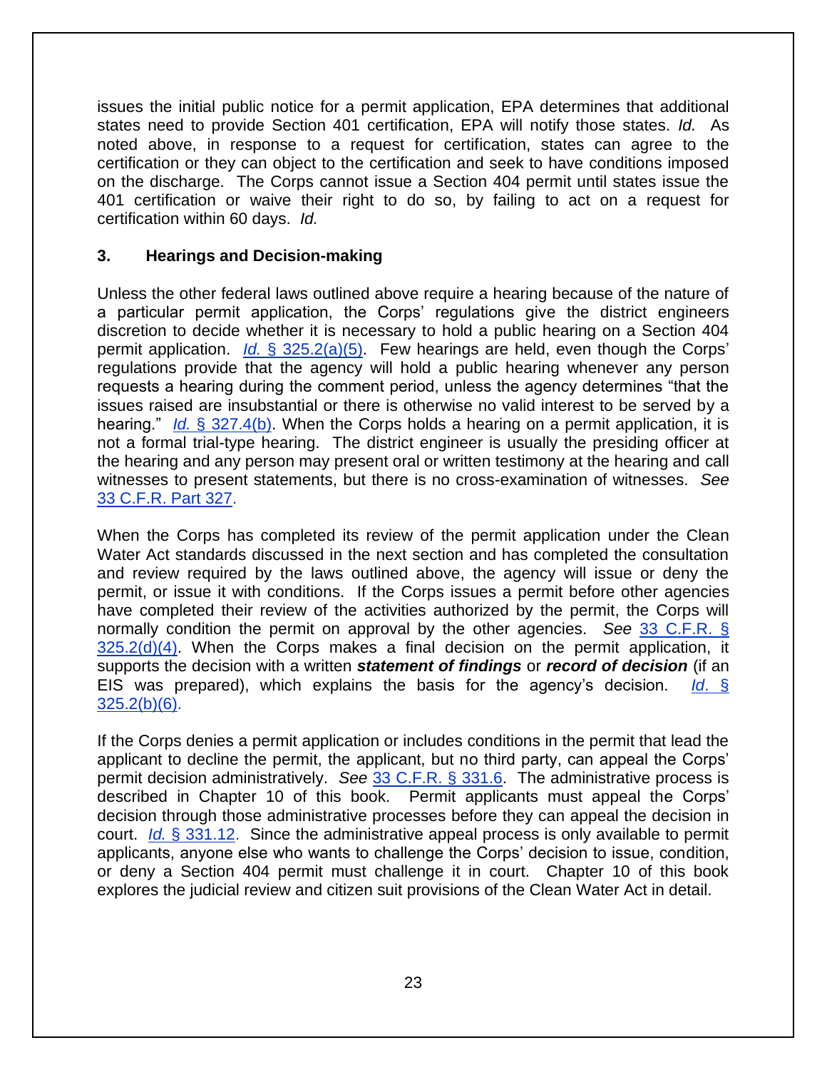issues the initial public notice for a permit application, EPA determines that additional states need to provide Section 401 certification, EPA will notify those states. *Id.* As noted above, in response to a request for certification, states can agree to the certification or they can object to the certification and seek to have conditions imposed on the discharge. The Corps cannot issue a Section 404 permit until states issue the 401 certification or waive their right to do so, by failing to act on a request for certification within 60 days. *Id.*

### 3. Hearings and Decision-making

Unless the other federal laws outlined above require a hearing because of the nature of a particular permit application, the Corps' regulations give the district engineers discretion to decide whether it is necessary to hold a public hearing on a Section 404 permit application. *Id.* § 325.2(a)(5). Few hearings are held, even though the Corps' regulations provide that the agency will hold a public hearing whenever any person requests a hearing during the comment period, unless the agency determines "that the issues raised are insubstantial or there is otherwise no valid interest to be served by a hearing." *Id.* § 327.4(b). When the Corps holds a hearing on a permit application, it is not a formal trial-type hearing. The district engineer is usually the presiding officer at the hearing and any person may present oral or written testimony at the hearing and call witnesses to present statements, but there is no cross-examination of witnesses. *See* 33 C.F.R. Part 327.

When the Corps has completed its review of the permit application under the Clean Water Act standards discussed in the next section and has completed the consultation and review required by the laws outlined above, the agency will issue or deny the permit, or issue it with conditions. If the Corps issues a permit before other agencies have completed their review of the activities authorized by the permit, the Corps will normally condition the permit on approval by the other agencies. *See* 33 C.F.R. § 325.2(d)(4). When the Corps makes a final decision on the permit application, it supports the decision with a written ***statement of findings*** or ***record of decision*** (if an EIS was prepared), which explains the basis for the agency's decision. *Id.* § 325.2(b)(6).

If the Corps denies a permit application or includes conditions in the permit that lead the applicant to decline the permit, the applicant, but no third party, can appeal the Corps' permit decision administratively. *See* 33 C.F.R. § 331.6. The administrative process is described in Chapter 10 of this book. Permit applicants must appeal the Corps' decision through those administrative processes before they can appeal the decision in court. *Id.* § 331.12. Since the administrative appeal process is only available to permit applicants, anyone else who wants to challenge the Corps' decision to issue, condition, or deny a Section 404 permit must challenge it in court. Chapter 10 of this book explores the judicial review and citizen suit provisions of the Clean Water Act in detail.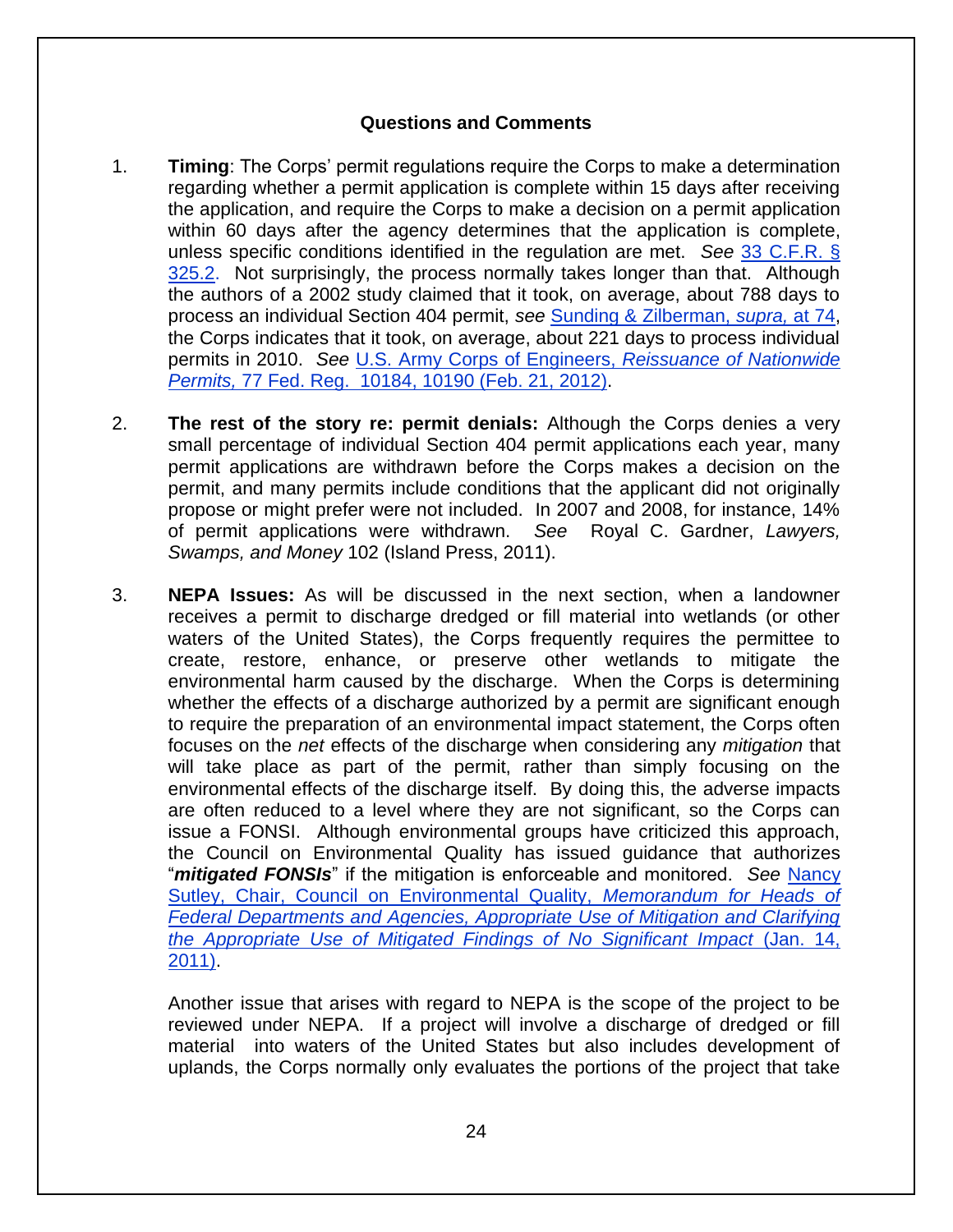## Questions and Comments

1. **Timing**: The Corps' permit regulations require the Corps to make a determination regarding whether a permit application is complete within 15 days after receiving the application, and require the Corps to make a decision on a permit application within 60 days after the agency determines that the application is complete, unless specific conditions identified in the regulation are met. *See* 33 C.F.R. § 325.2. Not surprisingly, the process normally takes longer than that. Although the authors of a 2002 study claimed that it took, on average, about 788 days to process an individual Section 404 permit, *see* Sunding & Zilberman, *supra,* at 74, the Corps indicates that it took, on average, about 221 days to process individual permits in 2010. *See* U.S. Army Corps of Engineers, *Reissuance of Nationwide Permits,* 77 Fed. Reg. 10184, 10190 (Feb. 21, 2012).

2. **The rest of the story re: permit denials:** Although the Corps denies a very small percentage of individual Section 404 permit applications each year, many permit applications are withdrawn before the Corps makes a decision on the permit, and many permits include conditions that the applicant did not originally propose or might prefer were not included. In 2007 and 2008, for instance, 14% of permit applications were withdrawn. *See* Royal C. Gardner, *Lawyers, Swamps, and Money* 102 (Island Press, 2011).

3. **NEPA Issues:** As will be discussed in the next section, when a landowner receives a permit to discharge dredged or fill material into wetlands (or other waters of the United States), the Corps frequently requires the permittee to create, restore, enhance, or preserve other wetlands to mitigate the environmental harm caused by the discharge. When the Corps is determining whether the effects of a discharge authorized by a permit are significant enough to require the preparation of an environmental impact statement, the Corps often focuses on the *net* effects of the discharge when considering any *mitigation* that will take place as part of the permit, rather than simply focusing on the environmental effects of the discharge itself. By doing this, the adverse impacts are often reduced to a level where they are not significant, so the Corps can issue a FONSI. Although environmental groups have criticized this approach, the Council on Environmental Quality has issued guidance that authorizes "***mitigated FONSIs***" if the mitigation is enforceable and monitored. *See* Nancy Sutley, Chair, Council on Environmental Quality, *Memorandum for Heads of Federal Departments and Agencies, Appropriate Use of Mitigation and Clarifying the Appropriate Use of Mitigated Findings of No Significant Impact* (Jan. 14, 2011).

   Another issue that arises with regard to NEPA is the scope of the project to be reviewed under NEPA. If a project will involve a discharge of dredged or fill material into waters of the United States but also includes development of uplands, the Corps normally only evaluates the portions of the project that take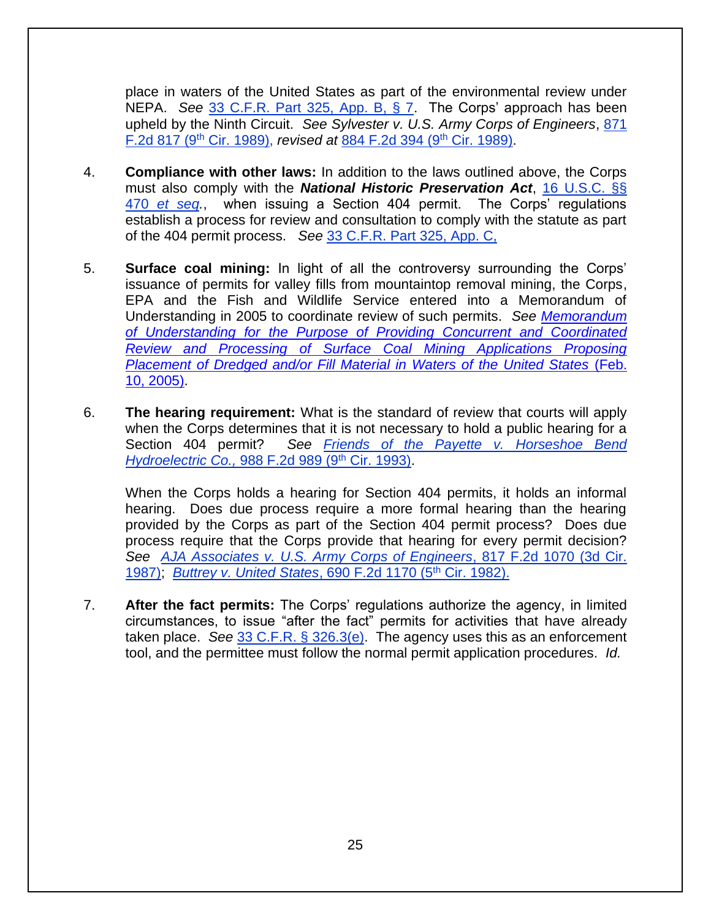place in waters of the United States as part of the environmental review under NEPA. *See* 33 C.F.R. Part 325, App. B, § 7. The Corps' approach has been upheld by the Ninth Circuit. *See Sylvester v. U.S. Army Corps of Engineers*, 871 F.2d 817 (9th Cir. 1989), *revised at* 884 F.2d 394 (9th Cir. 1989).

4. **Compliance with other laws:** In addition to the laws outlined above, the Corps must also comply with the ***National Historic Preservation Act***, 16 U.S.C. §§ 470 *et seq.*, when issuing a Section 404 permit. The Corps' regulations establish a process for review and consultation to comply with the statute as part of the 404 permit process. *See* 33 C.F.R. Part 325, App. C,

5. **Surface coal mining:** In light of all the controversy surrounding the Corps' issuance of permits for valley fills from mountaintop removal mining, the Corps, EPA and the Fish and Wildlife Service entered into a Memorandum of Understanding in 2005 to coordinate review of such permits. *See Memorandum of Understanding for the Purpose of Providing Concurrent and Coordinated Review and Processing of Surface Coal Mining Applications Proposing Placement of Dredged and/or Fill Material in Waters of the United States* (Feb. 10, 2005).

6. **The hearing requirement:** What is the standard of review that courts will apply when the Corps determines that it is not necessary to hold a public hearing for a Section 404 permit? *See Friends of the Payette v. Horseshoe Bend Hydroelectric Co.*, 988 F.2d 989 (9th Cir. 1993).

   When the Corps holds a hearing for Section 404 permits, it holds an informal hearing. Does due process require a more formal hearing than the hearing provided by the Corps as part of the Section 404 permit process? Does due process require that the Corps provide that hearing for every permit decision? *See AJA Associates v. U.S. Army Corps of Engineers*, 817 F.2d 1070 (3d Cir. 1987); *Buttrey v. United States*, 690 F.2d 1170 (5th Cir. 1982).

7. **After the fact permits:** The Corps' regulations authorize the agency, in limited circumstances, to issue "after the fact" permits for activities that have already taken place. *See* 33 C.F.R. § 326.3(e). The agency uses this as an enforcement tool, and the permittee must follow the normal permit application procedures. *Id.*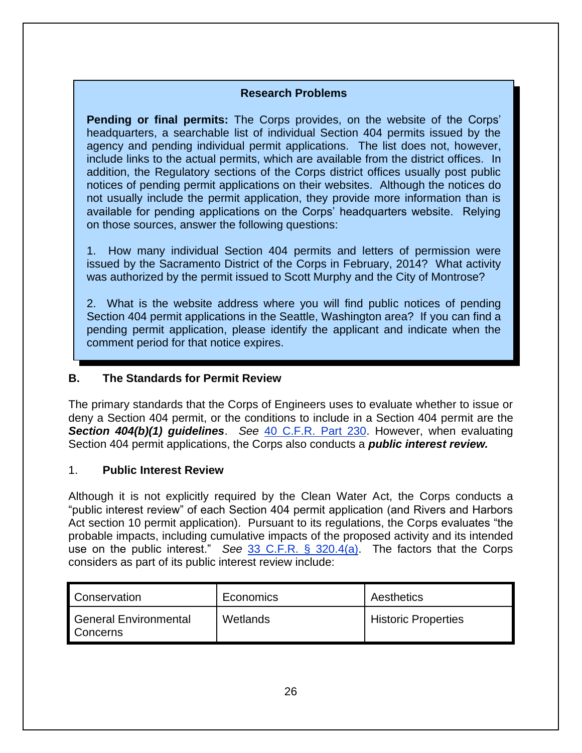**Research Problems**

**Pending or final permits:** The Corps provides, on the website of the Corps' headquarters, a searchable list of individual Section 404 permits issued by the agency and pending individual permit applications. The list does not, however, include links to the actual permits, which are available from the district offices. In addition, the Regulatory sections of the Corps district offices usually post public notices of pending permit applications on their websites. Although the notices do not usually include the permit application, they provide more information than is available for pending applications on the Corps' headquarters website. Relying on those sources, answer the following questions:

1. How many individual Section 404 permits and letters of permission were issued by the Sacramento District of the Corps in February, 2014? What activity was authorized by the permit issued to Scott Murphy and the City of Montrose?

2. What is the website address where you will find public notices of pending Section 404 permit applications in the Seattle, Washington area? If you can find a pending permit application, please identify the applicant and indicate when the comment period for that notice expires.

## B. The Standards for Permit Review

The primary standards that the Corps of Engineers uses to evaluate whether to issue or deny a Section 404 permit, or the conditions to include in a Section 404 permit are the ***Section 404(b)(1) guidelines***. *See* 40 C.F.R. Part 230. However, when evaluating Section 404 permit applications, the Corps also conducts a ***public interest review.***

### 1. Public Interest Review

Although it is not explicitly required by the Clean Water Act, the Corps conducts a "public interest review" of each Section 404 permit application (and Rivers and Harbors Act section 10 permit application). Pursuant to its regulations, the Corps evaluates "the probable impacts, including cumulative impacts of the proposed activity and its intended use on the public interest." *See* 33 C.F.R. § 320.4(a). The factors that the Corps considers as part of its public interest review include:

| Conservation | Economics | Aesthetics |
| --- | --- | --- |
| General Environmental Concerns | Wetlands | Historic Properties |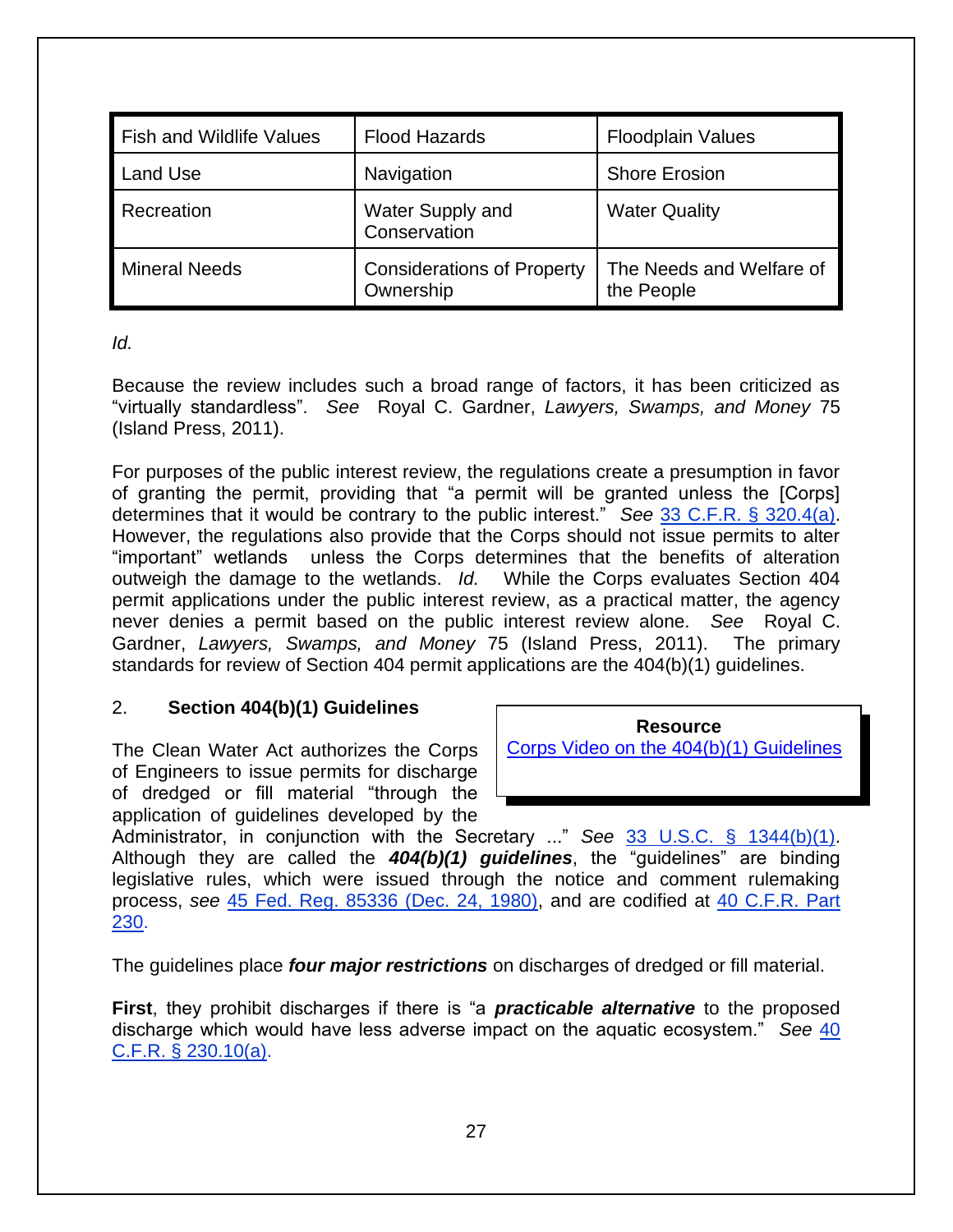| Fish and Wildlife Values | Flood Hazards | Floodplain Values |
|---|---|---|
| Land Use | Navigation | Shore Erosion |
| Recreation | Water Supply and Conservation | Water Quality |
| Mineral Needs | Considerations of Property Ownership | The Needs and Welfare of the People |

*Id.*

Because the review includes such a broad range of factors, it has been criticized as "virtually standardless". *See* Royal C. Gardner, *Lawyers, Swamps, and Money* 75 (Island Press, 2011).

For purposes of the public interest review, the regulations create a presumption in favor of granting the permit, providing that "a permit will be granted unless the [Corps] determines that it would be contrary to the public interest." *See* [33 C.F.R. § 320.4(a)](). However, the regulations also provide that the Corps should not issue permits to alter "important" wetlands unless the Corps determines that the benefits of alteration outweigh the damage to the wetlands. *Id.* While the Corps evaluates Section 404 permit applications under the public interest review, as a practical matter, the agency never denies a permit based on the public interest review alone. *See* Royal C. Gardner, *Lawyers, Swamps, and Money* 75 (Island Press, 2011). The primary standards for review of Section 404 permit applications are the 404(b)(1) guidelines.

## 2. Section 404(b)(1) Guidelines

> **Resource**
> Corps Video on the 404(b)(1) Guidelines

The Clean Water Act authorizes the Corps of Engineers to issue permits for discharge of dredged or fill material "through the application of guidelines developed by the Administrator, in conjunction with the Secretary ..." *See* 33 U.S.C. § 1344(b)(1). Although they are called the ***404(b)(1) guidelines***, the "guidelines" are binding legislative rules, which were issued through the notice and comment rulemaking process, *see* 45 Fed. Reg. 85336 (Dec. 24, 1980), and are codified at 40 C.F.R. Part 230.

The guidelines place ***four major restrictions*** on discharges of dredged or fill material.

**First**, they prohibit discharges if there is "a ***practicable alternative*** to the proposed discharge which would have less adverse impact on the aquatic ecosystem." *See* 40 C.F.R. § 230.10(a).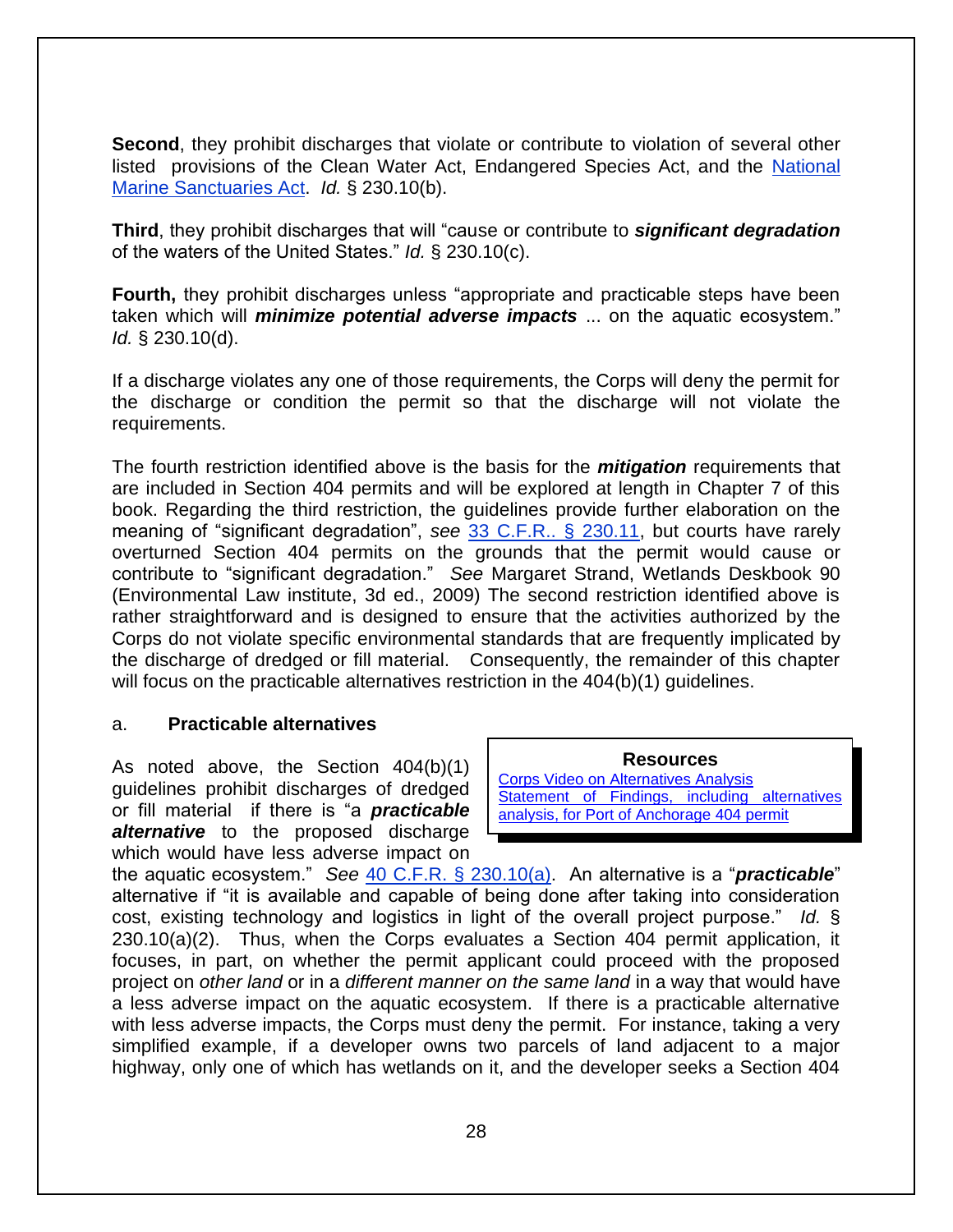**Second**, they prohibit discharges that violate or contribute to violation of several other listed provisions of the Clean Water Act, Endangered Species Act, and the National Marine Sanctuaries Act. *Id.* § 230.10(b).

**Third**, they prohibit discharges that will "cause or contribute to ***significant degradation*** of the waters of the United States." *Id.* § 230.10(c).

**Fourth,** they prohibit discharges unless "appropriate and practicable steps have been taken which will ***minimize potential adverse impacts*** ... on the aquatic ecosystem." *Id.* § 230.10(d).

If a discharge violates any one of those requirements, the Corps will deny the permit for the discharge or condition the permit so that the discharge will not violate the requirements.

The fourth restriction identified above is the basis for the ***mitigation*** requirements that are included in Section 404 permits and will be explored at length in Chapter 7 of this book. Regarding the third restriction, the guidelines provide further elaboration on the meaning of "significant degradation", *see* 33 C.F.R.. § 230.11, but courts have rarely overturned Section 404 permits on the grounds that the permit would cause or contribute to "significant degradation." *See* Margaret Strand, Wetlands Deskbook 90 (Environmental Law institute, 3d ed., 2009) The second restriction identified above is rather straightforward and is designed to ensure that the activities authorized by the Corps do not violate specific environmental standards that are frequently implicated by the discharge of dredged or fill material. Consequently, the remainder of this chapter will focus on the practicable alternatives restriction in the 404(b)(1) guidelines.

a. **Practicable alternatives**

> **Resources**
> Corps Video on Alternatives Analysis
> Statement of Findings, including alternatives analysis, for Port of Anchorage 404 permit

As noted above, the Section 404(b)(1) guidelines prohibit discharges of dredged or fill material if there is "a ***practicable alternative*** to the proposed discharge which would have less adverse impact on the aquatic ecosystem." *See* 40 C.F.R. § 230.10(a). An alternative is a "***practicable***" alternative if "it is available and capable of being done after taking into consideration cost, existing technology and logistics in light of the overall project purpose." *Id.* § 230.10(a)(2). Thus, when the Corps evaluates a Section 404 permit application, it focuses, in part, on whether the permit applicant could proceed with the proposed project on *other land* or in a *different manner on the same land* in a way that would have a less adverse impact on the aquatic ecosystem. If there is a practicable alternative with less adverse impacts, the Corps must deny the permit. For instance, taking a very simplified example, if a developer owns two parcels of land adjacent to a major highway, only one of which has wetlands on it, and the developer seeks a Section 404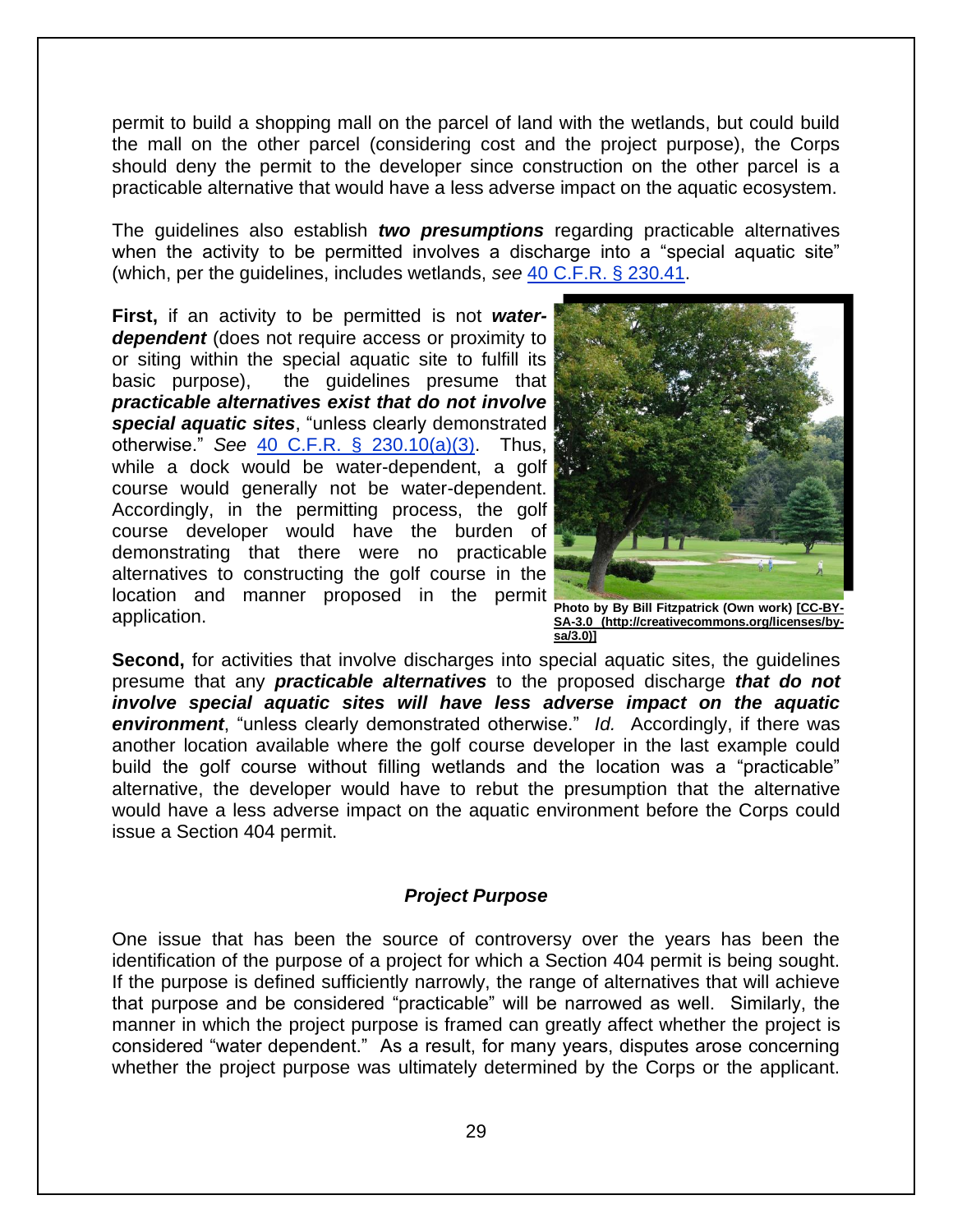permit to build a shopping mall on the parcel of land with the wetlands, but could build the mall on the other parcel (considering cost and the project purpose), the Corps should deny the permit to the developer since construction on the other parcel is a practicable alternative that would have a less adverse impact on the aquatic ecosystem.

The guidelines also establish ***two presumptions*** regarding practicable alternatives when the activity to be permitted involves a discharge into a "special aquatic site" (which, per the guidelines, includes wetlands, *see* [40 C.F.R. § 230.41](40 C.F.R. § 230.41).

**First,** if an activity to be permitted is not ***water-dependent*** (does not require access or proximity to or siting within the special aquatic site to fulfill its basic purpose), the guidelines presume that ***practicable alternatives exist that do not involve special aquatic sites***, "unless clearly demonstrated otherwise." *See* [40 C.F.R. § 230.10(a)(3)](40 C.F.R. § 230.10(a)(3)). Thus, while a dock would be water-dependent, a golf course would generally not be water-dependent. Accordingly, in the permitting process, the golf course developer would have the burden of demonstrating that there were no practicable alternatives to constructing the golf course in the location and manner proposed in the permit application.

**Photo by By Bill Fitzpatrick (Own work) [CC-BY-SA-3.0 (http://creativecommons.org/licenses/by-sa/3.0)]**

**Second,** for activities that involve discharges into special aquatic sites, the guidelines presume that any ***practicable alternatives*** to the proposed discharge ***that do not involve special aquatic sites will have less adverse impact on the aquatic environment***, "unless clearly demonstrated otherwise." *Id.* Accordingly, if there was another location available where the golf course developer in the last example could build the golf course without filling wetlands and the location was a "practicable" alternative, the developer would have to rebut the presumption that the alternative would have a less adverse impact on the aquatic environment before the Corps could issue a Section 404 permit.

### *Project Purpose*

One issue that has been the source of controversy over the years has been the identification of the purpose of a project for which a Section 404 permit is being sought. If the purpose is defined sufficiently narrowly, the range of alternatives that will achieve that purpose and be considered "practicable" will be narrowed as well. Similarly, the manner in which the project purpose is framed can greatly affect whether the project is considered "water dependent." As a result, for many years, disputes arose concerning whether the project purpose was ultimately determined by the Corps or the applicant.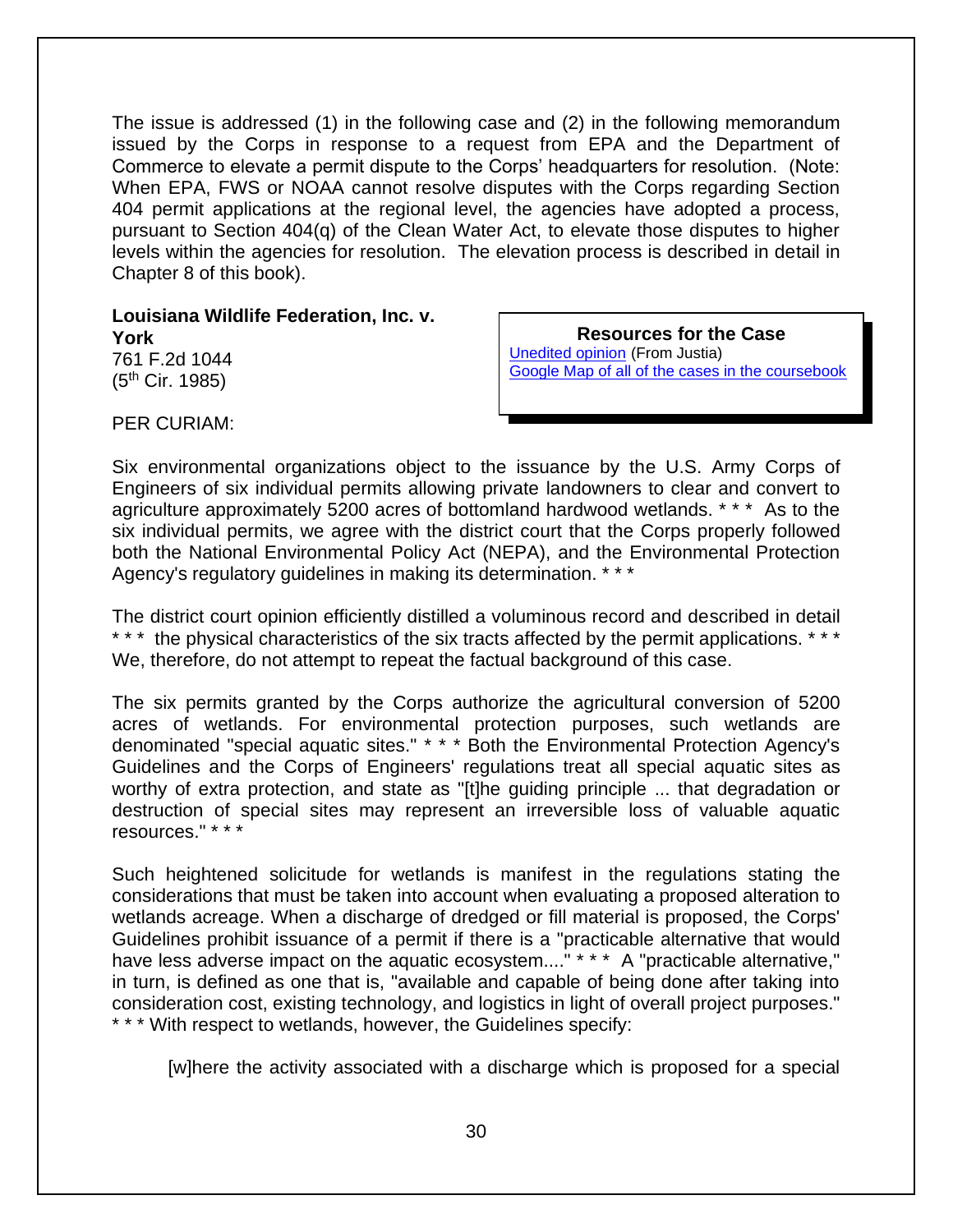The issue is addressed (1) in the following case and (2) in the following memorandum issued by the Corps in response to a request from EPA and the Department of Commerce to elevate a permit dispute to the Corps' headquarters for resolution. (Note: When EPA, FWS or NOAA cannot resolve disputes with the Corps regarding Section 404 permit applications at the regional level, the agencies have adopted a process, pursuant to Section 404(q) of the Clean Water Act, to elevate those disputes to higher levels within the agencies for resolution. The elevation process is described in detail in Chapter 8 of this book).

**Louisiana Wildlife Federation, Inc. v. York**
761 F.2d 1044
(5th Cir. 1985)

> **Resources for the Case**
> Unedited opinion (From Justia)
> Google Map of all of the cases in the coursebook

PER CURIAM:

Six environmental organizations object to the issuance by the U.S. Army Corps of Engineers of six individual permits allowing private landowners to clear and convert to agriculture approximately 5200 acres of bottomland hardwood wetlands. * * * As to the six individual permits, we agree with the district court that the Corps properly followed both the National Environmental Policy Act (NEPA), and the Environmental Protection Agency's regulatory guidelines in making its determination. * * *

The district court opinion efficiently distilled a voluminous record and described in detail * * * the physical characteristics of the six tracts affected by the permit applications. * * * We, therefore, do not attempt to repeat the factual background of this case.

The six permits granted by the Corps authorize the agricultural conversion of 5200 acres of wetlands. For environmental protection purposes, such wetlands are denominated "special aquatic sites." * * * Both the Environmental Protection Agency's Guidelines and the Corps of Engineers' regulations treat all special aquatic sites as worthy of extra protection, and state as "[t]he guiding principle ... that degradation or destruction of special sites may represent an irreversible loss of valuable aquatic resources." * * *

Such heightened solicitude for wetlands is manifest in the regulations stating the considerations that must be taken into account when evaluating a proposed alteration to wetlands acreage. When a discharge of dredged or fill material is proposed, the Corps' Guidelines prohibit issuance of a permit if there is a "practicable alternative that would have less adverse impact on the aquatic ecosystem...." * * * A "practicable alternative," in turn, is defined as one that is, "available and capable of being done after taking into consideration cost, existing technology, and logistics in light of overall project purposes." * * * With respect to wetlands, however, the Guidelines specify:

> [w]here the activity associated with a discharge which is proposed for a special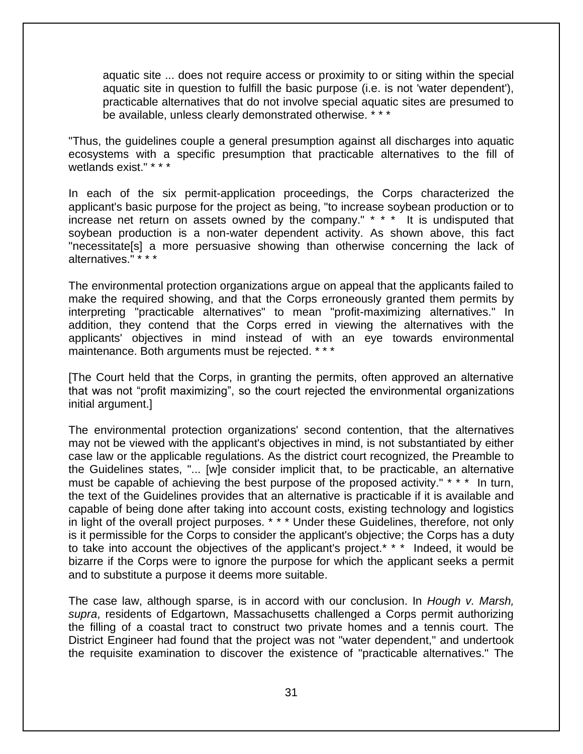> aquatic site ... does not require access or proximity to or siting within the special aquatic site in question to fulfill the basic purpose (i.e. is not 'water dependent'), practicable alternatives that do not involve special aquatic sites are presumed to be available, unless clearly demonstrated otherwise. * * *

"Thus, the guidelines couple a general presumption against all discharges into aquatic ecosystems with a specific presumption that practicable alternatives to the fill of wetlands exist." * * *

In each of the six permit-application proceedings, the Corps characterized the applicant's basic purpose for the project as being, "to increase soybean production or to increase net return on assets owned by the company." * * * It is undisputed that soybean production is a non-water dependent activity. As shown above, this fact "necessitate[s] a more persuasive showing than otherwise concerning the lack of alternatives." * * *

The environmental protection organizations argue on appeal that the applicants failed to make the required showing, and that the Corps erroneously granted them permits by interpreting "practicable alternatives" to mean "profit-maximizing alternatives." In addition, they contend that the Corps erred in viewing the alternatives with the applicants' objectives in mind instead of with an eye towards environmental maintenance. Both arguments must be rejected. * * *

[The Court held that the Corps, in granting the permits, often approved an alternative that was not "profit maximizing", so the court rejected the environmental organizations initial argument.]

The environmental protection organizations' second contention, that the alternatives may not be viewed with the applicant's objectives in mind, is not substantiated by either case law or the applicable regulations. As the district court recognized, the Preamble to the Guidelines states, "... [w]e consider implicit that, to be practicable, an alternative must be capable of achieving the best purpose of the proposed activity." * * * In turn, the text of the Guidelines provides that an alternative is practicable if it is available and capable of being done after taking into account costs, existing technology and logistics in light of the overall project purposes. * * * Under these Guidelines, therefore, not only is it permissible for the Corps to consider the applicant's objective; the Corps has a duty to take into account the objectives of the applicant's project.* * * Indeed, it would be bizarre if the Corps were to ignore the purpose for which the applicant seeks a permit and to substitute a purpose it deems more suitable.

The case law, although sparse, is in accord with our conclusion. In *Hough v. Marsh, supra*, residents of Edgartown, Massachusetts challenged a Corps permit authorizing the filling of a coastal tract to construct two private homes and a tennis court. The District Engineer had found that the project was not "water dependent," and undertook the requisite examination to discover the existence of "practicable alternatives." The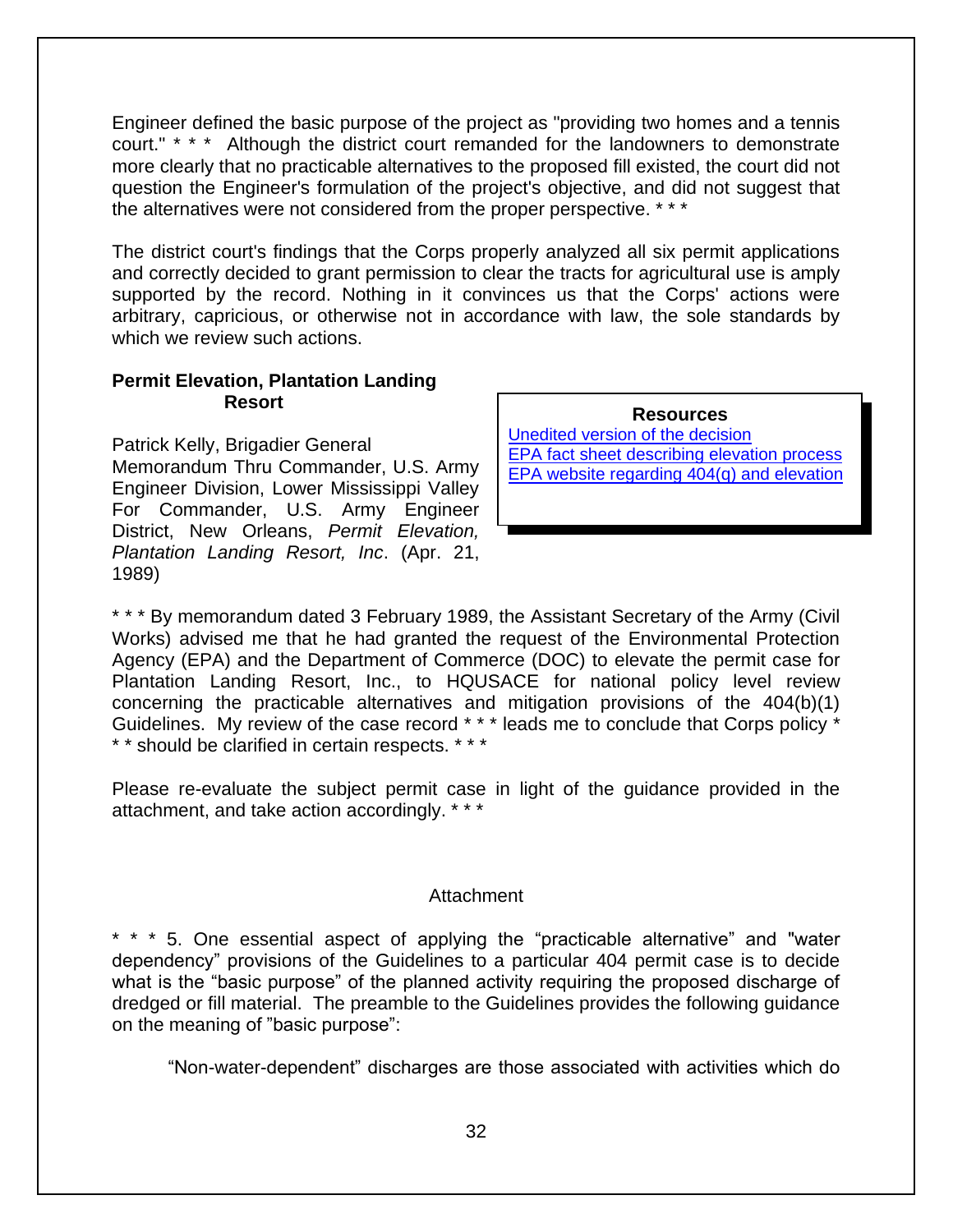Engineer defined the basic purpose of the project as "providing two homes and a tennis court." * * * Although the district court remanded for the landowners to demonstrate more clearly that no practicable alternatives to the proposed fill existed, the court did not question the Engineer's formulation of the project's objective, and did not suggest that the alternatives were not considered from the proper perspective. * * *

The district court's findings that the Corps properly analyzed all six permit applications and correctly decided to grant permission to clear the tracts for agricultural use is amply supported by the record. Nothing in it convinces us that the Corps' actions were arbitrary, capricious, or otherwise not in accordance with law, the sole standards by which we review such actions.

### Permit Elevation, Plantation Landing Resort

Patrick Kelly, Brigadier General
Memorandum Thru Commander, U.S. Army Engineer Division, Lower Mississippi Valley For Commander, U.S. Army Engineer District, New Orleans, *Permit Elevation, Plantation Landing Resort, Inc*. (Apr. 21, 1989)

> **Resources**
> [Unedited version of the decision]
> [EPA fact sheet describing elevation process]
> [EPA website regarding 404(q) and elevation]

* * * By memorandum dated 3 February 1989, the Assistant Secretary of the Army (Civil Works) advised me that he had granted the request of the Environmental Protection Agency (EPA) and the Department of Commerce (DOC) to elevate the permit case for Plantation Landing Resort, Inc., to HQUSACE for national policy level review concerning the practicable alternatives and mitigation provisions of the 404(b)(1) Guidelines. My review of the case record * * * leads me to conclude that Corps policy * * * should be clarified in certain respects. * * *

Please re-evaluate the subject permit case in light of the guidance provided in the attachment, and take action accordingly. * * *

Attachment

* * * 5. One essential aspect of applying the "practicable alternative" and "water dependency" provisions of the Guidelines to a particular 404 permit case is to decide what is the "basic purpose" of the planned activity requiring the proposed discharge of dredged or fill material. The preamble to the Guidelines provides the following guidance on the meaning of "basic purpose":

> "Non-water-dependent" discharges are those associated with activities which do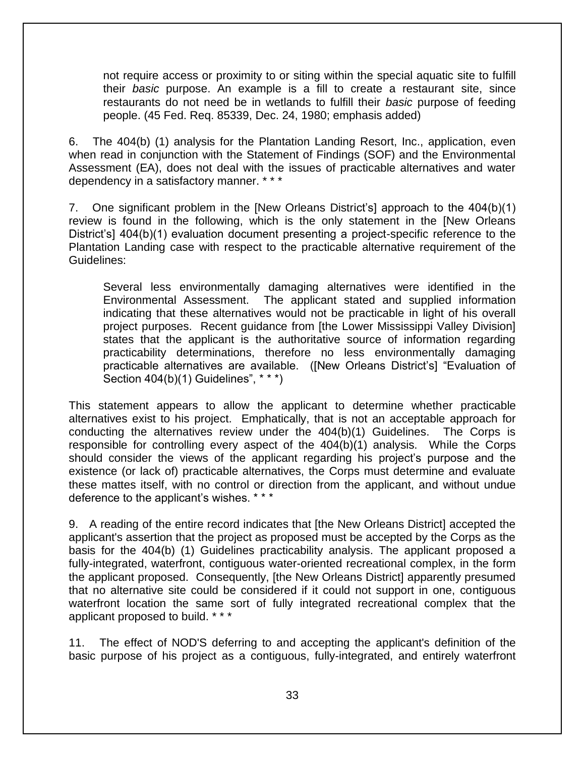not require access or proximity to or siting within the special aquatic site to fulfill their *basic* purpose. An example is a fill to create a restaurant site, since restaurants do not need be in wetlands to fulfill their *basic* purpose of feeding people. (45 Fed. Req. 85339, Dec. 24, 1980; emphasis added)

6. The 404(b) (1) analysis for the Plantation Landing Resort, Inc., application, even when read in conjunction with the Statement of Findings (SOF) and the Environmental Assessment (EA), does not deal with the issues of practicable alternatives and water dependency in a satisfactory manner. * * *

7. One significant problem in the [New Orleans District's] approach to the 404(b)(1) review is found in the following, which is the only statement in the [New Orleans District's] 404(b)(1) evaluation document presenting a project-specific reference to the Plantation Landing case with respect to the practicable alternative requirement of the Guidelines:

> Several less environmentally damaging alternatives were identified in the Environmental Assessment. The applicant stated and supplied information indicating that these alternatives would not be practicable in light of his overall project purposes. Recent guidance from [the Lower Mississippi Valley Division] states that the applicant is the authoritative source of information regarding practicability determinations, therefore no less environmentally damaging practicable alternatives are available. ([New Orleans District's] "Evaluation of Section 404(b)(1) Guidelines", * * *)

This statement appears to allow the applicant to determine whether practicable alternatives exist to his project. Emphatically, that is not an acceptable approach for conducting the alternatives review under the 404(b)(1) Guidelines. The Corps is responsible for controlling every aspect of the 404(b)(1) analysis. While the Corps should consider the views of the applicant regarding his project's purpose and the existence (or lack of) practicable alternatives, the Corps must determine and evaluate these mattes itself, with no control or direction from the applicant, and without undue deference to the applicant's wishes. * * *

9. A reading of the entire record indicates that [the New Orleans District] accepted the applicant's assertion that the project as proposed must be accepted by the Corps as the basis for the 404(b) (1) Guidelines practicability analysis. The applicant proposed a fully-integrated, waterfront, contiguous water-oriented recreational complex, in the form the applicant proposed. Consequently, [the New Orleans District] apparently presumed that no alternative site could be considered if it could not support in one, contiguous waterfront location the same sort of fully integrated recreational complex that the applicant proposed to build. * * *

11. The effect of NOD'S deferring to and accepting the applicant's definition of the basic purpose of his project as a contiguous, fully-integrated, and entirely waterfront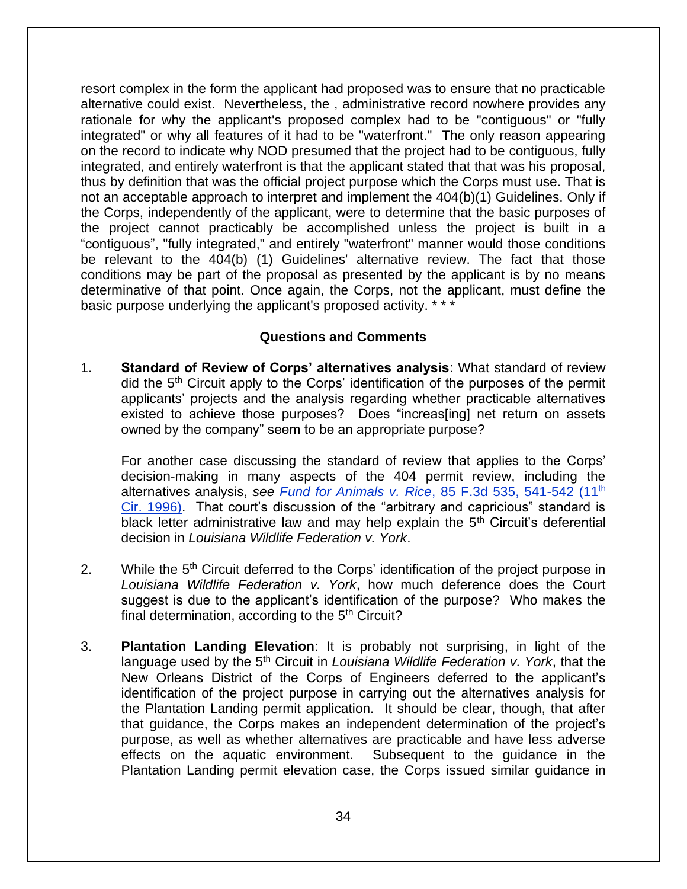resort complex in the form the applicant had proposed was to ensure that no practicable alternative could exist. Nevertheless, the , administrative record nowhere provides any rationale for why the applicant's proposed complex had to be "contiguous" or "fully integrated" or why all features of it had to be "waterfront." The only reason appearing on the record to indicate why NOD presumed that the project had to be contiguous, fully integrated, and entirely waterfront is that the applicant stated that that was his proposal, thus by definition that was the official project purpose which the Corps must use. That is not an acceptable approach to interpret and implement the 404(b)(1) Guidelines. Only if the Corps, independently of the applicant, were to determine that the basic purposes of the project cannot practicably be accomplished unless the project is built in a "contiguous", "fully integrated," and entirely "waterfront" manner would those conditions be relevant to the 404(b) (1) Guidelines' alternative review. The fact that those conditions may be part of the proposal as presented by the applicant is by no means determinative of that point. Once again, the Corps, not the applicant, must define the basic purpose underlying the applicant's proposed activity. * * *

## Questions and Comments

1. **Standard of Review of Corps' alternatives analysis**: What standard of review did the 5th Circuit apply to the Corps' identification of the purposes of the permit applicants' projects and the analysis regarding whether practicable alternatives existed to achieve those purposes? Does "increas[ing] net return on assets owned by the company" seem to be an appropriate purpose?

   For another case discussing the standard of review that applies to the Corps' decision-making in many aspects of the 404 permit review, including the alternatives analysis, *see* *Fund for Animals v. Rice*, 85 F.3d 535, 541-542 (11th Cir. 1996). That court's discussion of the "arbitrary and capricious" standard is black letter administrative law and may help explain the 5th Circuit's deferential decision in *Louisiana Wildlife Federation v. York*.

2. While the 5th Circuit deferred to the Corps' identification of the project purpose in *Louisiana Wildlife Federation v. York*, how much deference does the Court suggest is due to the applicant's identification of the purpose? Who makes the final determination, according to the 5th Circuit?

3. **Plantation Landing Elevation**: It is probably not surprising, in light of the language used by the 5th Circuit in *Louisiana Wildlife Federation v. York*, that the New Orleans District of the Corps of Engineers deferred to the applicant's identification of the project purpose in carrying out the alternatives analysis for the Plantation Landing permit application. It should be clear, though, that after that guidance, the Corps makes an independent determination of the project's purpose, as well as whether alternatives are practicable and have less adverse effects on the aquatic environment. Subsequent to the guidance in the Plantation Landing permit elevation case, the Corps issued similar guidance in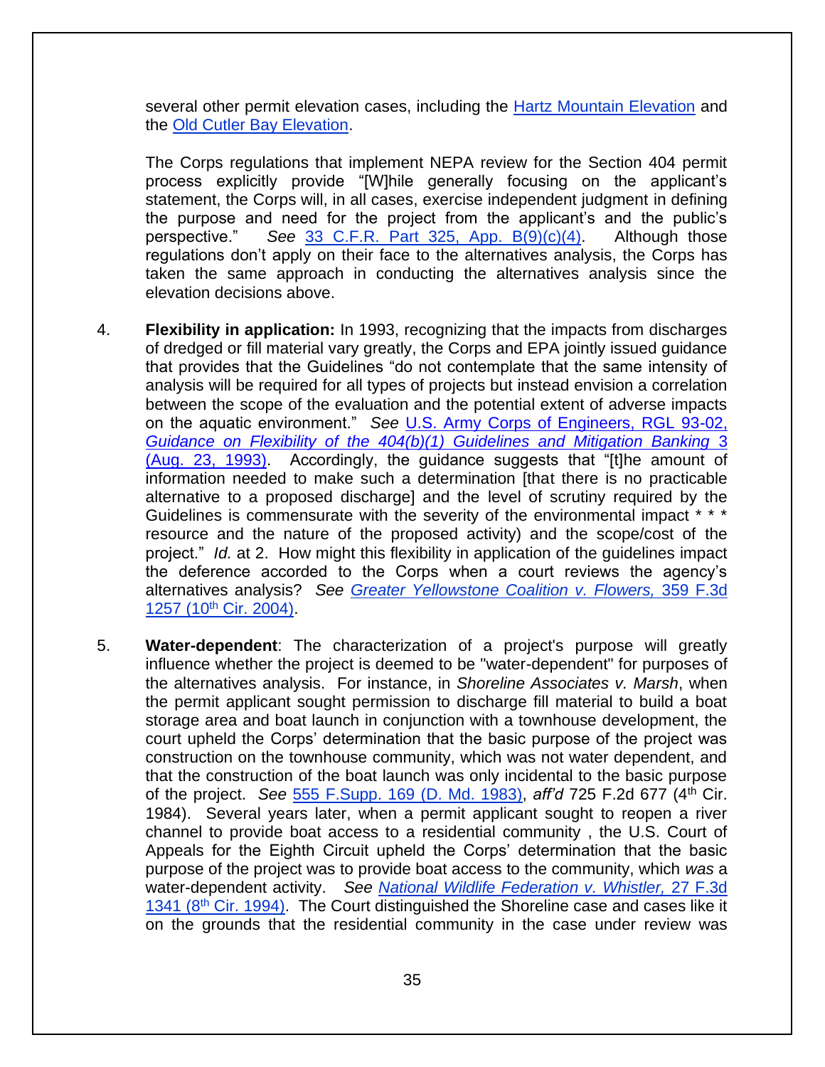several other permit elevation cases, including the Hartz Mountain Elevation and the Old Cutler Bay Elevation.

The Corps regulations that implement NEPA review for the Section 404 permit process explicitly provide "[W]hile generally focusing on the applicant's statement, the Corps will, in all cases, exercise independent judgment in defining the purpose and need for the project from the applicant's and the public's perspective." *See* 33 C.F.R. Part 325, App. B(9)(c)(4). Although those regulations don't apply on their face to the alternatives analysis, the Corps has taken the same approach in conducting the alternatives analysis since the elevation decisions above.

4. **Flexibility in application:** In 1993, recognizing that the impacts from discharges of dredged or fill material vary greatly, the Corps and EPA jointly issued guidance that provides that the Guidelines "do not contemplate that the same intensity of analysis will be required for all types of projects but instead envision a correlation between the scope of the evaluation and the potential extent of adverse impacts on the aquatic environment." *See* U.S. Army Corps of Engineers, RGL 93-02, *Guidance on Flexibility of the 404(b)(1) Guidelines and Mitigation Banking* 3 (Aug. 23, 1993). Accordingly, the guidance suggests that "[t]he amount of information needed to make such a determination [that there is no practicable alternative to a proposed discharge] and the level of scrutiny required by the Guidelines is commensurate with the severity of the environmental impact * * * resource and the nature of the proposed activity) and the scope/cost of the project." *Id.* at 2. How might this flexibility in application of the guidelines impact the deference accorded to the Corps when a court reviews the agency's alternatives analysis? *See* *Greater Yellowstone Coalition v. Flowers,* 359 F.3d 1257 (10th Cir. 2004).

5. **Water-dependent**: The characterization of a project's purpose will greatly influence whether the project is deemed to be "water-dependent" for purposes of the alternatives analysis. For instance, in *Shoreline Associates v. Marsh*, when the permit applicant sought permission to discharge fill material to build a boat storage area and boat launch in conjunction with a townhouse development, the court upheld the Corps' determination that the basic purpose of the project was construction on the townhouse community, which was not water dependent, and that the construction of the boat launch was only incidental to the basic purpose of the project. *See* 555 F.Supp. 169 (D. Md. 1983), *aff'd* 725 F.2d 677 (4th Cir. 1984). Several years later, when a permit applicant sought to reopen a river channel to provide boat access to a residential community , the U.S. Court of Appeals for the Eighth Circuit upheld the Corps' determination that the basic purpose of the project was to provide boat access to the community, which *was* a water-dependent activity. *See* *National Wildlife Federation v. Whistler,* 27 F.3d 1341 (8th Cir. 1994). The Court distinguished the Shoreline case and cases like it on the grounds that the residential community in the case under review was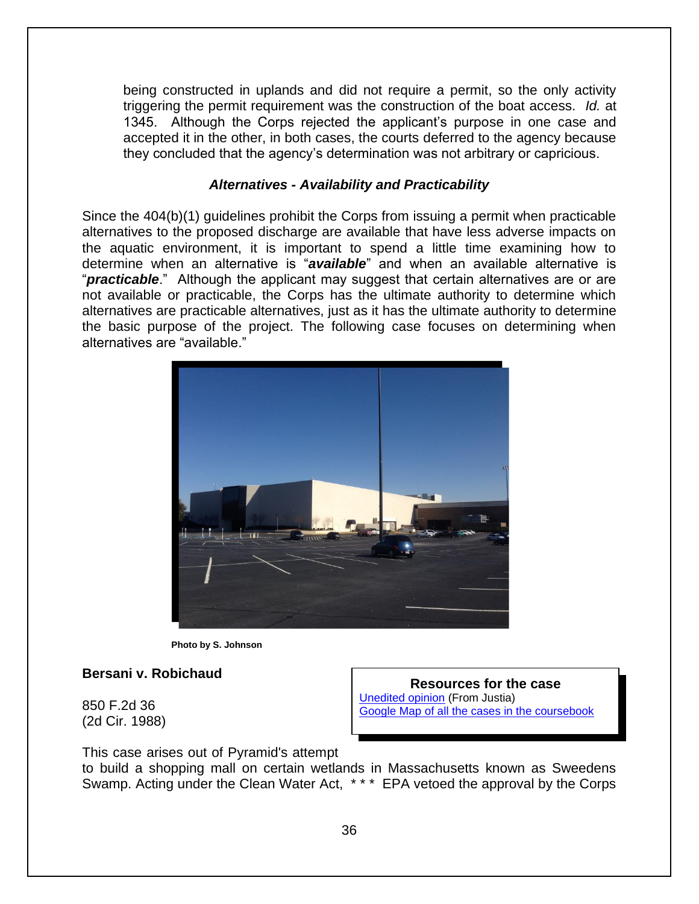being constructed in uplands and did not require a permit, so the only activity triggering the permit requirement was the construction of the boat access. *Id.* at 1345. Although the Corps rejected the applicant's purpose in one case and accepted it in the other, in both cases, the courts deferred to the agency because they concluded that the agency's determination was not arbitrary or capricious.

### *Alternatives - Availability and Practicability*

Since the 404(b)(1) guidelines prohibit the Corps from issuing a permit when practicable alternatives to the proposed discharge are available that have less adverse impacts on the aquatic environment, it is important to spend a little time examining how to determine when an alternative is "***available***" and when an available alternative is "***practicable***." Although the applicant may suggest that certain alternatives are or are not available or practicable, the Corps has the ultimate authority to determine which alternatives are practicable alternatives, just as it has the ultimate authority to determine the basic purpose of the project. The following case focuses on determining when alternatives are "available."

**Photo by S. Johnson**

**Bersani v. Robichaud**

850 F.2d 36
(2d Cir. 1988)

**Resources for the case**
Unedited opinion (From Justia)
Google Map of all the cases in the coursebook

This case arises out of Pyramid's attempt to build a shopping mall on certain wetlands in Massachusetts known as Sweedens Swamp. Acting under the Clean Water Act, * * * EPA vetoed the approval by the Corps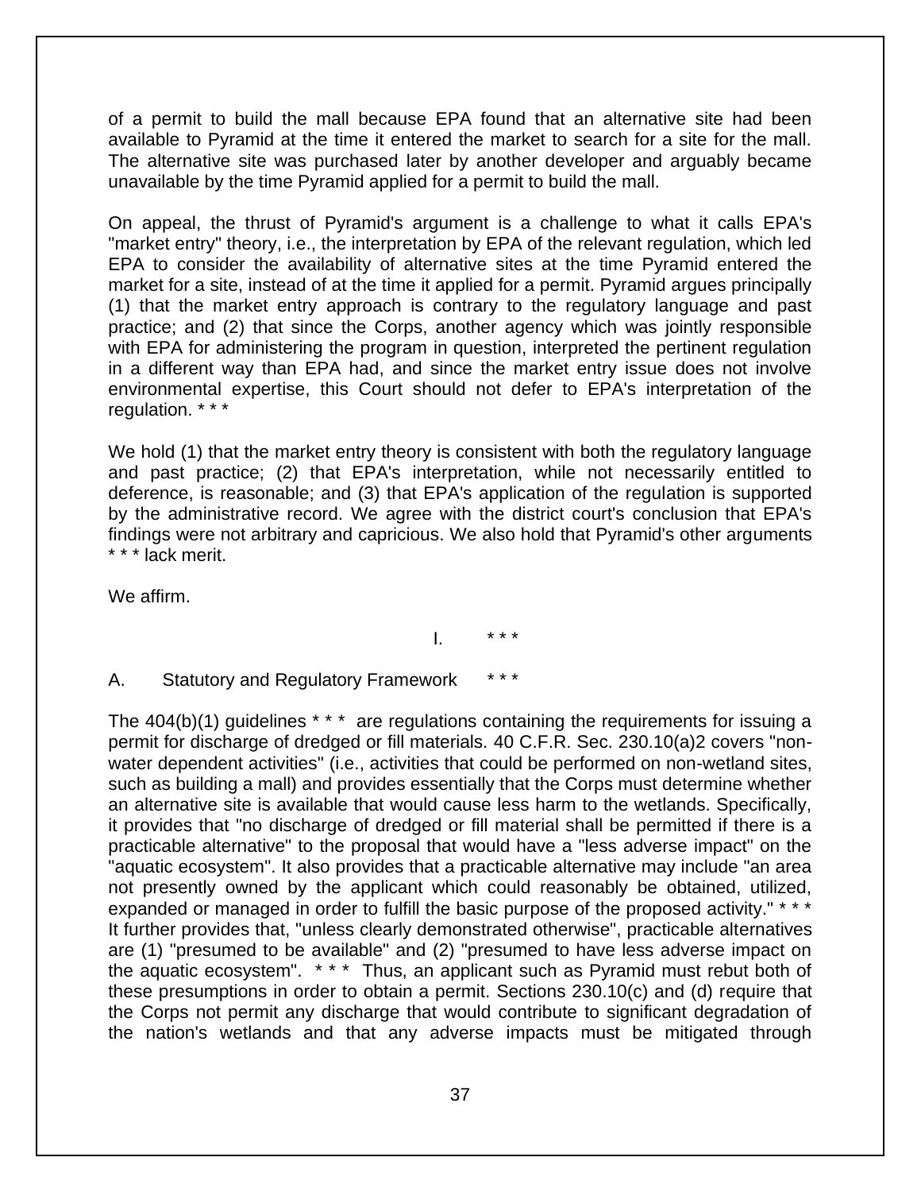of a permit to build the mall because EPA found that an alternative site had been available to Pyramid at the time it entered the market to search for a site for the mall. The alternative site was purchased later by another developer and arguably became unavailable by the time Pyramid applied for a permit to build the mall.

On appeal, the thrust of Pyramid's argument is a challenge to what it calls EPA's "market entry" theory, i.e., the interpretation by EPA of the relevant regulation, which led EPA to consider the availability of alternative sites at the time Pyramid entered the market for a site, instead of at the time it applied for a permit. Pyramid argues principally (1) that the market entry approach is contrary to the regulatory language and past practice; and (2) that since the Corps, another agency which was jointly responsible with EPA for administering the program in question, interpreted the pertinent regulation in a different way than EPA had, and since the market entry issue does not involve environmental expertise, this Court should not defer to EPA's interpretation of the regulation. * * *

We hold (1) that the market entry theory is consistent with both the regulatory language and past practice; (2) that EPA's interpretation, while not necessarily entitled to deference, is reasonable; and (3) that EPA's application of the regulation is supported by the administrative record. We agree with the district court's conclusion that EPA's findings were not arbitrary and capricious. We also hold that Pyramid's other arguments * * * lack merit.

We affirm.

I. * * *

A. Statutory and Regulatory Framework * * *

The 404(b)(1) guidelines * * * are regulations containing the requirements for issuing a permit for discharge of dredged or fill materials. 40 C.F.R. Sec. 230.10(a)2 covers "non-water dependent activities" (i.e., activities that could be performed on non-wetland sites, such as building a mall) and provides essentially that the Corps must determine whether an alternative site is available that would cause less harm to the wetlands. Specifically, it provides that "no discharge of dredged or fill material shall be permitted if there is a practicable alternative" to the proposal that would have a "less adverse impact" on the "aquatic ecosystem". It also provides that a practicable alternative may include "an area not presently owned by the applicant which could reasonably be obtained, utilized, expanded or managed in order to fulfill the basic purpose of the proposed activity." * * * It further provides that, "unless clearly demonstrated otherwise", practicable alternatives are (1) "presumed to be available" and (2) "presumed to have less adverse impact on the aquatic ecosystem". * * * Thus, an applicant such as Pyramid must rebut both of these presumptions in order to obtain a permit. Sections 230.10(c) and (d) require that the Corps not permit any discharge that would contribute to significant degradation of the nation's wetlands and that any adverse impacts must be mitigated through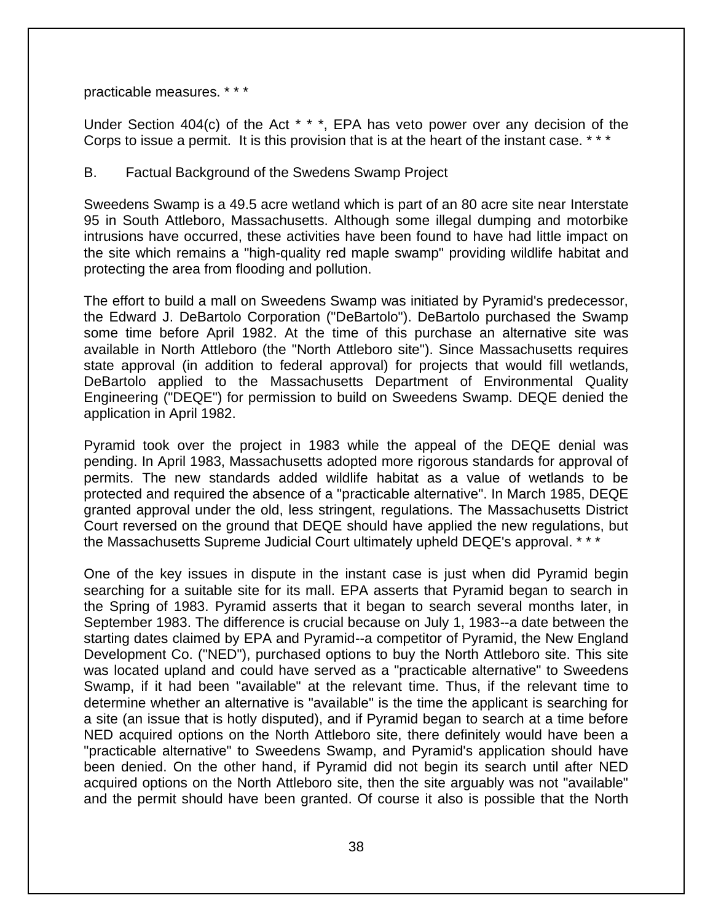practicable measures. * * *

Under Section 404(c) of the Act * * *, EPA has veto power over any decision of the Corps to issue a permit. It is this provision that is at the heart of the instant case. * * *

B. Factual Background of the Swedens Swamp Project

Sweedens Swamp is a 49.5 acre wetland which is part of an 80 acre site near Interstate 95 in South Attleboro, Massachusetts. Although some illegal dumping and motorbike intrusions have occurred, these activities have been found to have had little impact on the site which remains a "high-quality red maple swamp" providing wildlife habitat and protecting the area from flooding and pollution.

The effort to build a mall on Sweedens Swamp was initiated by Pyramid's predecessor, the Edward J. DeBartolo Corporation ("DeBartolo"). DeBartolo purchased the Swamp some time before April 1982. At the time of this purchase an alternative site was available in North Attleboro (the "North Attleboro site"). Since Massachusetts requires state approval (in addition to federal approval) for projects that would fill wetlands, DeBartolo applied to the Massachusetts Department of Environmental Quality Engineering ("DEQE") for permission to build on Sweedens Swamp. DEQE denied the application in April 1982.

Pyramid took over the project in 1983 while the appeal of the DEQE denial was pending. In April 1983, Massachusetts adopted more rigorous standards for approval of permits. The new standards added wildlife habitat as a value of wetlands to be protected and required the absence of a "practicable alternative". In March 1985, DEQE granted approval under the old, less stringent, regulations. The Massachusetts District Court reversed on the ground that DEQE should have applied the new regulations, but the Massachusetts Supreme Judicial Court ultimately upheld DEQE's approval. * * *

One of the key issues in dispute in the instant case is just when did Pyramid begin searching for a suitable site for its mall. EPA asserts that Pyramid began to search in the Spring of 1983. Pyramid asserts that it began to search several months later, in September 1983. The difference is crucial because on July 1, 1983--a date between the starting dates claimed by EPA and Pyramid--a competitor of Pyramid, the New England Development Co. ("NED"), purchased options to buy the North Attleboro site. This site was located upland and could have served as a "practicable alternative" to Sweedens Swamp, if it had been "available" at the relevant time. Thus, if the relevant time to determine whether an alternative is "available" is the time the applicant is searching for a site (an issue that is hotly disputed), and if Pyramid began to search at a time before NED acquired options on the North Attleboro site, there definitely would have been a "practicable alternative" to Sweedens Swamp, and Pyramid's application should have been denied. On the other hand, if Pyramid did not begin its search until after NED acquired options on the North Attleboro site, then the site arguably was not "available" and the permit should have been granted. Of course it also is possible that the North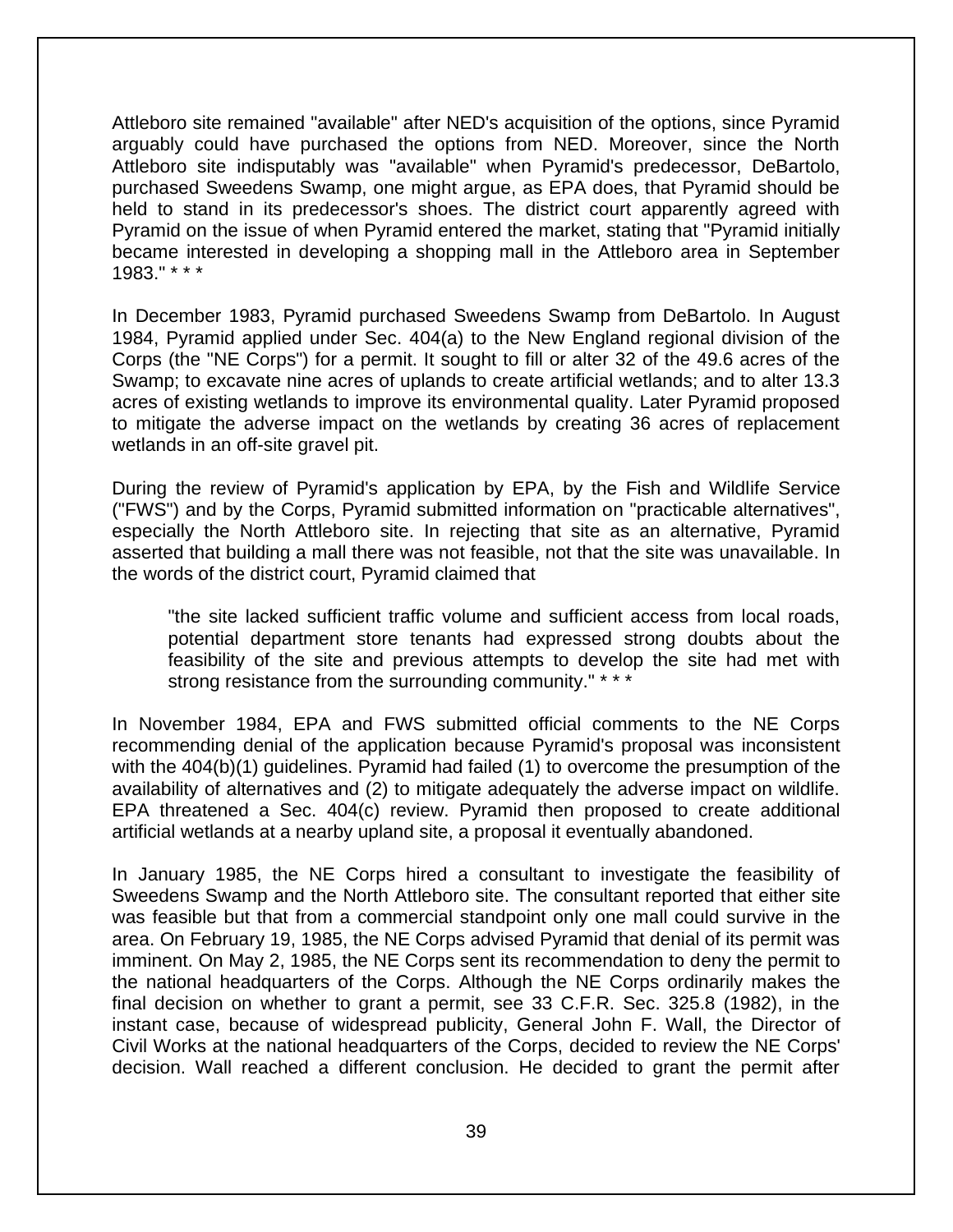Attleboro site remained "available" after NED's acquisition of the options, since Pyramid arguably could have purchased the options from NED. Moreover, since the North Attleboro site indisputably was "available" when Pyramid's predecessor, DeBartolo, purchased Sweedens Swamp, one might argue, as EPA does, that Pyramid should be held to stand in its predecessor's shoes. The district court apparently agreed with Pyramid on the issue of when Pyramid entered the market, stating that "Pyramid initially became interested in developing a shopping mall in the Attleboro area in September 1983." * * *

In December 1983, Pyramid purchased Sweedens Swamp from DeBartolo. In August 1984, Pyramid applied under Sec. 404(a) to the New England regional division of the Corps (the "NE Corps") for a permit. It sought to fill or alter 32 of the 49.6 acres of the Swamp; to excavate nine acres of uplands to create artificial wetlands; and to alter 13.3 acres of existing wetlands to improve its environmental quality. Later Pyramid proposed to mitigate the adverse impact on the wetlands by creating 36 acres of replacement wetlands in an off-site gravel pit.

During the review of Pyramid's application by EPA, by the Fish and Wildlife Service ("FWS") and by the Corps, Pyramid submitted information on "practicable alternatives", especially the North Attleboro site. In rejecting that site as an alternative, Pyramid asserted that building a mall there was not feasible, not that the site was unavailable. In the words of the district court, Pyramid claimed that

> "the site lacked sufficient traffic volume and sufficient access from local roads, potential department store tenants had expressed strong doubts about the feasibility of the site and previous attempts to develop the site had met with strong resistance from the surrounding community." * * *

In November 1984, EPA and FWS submitted official comments to the NE Corps recommending denial of the application because Pyramid's proposal was inconsistent with the 404(b)(1) guidelines. Pyramid had failed (1) to overcome the presumption of the availability of alternatives and (2) to mitigate adequately the adverse impact on wildlife. EPA threatened a Sec. 404(c) review. Pyramid then proposed to create additional artificial wetlands at a nearby upland site, a proposal it eventually abandoned.

In January 1985, the NE Corps hired a consultant to investigate the feasibility of Sweedens Swamp and the North Attleboro site. The consultant reported that either site was feasible but that from a commercial standpoint only one mall could survive in the area. On February 19, 1985, the NE Corps advised Pyramid that denial of its permit was imminent. On May 2, 1985, the NE Corps sent its recommendation to deny the permit to the national headquarters of the Corps. Although the NE Corps ordinarily makes the final decision on whether to grant a permit, see 33 C.F.R. Sec. 325.8 (1982), in the instant case, because of widespread publicity, General John F. Wall, the Director of Civil Works at the national headquarters of the Corps, decided to review the NE Corps' decision. Wall reached a different conclusion. He decided to grant the permit after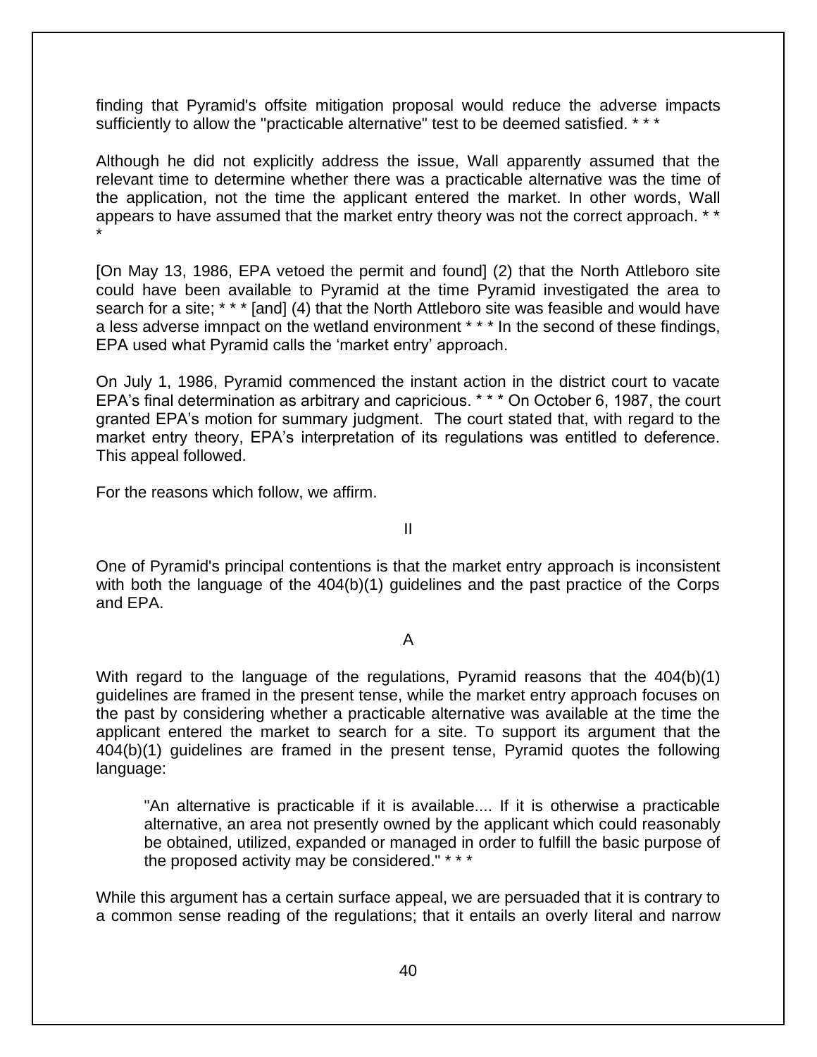finding that Pyramid's offsite mitigation proposal would reduce the adverse impacts sufficiently to allow the "practicable alternative" test to be deemed satisfied. * * *

Although he did not explicitly address the issue, Wall apparently assumed that the relevant time to determine whether there was a practicable alternative was the time of the application, not the time the applicant entered the market. In other words, Wall appears to have assumed that the market entry theory was not the correct approach. * * *

[On May 13, 1986, EPA vetoed the permit and found] (2) that the North Attleboro site could have been available to Pyramid at the time Pyramid investigated the area to search for a site; * * * [and] (4) that the North Attleboro site was feasible and would have a less adverse imnpact on the wetland environment * * * In the second of these findings, EPA used what Pyramid calls the 'market entry' approach.

On July 1, 1986, Pyramid commenced the instant action in the district court to vacate EPA's final determination as arbitrary and capricious. * * * On October 6, 1987, the court granted EPA's motion for summary judgment. The court stated that, with regard to the market entry theory, EPA's interpretation of its regulations was entitled to deference. This appeal followed.

For the reasons which follow, we affirm.

## II

One of Pyramid's principal contentions is that the market entry approach is inconsistent with both the language of the 404(b)(1) guidelines and the past practice of the Corps and EPA.

### A

With regard to the language of the regulations, Pyramid reasons that the 404(b)(1) guidelines are framed in the present tense, while the market entry approach focuses on the past by considering whether a practicable alternative was available at the time the applicant entered the market to search for a site. To support its argument that the 404(b)(1) guidelines are framed in the present tense, Pyramid quotes the following language:

> "An alternative is practicable if it is available.... If it is otherwise a practicable alternative, an area not presently owned by the applicant which could reasonably be obtained, utilized, expanded or managed in order to fulfill the basic purpose of the proposed activity may be considered." * * *

While this argument has a certain surface appeal, we are persuaded that it is contrary to a common sense reading of the regulations; that it entails an overly literal and narrow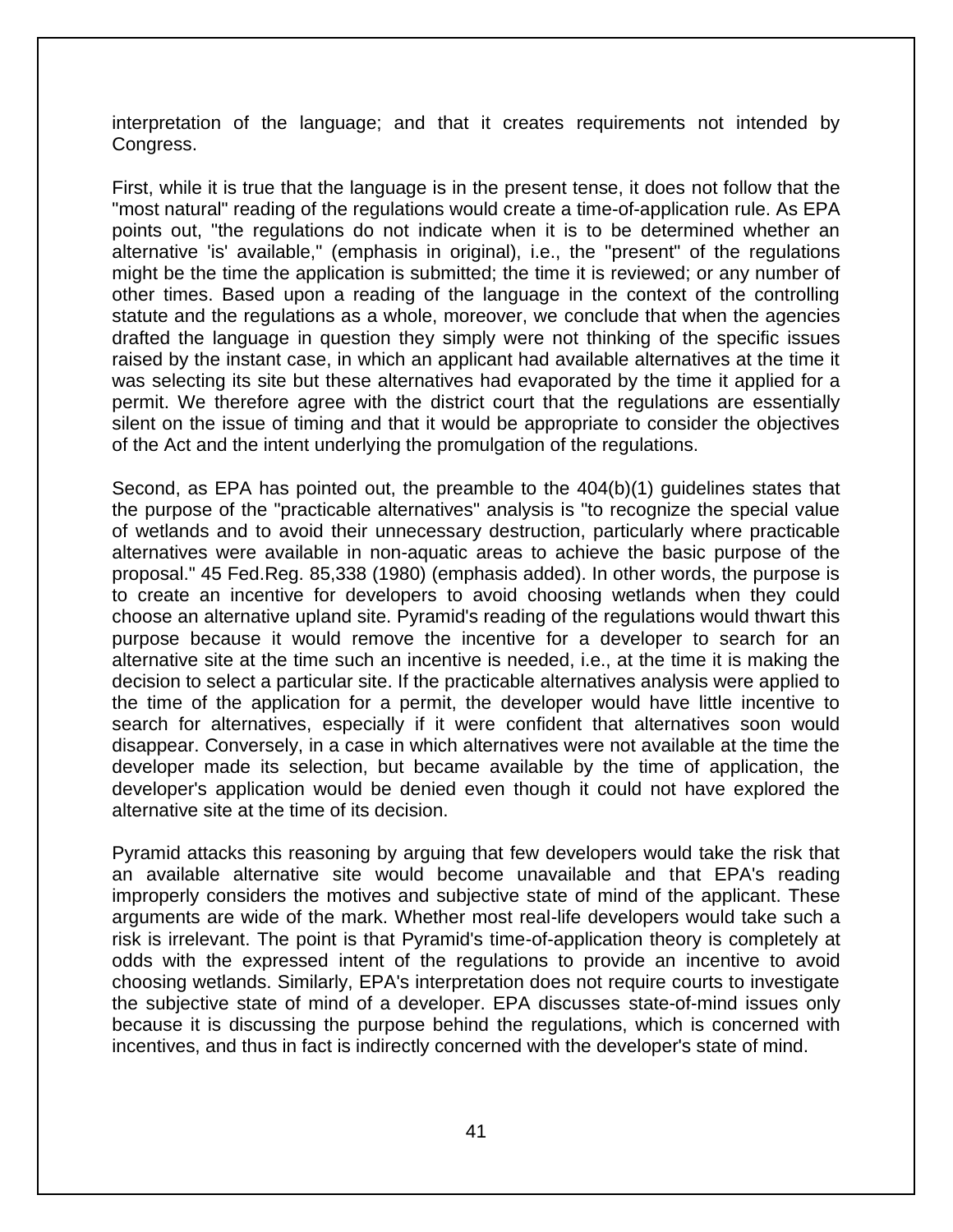interpretation of the language; and that it creates requirements not intended by Congress.

First, while it is true that the language is in the present tense, it does not follow that the "most natural" reading of the regulations would create a time-of-application rule. As EPA points out, "the regulations do not indicate when it is to be determined whether an alternative 'is' available," (emphasis in original), i.e., the "present" of the regulations might be the time the application is submitted; the time it is reviewed; or any number of other times. Based upon a reading of the language in the context of the controlling statute and the regulations as a whole, moreover, we conclude that when the agencies drafted the language in question they simply were not thinking of the specific issues raised by the instant case, in which an applicant had available alternatives at the time it was selecting its site but these alternatives had evaporated by the time it applied for a permit. We therefore agree with the district court that the regulations are essentially silent on the issue of timing and that it would be appropriate to consider the objectives of the Act and the intent underlying the promulgation of the regulations.

Second, as EPA has pointed out, the preamble to the 404(b)(1) guidelines states that the purpose of the "practicable alternatives" analysis is "to recognize the special value of wetlands and to avoid their unnecessary destruction, particularly where practicable alternatives were available in non-aquatic areas to achieve the basic purpose of the proposal." 45 Fed.Reg. 85,338 (1980) (emphasis added). In other words, the purpose is to create an incentive for developers to avoid choosing wetlands when they could choose an alternative upland site. Pyramid's reading of the regulations would thwart this purpose because it would remove the incentive for a developer to search for an alternative site at the time such an incentive is needed, i.e., at the time it is making the decision to select a particular site. If the practicable alternatives analysis were applied to the time of the application for a permit, the developer would have little incentive to search for alternatives, especially if it were confident that alternatives soon would disappear. Conversely, in a case in which alternatives were not available at the time the developer made its selection, but became available by the time of application, the developer's application would be denied even though it could not have explored the alternative site at the time of its decision.

Pyramid attacks this reasoning by arguing that few developers would take the risk that an available alternative site would become unavailable and that EPA's reading improperly considers the motives and subjective state of mind of the applicant. These arguments are wide of the mark. Whether most real-life developers would take such a risk is irrelevant. The point is that Pyramid's time-of-application theory is completely at odds with the expressed intent of the regulations to provide an incentive to avoid choosing wetlands. Similarly, EPA's interpretation does not require courts to investigate the subjective state of mind of a developer. EPA discusses state-of-mind issues only because it is discussing the purpose behind the regulations, which is concerned with incentives, and thus in fact is indirectly concerned with the developer's state of mind.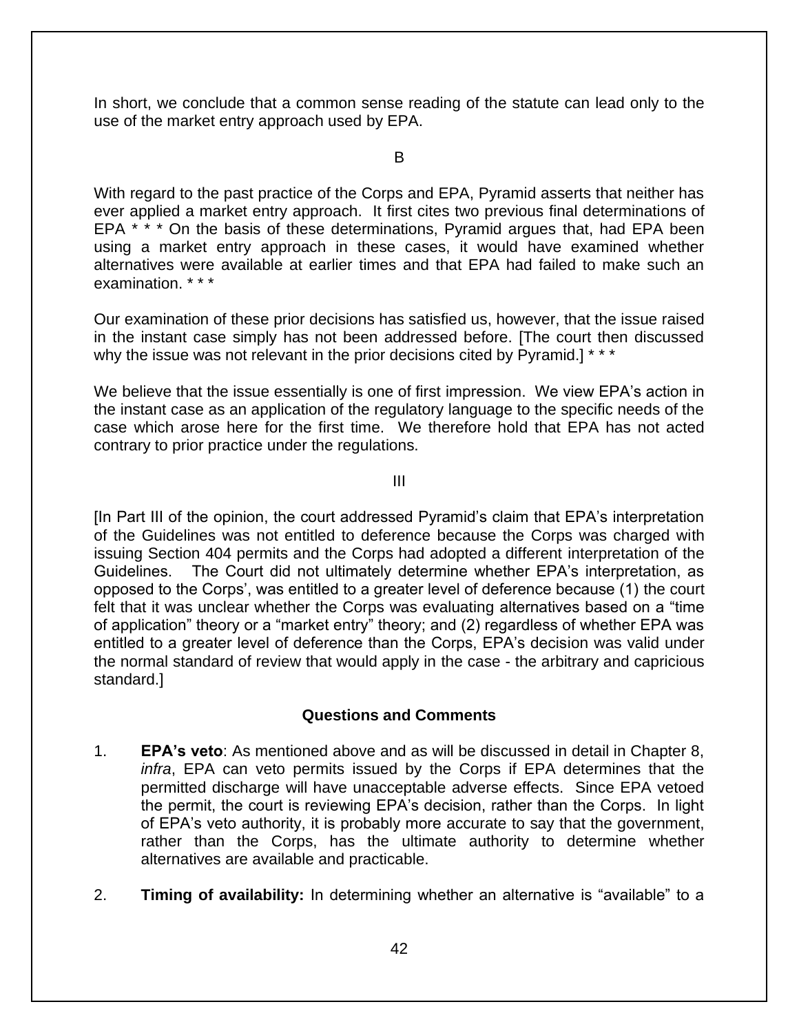In short, we conclude that a common sense reading of the statute can lead only to the use of the market entry approach used by EPA.

B

With regard to the past practice of the Corps and EPA, Pyramid asserts that neither has ever applied a market entry approach. It first cites two previous final determinations of EPA * * * On the basis of these determinations, Pyramid argues that, had EPA been using a market entry approach in these cases, it would have examined whether alternatives were available at earlier times and that EPA had failed to make such an examination. * * *

Our examination of these prior decisions has satisfied us, however, that the issue raised in the instant case simply has not been addressed before. [The court then discussed why the issue was not relevant in the prior decisions cited by Pyramid.] * * *

We believe that the issue essentially is one of first impression. We view EPA's action in the instant case as an application of the regulatory language to the specific needs of the case which arose here for the first time. We therefore hold that EPA has not acted contrary to prior practice under the regulations.

III

[In Part III of the opinion, the court addressed Pyramid's claim that EPA's interpretation of the Guidelines was not entitled to deference because the Corps was charged with issuing Section 404 permits and the Corps had adopted a different interpretation of the Guidelines. The Court did not ultimately determine whether EPA's interpretation, as opposed to the Corps', was entitled to a greater level of deference because (1) the court felt that it was unclear whether the Corps was evaluating alternatives based on a "time of application" theory or a "market entry" theory; and (2) regardless of whether EPA was entitled to a greater level of deference than the Corps, EPA's decision was valid under the normal standard of review that would apply in the case - the arbitrary and capricious standard.]

### Questions and Comments

1. **EPA's veto**: As mentioned above and as will be discussed in detail in Chapter 8, *infra*, EPA can veto permits issued by the Corps if EPA determines that the permitted discharge will have unacceptable adverse effects. Since EPA vetoed the permit, the court is reviewing EPA's decision, rather than the Corps. In light of EPA's veto authority, it is probably more accurate to say that the government, rather than the Corps, has the ultimate authority to determine whether alternatives are available and practicable.

2. **Timing of availability:** In determining whether an alternative is "available" to a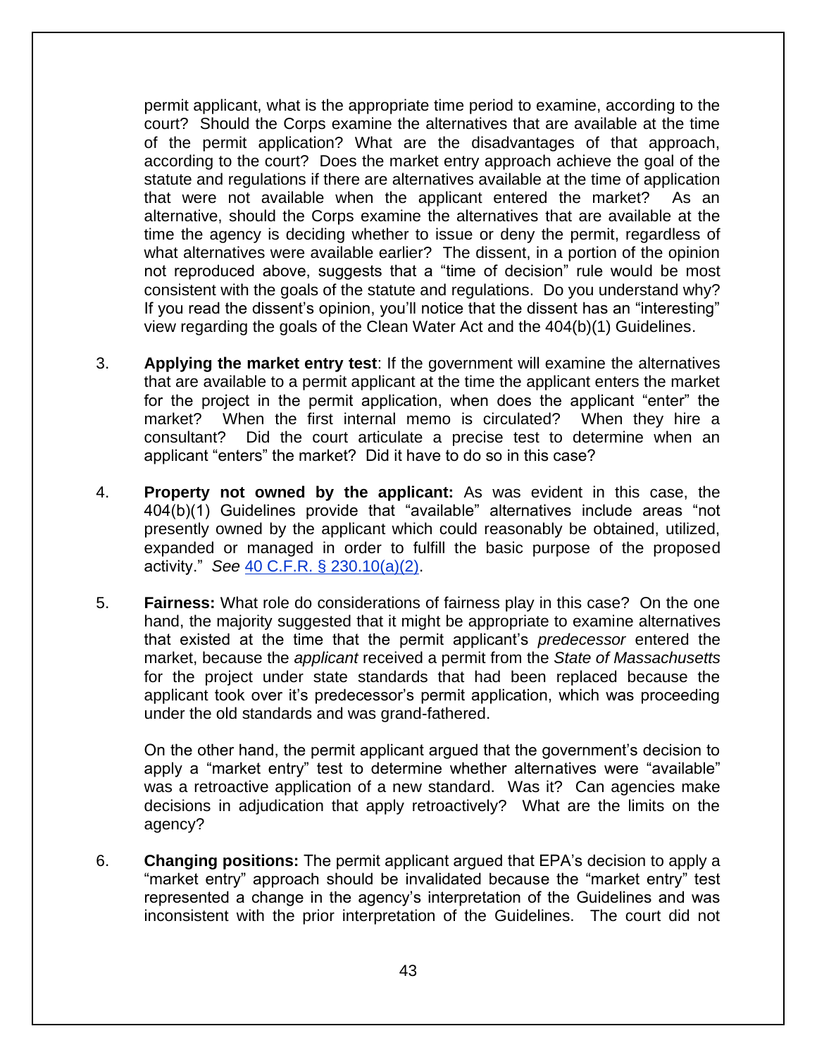permit applicant, what is the appropriate time period to examine, according to the court? Should the Corps examine the alternatives that are available at the time of the permit application? What are the disadvantages of that approach, according to the court? Does the market entry approach achieve the goal of the statute and regulations if there are alternatives available at the time of application that were not available when the applicant entered the market? As an alternative, should the Corps examine the alternatives that are available at the time the agency is deciding whether to issue or deny the permit, regardless of what alternatives were available earlier? The dissent, in a portion of the opinion not reproduced above, suggests that a "time of decision" rule would be most consistent with the goals of the statute and regulations. Do you understand why? If you read the dissent's opinion, you'll notice that the dissent has an "interesting" view regarding the goals of the Clean Water Act and the 404(b)(1) Guidelines.

3. **Applying the market entry test**: If the government will examine the alternatives that are available to a permit applicant at the time the applicant enters the market for the project in the permit application, when does the applicant "enter" the market? When the first internal memo is circulated? When they hire a consultant? Did the court articulate a precise test to determine when an applicant "enters" the market? Did it have to do so in this case?

4. **Property not owned by the applicant:** As was evident in this case, the 404(b)(1) Guidelines provide that "available" alternatives include areas "not presently owned by the applicant which could reasonably be obtained, utilized, expanded or managed in order to fulfill the basic purpose of the proposed activity." *See* 40 C.F.R. § 230.10(a)(2).

5. **Fairness:** What role do considerations of fairness play in this case? On the one hand, the majority suggested that it might be appropriate to examine alternatives that existed at the time that the permit applicant's *predecessor* entered the market, because the *applicant* received a permit from the *State of Massachusetts* for the project under state standards that had been replaced because the applicant took over it's predecessor's permit application, which was proceeding under the old standards and was grand-fathered.

   On the other hand, the permit applicant argued that the government's decision to apply a "market entry" test to determine whether alternatives were "available" was a retroactive application of a new standard. Was it? Can agencies make decisions in adjudication that apply retroactively? What are the limits on the agency?

6. **Changing positions:** The permit applicant argued that EPA's decision to apply a "market entry" approach should be invalidated because the "market entry" test represented a change in the agency's interpretation of the Guidelines and was inconsistent with the prior interpretation of the Guidelines. The court did not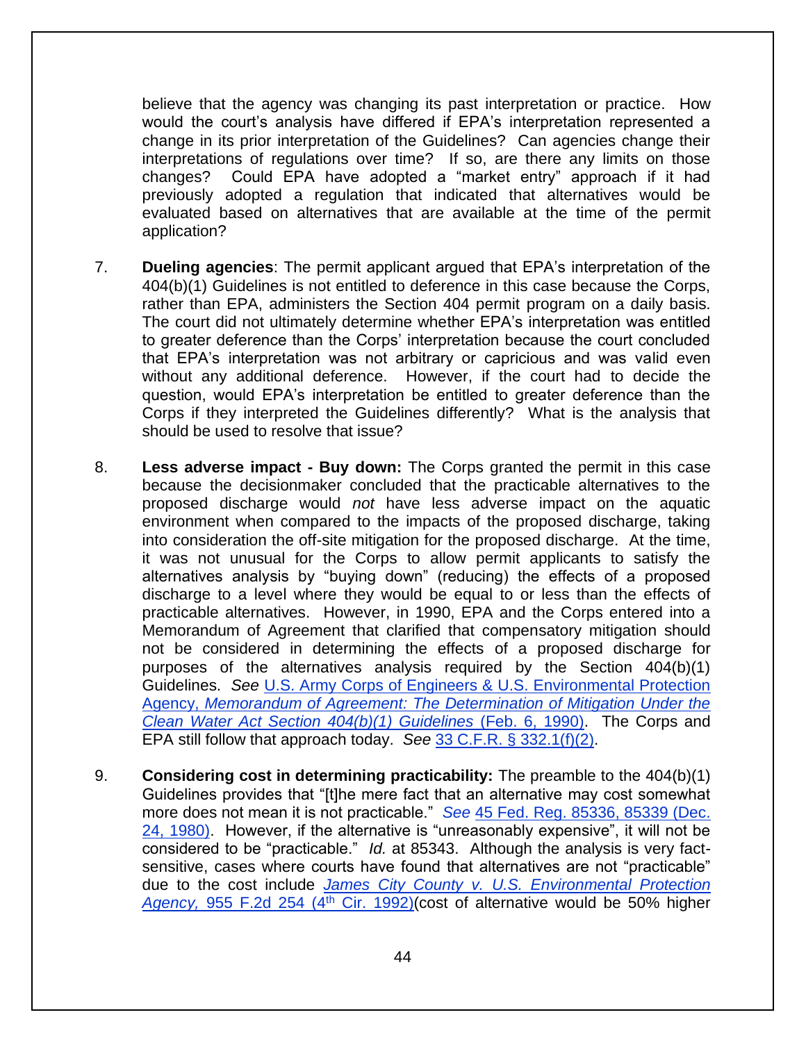believe that the agency was changing its past interpretation or practice. How would the court's analysis have differed if EPA's interpretation represented a change in its prior interpretation of the Guidelines? Can agencies change their interpretations of regulations over time? If so, are there any limits on those changes? Could EPA have adopted a "market entry" approach if it had previously adopted a regulation that indicated that alternatives would be evaluated based on alternatives that are available at the time of the permit application?

7. **Dueling agencies**: The permit applicant argued that EPA's interpretation of the 404(b)(1) Guidelines is not entitled to deference in this case because the Corps, rather than EPA, administers the Section 404 permit program on a daily basis. The court did not ultimately determine whether EPA's interpretation was entitled to greater deference than the Corps' interpretation because the court concluded that EPA's interpretation was not arbitrary or capricious and was valid even without any additional deference. However, if the court had to decide the question, would EPA's interpretation be entitled to greater deference than the Corps if they interpreted the Guidelines differently? What is the analysis that should be used to resolve that issue?

8. **Less adverse impact - Buy down:** The Corps granted the permit in this case because the decisionmaker concluded that the practicable alternatives to the proposed discharge would *not* have less adverse impact on the aquatic environment when compared to the impacts of the proposed discharge, taking into consideration the off-site mitigation for the proposed discharge. At the time, it was not unusual for the Corps to allow permit applicants to satisfy the alternatives analysis by "buying down" (reducing) the effects of a proposed discharge to a level where they would be equal to or less than the effects of practicable alternatives. However, in 1990, EPA and the Corps entered into a Memorandum of Agreement that clarified that compensatory mitigation should not be considered in determining the effects of a proposed discharge for purposes of the alternatives analysis required by the Section 404(b)(1) Guidelines. *See* U.S. Army Corps of Engineers & U.S. Environmental Protection Agency, *Memorandum of Agreement: The Determination of Mitigation Under the Clean Water Act Section 404(b)(1) Guidelines* (Feb. 6, 1990). The Corps and EPA still follow that approach today. *See* 33 C.F.R. § 332.1(f)(2).

9. **Considering cost in determining practicability:** The preamble to the 404(b)(1) Guidelines provides that "[t]he mere fact that an alternative may cost somewhat more does not mean it is not practicable." *See* 45 Fed. Reg. 85336, 85339 (Dec. 24, 1980). However, if the alternative is "unreasonably expensive", it will not be considered to be "practicable." *Id.* at 85343. Although the analysis is very fact-sensitive, cases where courts have found that alternatives are not "practicable" due to the cost include *James City County v. U.S. Environmental Protection Agency,* 955 F.2d 254 (4th Cir. 1992)(cost of alternative would be 50% higher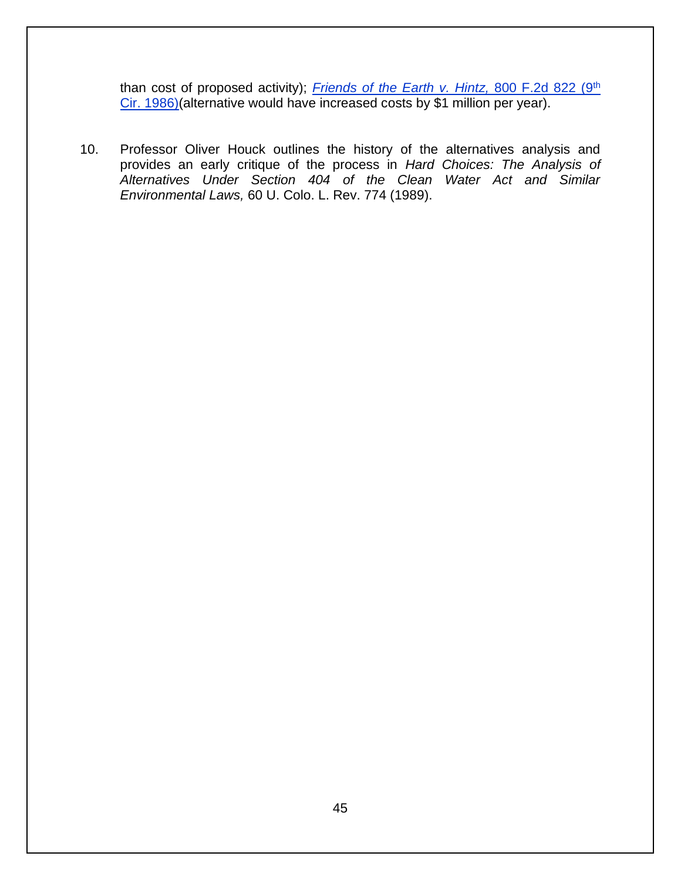than cost of proposed activity); *Friends of the Earth v. Hintz,* 800 F.2d 822 (9th Cir. 1986)(alternative would have increased costs by $1 million per year).

10. Professor Oliver Houck outlines the history of the alternatives analysis and provides an early critique of the process in *Hard Choices: The Analysis of Alternatives Under Section 404 of the Clean Water Act and Similar Environmental Laws,* 60 U. Colo. L. Rev. 774 (1989).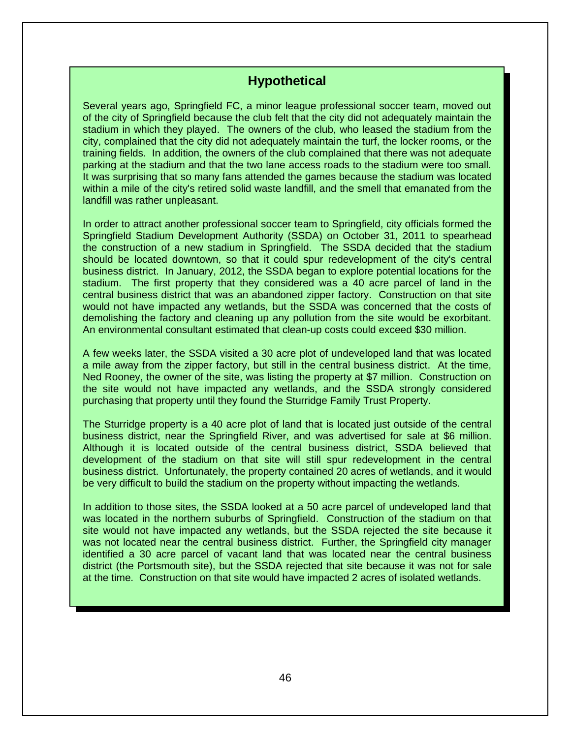## Hypothetical

Several years ago, Springfield FC, a minor league professional soccer team, moved out of the city of Springfield because the club felt that the city did not adequately maintain the stadium in which they played. The owners of the club, who leased the stadium from the city, complained that the city did not adequately maintain the turf, the locker rooms, or the training fields. In addition, the owners of the club complained that there was not adequate parking at the stadium and that the two lane access roads to the stadium were too small. It was surprising that so many fans attended the games because the stadium was located within a mile of the city's retired solid waste landfill, and the smell that emanated from the landfill was rather unpleasant.

In order to attract another professional soccer team to Springfield, city officials formed the Springfield Stadium Development Authority (SSDA) on October 31, 2011 to spearhead the construction of a new stadium in Springfield. The SSDA decided that the stadium should be located downtown, so that it could spur redevelopment of the city's central business district. In January, 2012, the SSDA began to explore potential locations for the stadium. The first property that they considered was a 40 acre parcel of land in the central business district that was an abandoned zipper factory. Construction on that site would not have impacted any wetlands, but the SSDA was concerned that the costs of demolishing the factory and cleaning up any pollution from the site would be exorbitant. An environmental consultant estimated that clean-up costs could exceed $30 million.

A few weeks later, the SSDA visited a 30 acre plot of undeveloped land that was located a mile away from the zipper factory, but still in the central business district. At the time, Ned Rooney, the owner of the site, was listing the property at $7 million. Construction on the site would not have impacted any wetlands, and the SSDA strongly considered purchasing that property until they found the Sturridge Family Trust Property.

The Sturridge property is a 40 acre plot of land that is located just outside of the central business district, near the Springfield River, and was advertised for sale at $6 million. Although it is located outside of the central business district, SSDA believed that development of the stadium on that site will still spur redevelopment in the central business district. Unfortunately, the property contained 20 acres of wetlands, and it would be very difficult to build the stadium on the property without impacting the wetlands.

In addition to those sites, the SSDA looked at a 50 acre parcel of undeveloped land that was located in the northern suburbs of Springfield. Construction of the stadium on that site would not have impacted any wetlands, but the SSDA rejected the site because it was not located near the central business district. Further, the Springfield city manager identified a 30 acre parcel of vacant land that was located near the central business district (the Portsmouth site), but the SSDA rejected that site because it was not for sale at the time. Construction on that site would have impacted 2 acres of isolated wetlands.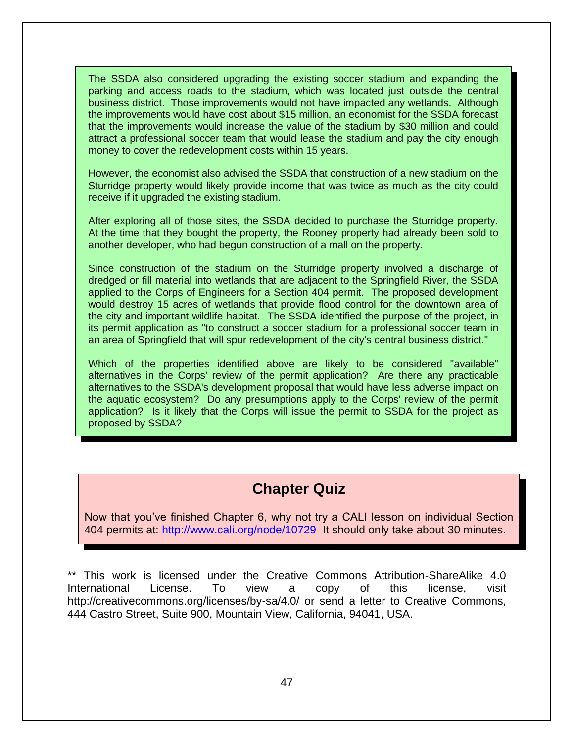The SSDA also considered upgrading the existing soccer stadium and expanding the parking and access roads to the stadium, which was located just outside the central business district. Those improvements would not have impacted any wetlands. Although the improvements would have cost about $15 million, an economist for the SSDA forecast that the improvements would increase the value of the stadium by $30 million and could attract a professional soccer team that would lease the stadium and pay the city enough money to cover the redevelopment costs within 15 years.

However, the economist also advised the SSDA that construction of a new stadium on the Sturridge property would likely provide income that was twice as much as the city could receive if it upgraded the existing stadium.

After exploring all of those sites, the SSDA decided to purchase the Sturridge property. At the time that they bought the property, the Rooney property had already been sold to another developer, who had begun construction of a mall on the property.

Since construction of the stadium on the Sturridge property involved a discharge of dredged or fill material into wetlands that are adjacent to the Springfield River, the SSDA applied to the Corps of Engineers for a Section 404 permit. The proposed development would destroy 15 acres of wetlands that provide flood control for the downtown area of the city and important wildlife habitat. The SSDA identified the purpose of the project, in its permit application as "to construct a soccer stadium for a professional soccer team in an area of Springfield that will spur redevelopment of the city's central business district."

Which of the properties identified above are likely to be considered "available" alternatives in the Corps' review of the permit application? Are there any practicable alternatives to the SSDA's development proposal that would have less adverse impact on the aquatic ecosystem? Do any presumptions apply to the Corps' review of the permit application? Is it likely that the Corps will issue the permit to SSDA for the project as proposed by SSDA?

## Chapter Quiz

Now that you've finished Chapter 6, why not try a CALI lesson on individual Section 404 permits at: http://www.cali.org/node/10729 It should only take about 30 minutes.

** This work is licensed under the Creative Commons Attribution-ShareAlike 4.0 International License. To view a copy of this license, visit http://creativecommons.org/licenses/by-sa/4.0/ or send a letter to Creative Commons, 444 Castro Street, Suite 900, Mountain View, California, 94041, USA.